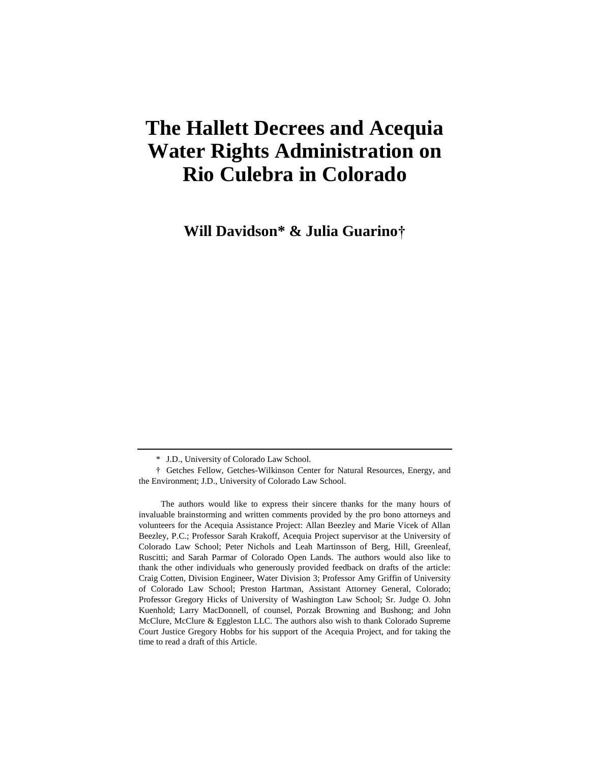# The Hallett Decrees and Acequia Water Rights Administration on Rio Culebra in Colorado

**Will Davidson* & Julia Guarino†**

---

\* J.D., University of Colorado Law School.

† Getches Fellow, Getches-Wilkinson Center for Natural Resources, Energy, and the Environment; J.D., University of Colorado Law School.

The authors would like to express their sincere thanks for the many hours of invaluable brainstorming and written comments provided by the pro bono attorneys and volunteers for the Acequia Assistance Project: Allan Beezley and Marie Vicek of Allan Beezley, P.C.; Professor Sarah Krakoff, Acequia Project supervisor at the University of Colorado Law School; Peter Nichols and Leah Martinsson of Berg, Hill, Greenleaf, Ruscitti; and Sarah Parmar of Colorado Open Lands. The authors would also like to thank the other individuals who generously provided feedback on drafts of the article: Craig Cotten, Division Engineer, Water Division 3; Professor Amy Griffin of University of Colorado Law School; Preston Hartman, Assistant Attorney General, Colorado; Professor Gregory Hicks of University of Washington Law School; Sr. Judge O. John Kuenhold; Larry MacDonnell, of counsel, Porzak Browning and Bushong; and John McClure, McClure & Eggleston LLC. The authors also wish to thank Colorado Supreme Court Justice Gregory Hobbs for his support of the Acequia Project, and for taking the time to read a draft of this Article.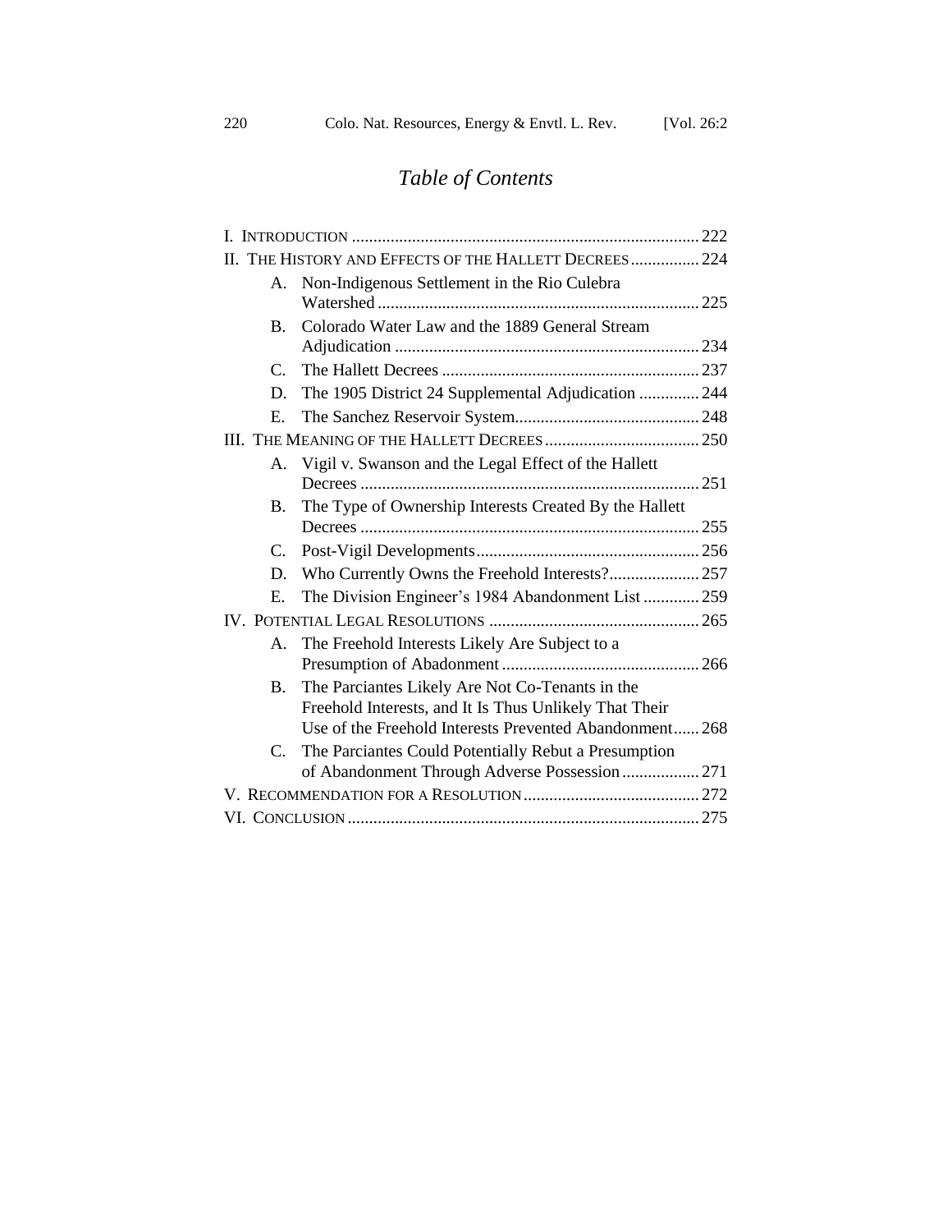# *Table of Contents*

I. INTRODUCTION ................................................................................ 222

II. THE HISTORY AND EFFECTS OF THE HALLETT DECREES ................ 224

- A. Non-Indigenous Settlement in the Rio Culebra Watershed ........................................................................... 225
- B. Colorado Water Law and the 1889 General Stream Adjudication ...................................................................... 234
- C. The Hallett Decrees ............................................................ 237
- D. The 1905 District 24 Supplemental Adjudication .............. 244
- E. The Sanchez Reservoir System........................................... 248

III. THE MEANING OF THE HALLETT DECREES .................................... 250

- A. Vigil v. Swanson and the Legal Effect of the Hallett Decrees ............................................................................... 251
- B. The Type of Ownership Interests Created By the Hallett Decrees ............................................................................... 255
- C. Post-Vigil Developments.................................................... 256
- D. Who Currently Owns the Freehold Interests?..................... 257
- E. The Division Engineer's 1984 Abandonment List ............. 259

IV. POTENTIAL LEGAL RESOLUTIONS ................................................. 265

- A. The Freehold Interests Likely Are Subject to a Presumption of Abadonment .............................................. 266
- B. The Parciantes Likely Are Not Co-Tenants in the Freehold Interests, and It Is Thus Unlikely That Their Use of the Freehold Interests Prevented Abandonment...... 268
- C. The Parciantes Could Potentially Rebut a Presumption of Abandonment Through Adverse Possession .................. 271

V. RECOMMENDATION FOR A RESOLUTION ......................................... 272

VI. CONCLUSION ................................................................................. 275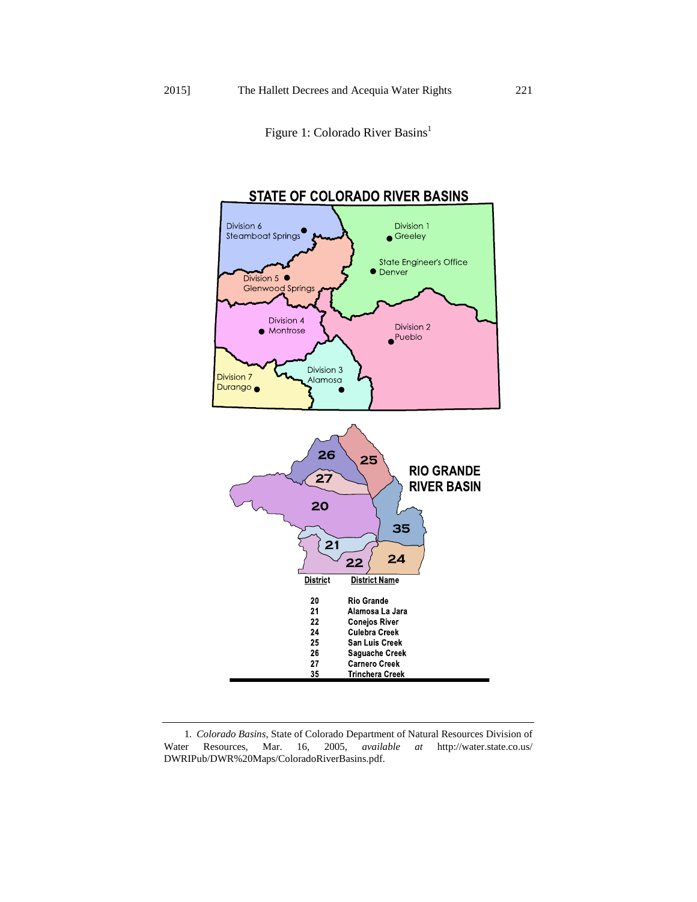Figure 1: Colorado River Basins[1]

STATE OF COLORADO RIVER BASINS

Division 6 Steamboat Springs

Division 1 Greeley

State Engineer's Office Denver

Division 5 Glenwood Springs

Division 4 Montrose

Division 2 Pueblo

Division 3 Alamosa

Division 7 Durango

RIO GRANDE RIVER BASIN

| District | District Name |
|---|---|
| 20 | Rio Grande |
| 21 | Alamosa La Jara |
| 22 | Conejos River |
| 24 | Culebra Creek |
| 25 | San Luis Creek |
| 26 | Saguache Creek |
| 27 | Carnero Creek |
| 35 | Trinchera Creek |

---

1. *Colorado Basins*, State of Colorado Department of Natural Resources Division of Water Resources, Mar. 16, 2005, *available at* http://water.state.co.us/DWRIPub/DWR%20Maps/ColoradoRiverBasins.pdf.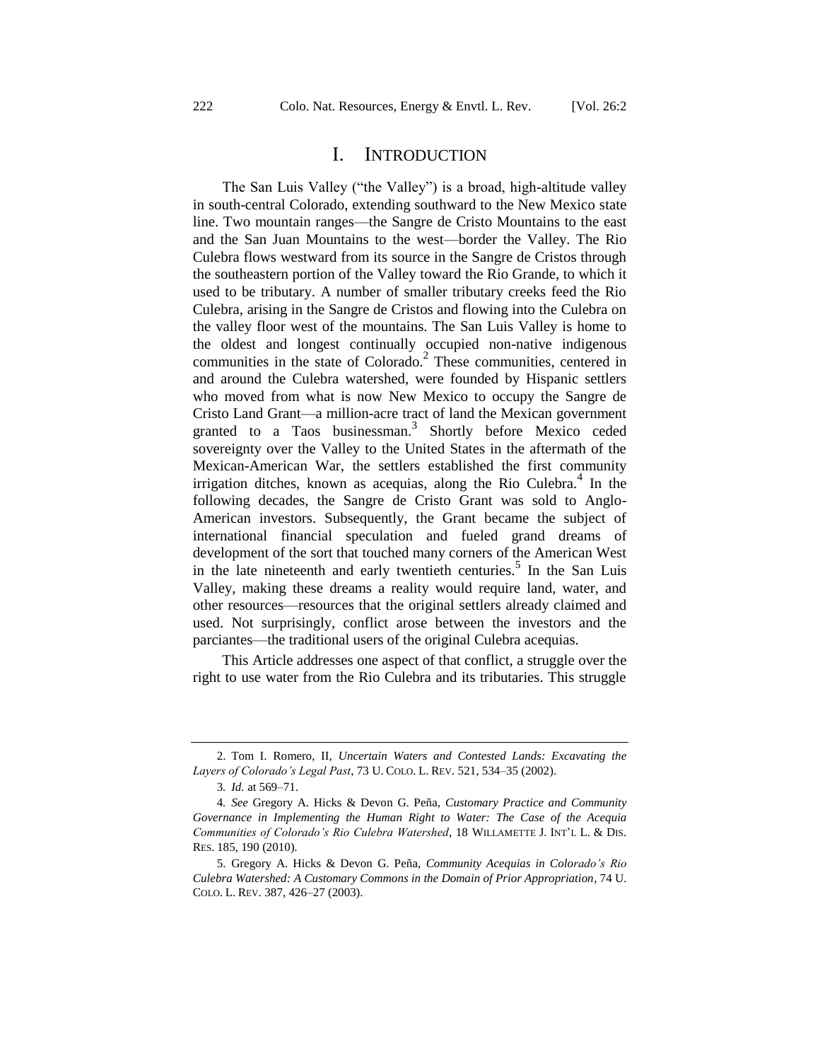# I. INTRODUCTION

The San Luis Valley ("the Valley") is a broad, high-altitude valley in south-central Colorado, extending southward to the New Mexico state line. Two mountain ranges—the Sangre de Cristo Mountains to the east and the San Juan Mountains to the west—border the Valley. The Rio Culebra flows westward from its source in the Sangre de Cristos through the southeastern portion of the Valley toward the Rio Grande, to which it used to be tributary. A number of smaller tributary creeks feed the Rio Culebra, arising in the Sangre de Cristos and flowing into the Culebra on the valley floor west of the mountains. The San Luis Valley is home to the oldest and longest continually occupied non-native indigenous communities in the state of Colorado.[2] These communities, centered in and around the Culebra watershed, were founded by Hispanic settlers who moved from what is now New Mexico to occupy the Sangre de Cristo Land Grant—a million-acre tract of land the Mexican government granted to a Taos businessman.[3] Shortly before Mexico ceded sovereignty over the Valley to the United States in the aftermath of the Mexican-American War, the settlers established the first community irrigation ditches, known as acequias, along the Rio Culebra.[4] In the following decades, the Sangre de Cristo Grant was sold to Anglo-American investors. Subsequently, the Grant became the subject of international financial speculation and fueled grand dreams of development of the sort that touched many corners of the American West in the late nineteenth and early twentieth centuries.[5] In the San Luis Valley, making these dreams a reality would require land, water, and other resources—resources that the original settlers already claimed and used. Not surprisingly, conflict arose between the investors and the parciantes—the traditional users of the original Culebra acequias.

This Article addresses one aspect of that conflict, a struggle over the right to use water from the Rio Culebra and its tributaries. This struggle

---

2. Tom I. Romero, II, *Uncertain Waters and Contested Lands: Excavating the Layers of Colorado's Legal Past*, 73 U. COLO. L. REV. 521, 534–35 (2002).

3. *Id.* at 569–71.

4. *See* Gregory A. Hicks & Devon G. Peña, *Customary Practice and Community Governance in Implementing the Human Right to Water: The Case of the Acequia Communities of Colorado's Rio Culebra Watershed*, 18 WILLAMETTE J. INT'L L. & DIS. RES. 185, 190 (2010).

5. Gregory A. Hicks & Devon G. Peña, *Community Acequias in Colorado's Rio Culebra Watershed: A Customary Commons in the Domain of Prior Appropriation*, 74 U. COLO. L. REV. 387, 426–27 (2003).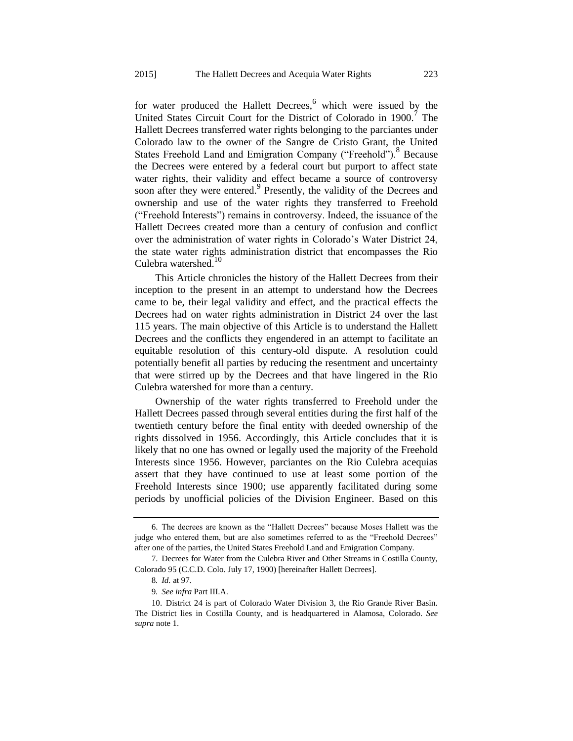for water produced the Hallett Decrees,[6] which were issued by the United States Circuit Court for the District of Colorado in 1900.[7] The Hallett Decrees transferred water rights belonging to the parciantes under Colorado law to the owner of the Sangre de Cristo Grant, the United States Freehold Land and Emigration Company ("Freehold").[8] Because the Decrees were entered by a federal court but purport to affect state water rights, their validity and effect became a source of controversy soon after they were entered.[9] Presently, the validity of the Decrees and ownership and use of the water rights they transferred to Freehold ("Freehold Interests") remains in controversy. Indeed, the issuance of the Hallett Decrees created more than a century of confusion and conflict over the administration of water rights in Colorado's Water District 24, the state water rights administration district that encompasses the Rio Culebra watershed.[10]

This Article chronicles the history of the Hallett Decrees from their inception to the present in an attempt to understand how the Decrees came to be, their legal validity and effect, and the practical effects the Decrees had on water rights administration in District 24 over the last 115 years. The main objective of this Article is to understand the Hallett Decrees and the conflicts they engendered in an attempt to facilitate an equitable resolution of this century-old dispute. A resolution could potentially benefit all parties by reducing the resentment and uncertainty that were stirred up by the Decrees and that have lingered in the Rio Culebra watershed for more than a century.

Ownership of the water rights transferred to Freehold under the Hallett Decrees passed through several entities during the first half of the twentieth century before the final entity with deeded ownership of the rights dissolved in 1956. Accordingly, this Article concludes that it is likely that no one has owned or legally used the majority of the Freehold Interests since 1956. However, parciantes on the Rio Culebra acequias assert that they have continued to use at least some portion of the Freehold Interests since 1900; use apparently facilitated during some periods by unofficial policies of the Division Engineer. Based on this

---

6. The decrees are known as the "Hallett Decrees" because Moses Hallett was the judge who entered them, but are also sometimes referred to as the "Freehold Decrees" after one of the parties, the United States Freehold Land and Emigration Company.

7. Decrees for Water from the Culebra River and Other Streams in Costilla County, Colorado 95 (C.C.D. Colo. July 17, 1900) [hereinafter Hallett Decrees].

8. *Id.* at 97.

9. *See infra* Part III.A.

10. District 24 is part of Colorado Water Division 3, the Rio Grande River Basin. The District lies in Costilla County, and is headquartered in Alamosa, Colorado. *See supra* note 1.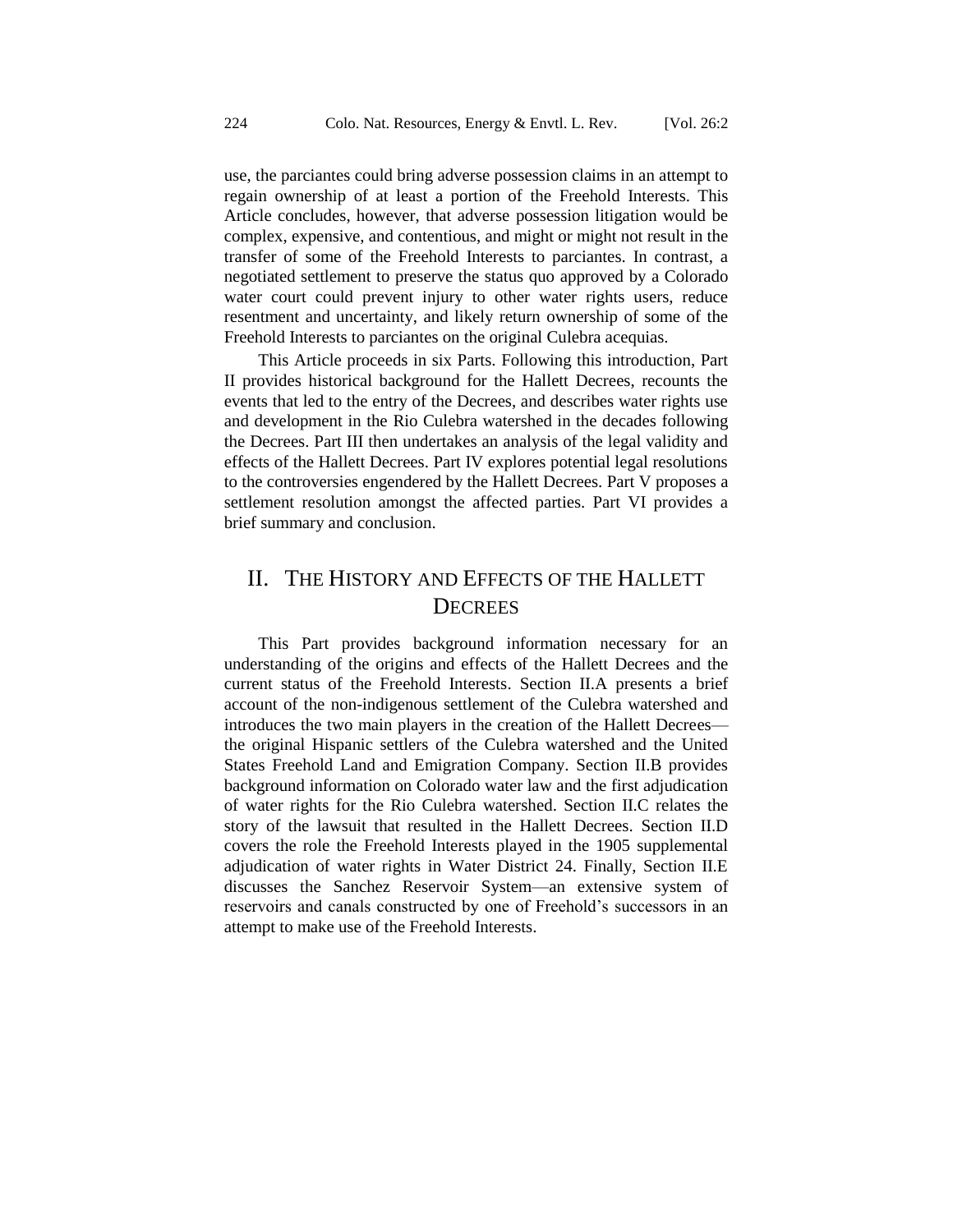use, the parciantes could bring adverse possession claims in an attempt to regain ownership of at least a portion of the Freehold Interests. This Article concludes, however, that adverse possession litigation would be complex, expensive, and contentious, and might or might not result in the transfer of some of the Freehold Interests to parciantes. In contrast, a negotiated settlement to preserve the status quo approved by a Colorado water court could prevent injury to other water rights users, reduce resentment and uncertainty, and likely return ownership of some of the Freehold Interests to parciantes on the original Culebra acequias.

This Article proceeds in six Parts. Following this introduction, Part II provides historical background for the Hallett Decrees, recounts the events that led to the entry of the Decrees, and describes water rights use and development in the Rio Culebra watershed in the decades following the Decrees. Part III then undertakes an analysis of the legal validity and effects of the Hallett Decrees. Part IV explores potential legal resolutions to the controversies engendered by the Hallett Decrees. Part V proposes a settlement resolution amongst the affected parties. Part VI provides a brief summary and conclusion.

## II. The History and Effects of the Hallett Decrees

This Part provides background information necessary for an understanding of the origins and effects of the Hallett Decrees and the current status of the Freehold Interests. Section II.A presents a brief account of the non-indigenous settlement of the Culebra watershed and introduces the two main players in the creation of the Hallett Decrees—the original Hispanic settlers of the Culebra watershed and the United States Freehold Land and Emigration Company. Section II.B provides background information on Colorado water law and the first adjudication of water rights for the Rio Culebra watershed. Section II.C relates the story of the lawsuit that resulted in the Hallett Decrees. Section II.D covers the role the Freehold Interests played in the 1905 supplemental adjudication of water rights in Water District 24. Finally, Section II.E discusses the Sanchez Reservoir System—an extensive system of reservoirs and canals constructed by one of Freehold's successors in an attempt to make use of the Freehold Interests.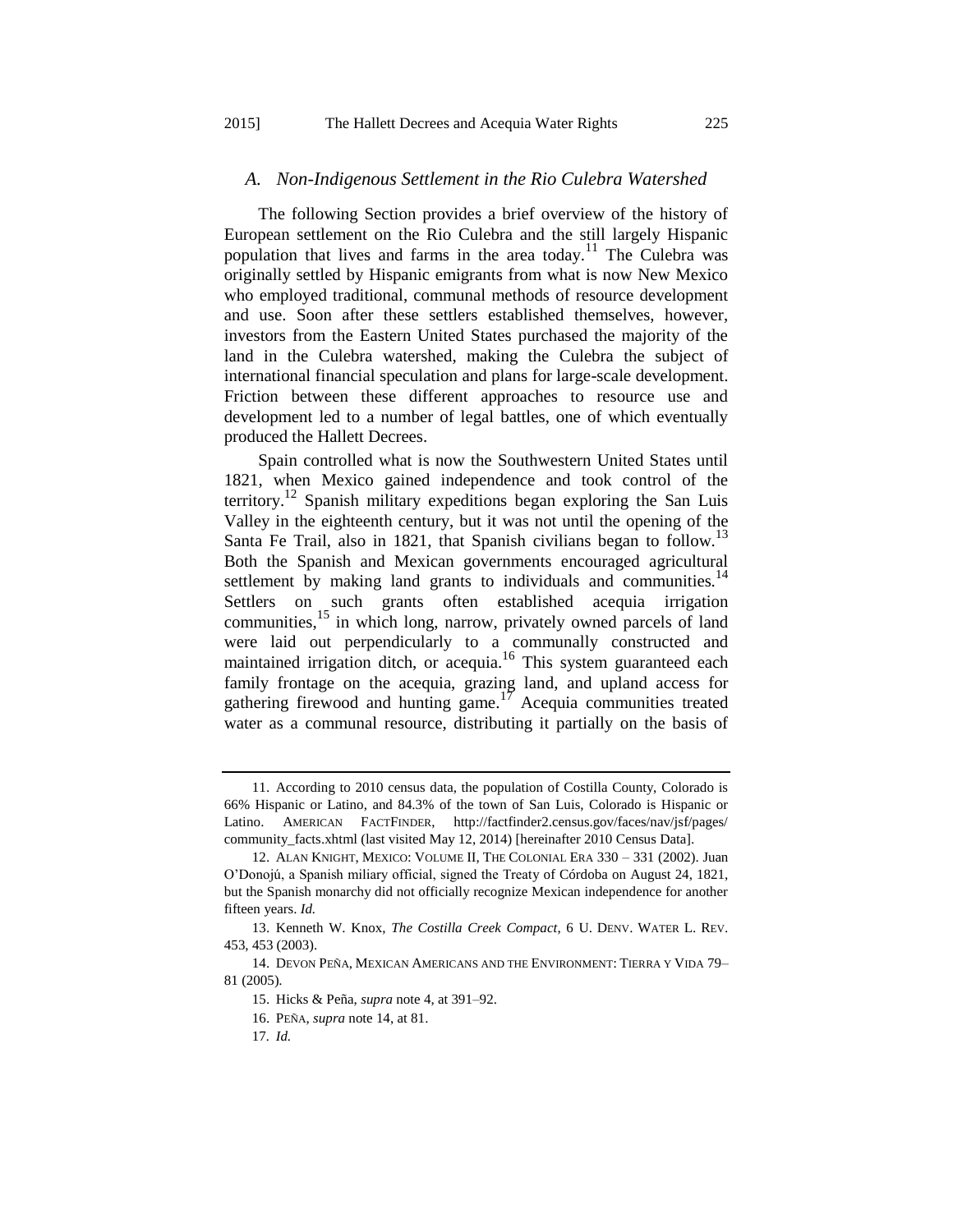### *A. Non-Indigenous Settlement in the Rio Culebra Watershed*

The following Section provides a brief overview of the history of European settlement on the Rio Culebra and the still largely Hispanic population that lives and farms in the area today.[11] The Culebra was originally settled by Hispanic emigrants from what is now New Mexico who employed traditional, communal methods of resource development and use. Soon after these settlers established themselves, however, investors from the Eastern United States purchased the majority of the land in the Culebra watershed, making the Culebra the subject of international financial speculation and plans for large-scale development. Friction between these different approaches to resource use and development led to a number of legal battles, one of which eventually produced the Hallett Decrees.

Spain controlled what is now the Southwestern United States until 1821, when Mexico gained independence and took control of the territory.[12] Spanish military expeditions began exploring the San Luis Valley in the eighteenth century, but it was not until the opening of the Santa Fe Trail, also in 1821, that Spanish civilians began to follow.[13] Both the Spanish and Mexican governments encouraged agricultural settlement by making land grants to individuals and communities.[14] Settlers on such grants often established acequia irrigation communities,[15] in which long, narrow, privately owned parcels of land were laid out perpendicularly to a communally constructed and maintained irrigation ditch, or acequia.[16] This system guaranteed each family frontage on the acequia, grazing land, and upland access for gathering firewood and hunting game.[17] Acequia communities treated water as a communal resource, distributing it partially on the basis of

---

11. According to 2010 census data, the population of Costilla County, Colorado is 66% Hispanic or Latino, and 84.3% of the town of San Luis, Colorado is Hispanic or Latino. AMERICAN FACTFINDER, http://factfinder2.census.gov/faces/nav/jsf/pages/community_facts.xhtml (last visited May 12, 2014) [hereinafter 2010 Census Data].

12. ALAN KNIGHT, MEXICO: VOLUME II, THE COLONIAL ERA 330 – 331 (2002). Juan O'Donojú, a Spanish miliary official, signed the Treaty of Córdoba on August 24, 1821, but the Spanish monarchy did not officially recognize Mexican independence for another fifteen years. *Id.*

13. Kenneth W. Knox, *The Costilla Creek Compact*, 6 U. DENV. WATER L. REV. 453, 453 (2003).

14. DEVON PEÑA, MEXICAN AMERICANS AND THE ENVIRONMENT: TIERRA Y VIDA 79–81 (2005).

15. Hicks & Peña, *supra* note 4, at 391–92.

16. PEÑA, *supra* note 14, at 81.

17. *Id.*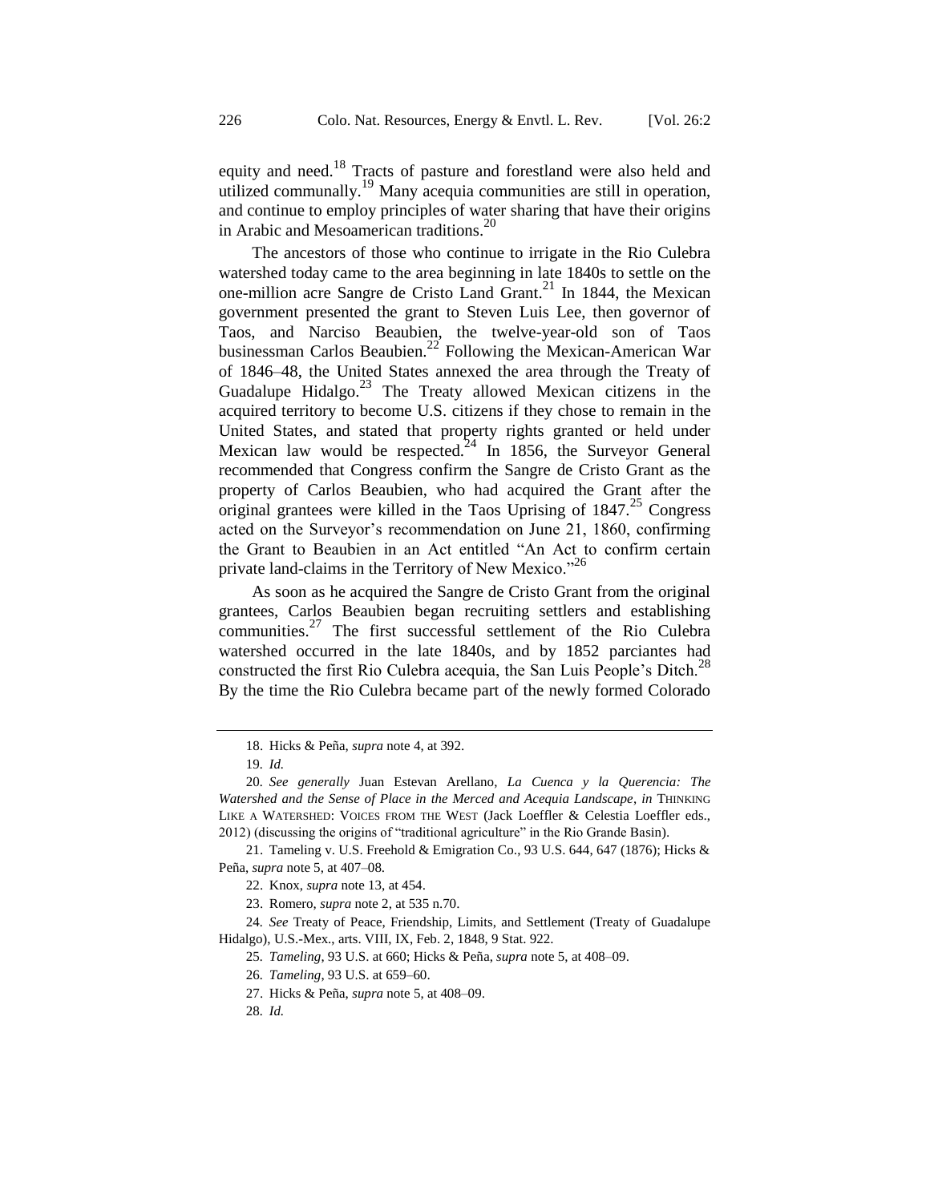equity and need.[18] Tracts of pasture and forestland were also held and utilized communally.[19] Many acequia communities are still in operation, and continue to employ principles of water sharing that have their origins in Arabic and Mesoamerican traditions.[20]

The ancestors of those who continue to irrigate in the Rio Culebra watershed today came to the area beginning in late 1840s to settle on the one-million acre Sangre de Cristo Land Grant.[21] In 1844, the Mexican government presented the grant to Steven Luis Lee, then governor of Taos, and Narciso Beaubien, the twelve-year-old son of Taos businessman Carlos Beaubien.[22] Following the Mexican-American War of 1846–48, the United States annexed the area through the Treaty of Guadalupe Hidalgo.[23] The Treaty allowed Mexican citizens in the acquired territory to become U.S. citizens if they chose to remain in the United States, and stated that property rights granted or held under Mexican law would be respected.[24] In 1856, the Surveyor General recommended that Congress confirm the Sangre de Cristo Grant as the property of Carlos Beaubien, who had acquired the Grant after the original grantees were killed in the Taos Uprising of 1847.[25] Congress acted on the Surveyor's recommendation on June 21, 1860, confirming the Grant to Beaubien in an Act entitled "An Act to confirm certain private land-claims in the Territory of New Mexico."[26]

As soon as he acquired the Sangre de Cristo Grant from the original grantees, Carlos Beaubien began recruiting settlers and establishing communities.[27] The first successful settlement of the Rio Culebra watershed occurred in the late 1840s, and by 1852 parciantes had constructed the first Rio Culebra acequia, the San Luis People's Ditch.[28] By the time the Rio Culebra became part of the newly formed Colorado

---

18. Hicks & Peña, *supra* note 4, at 392.

19. *Id.*

20. *See generally* Juan Estevan Arellano, *La Cuenca y la Querencia: The Watershed and the Sense of Place in the Merced and Acequia Landscape*, *in* THINKING LIKE A WATERSHED: VOICES FROM THE WEST (Jack Loeffler & Celestia Loeffler eds., 2012) (discussing the origins of "traditional agriculture" in the Rio Grande Basin).

21. Tameling v. U.S. Freehold & Emigration Co., 93 U.S. 644, 647 (1876); Hicks & Peña, *supra* note 5, at 407–08.

22. Knox, *supra* note 13, at 454.

23. Romero, *supra* note 2, at 535 n.70.

24. *See* Treaty of Peace, Friendship, Limits, and Settlement (Treaty of Guadalupe Hidalgo), U.S.-Mex., arts. VIII, IX, Feb. 2, 1848, 9 Stat. 922.

25. *Tameling*, 93 U.S. at 660; Hicks & Peña, *supra* note 5, at 408–09.

26. *Tameling*, 93 U.S. at 659–60.

27. Hicks & Peña, *supra* note 5, at 408–09.

28. *Id.*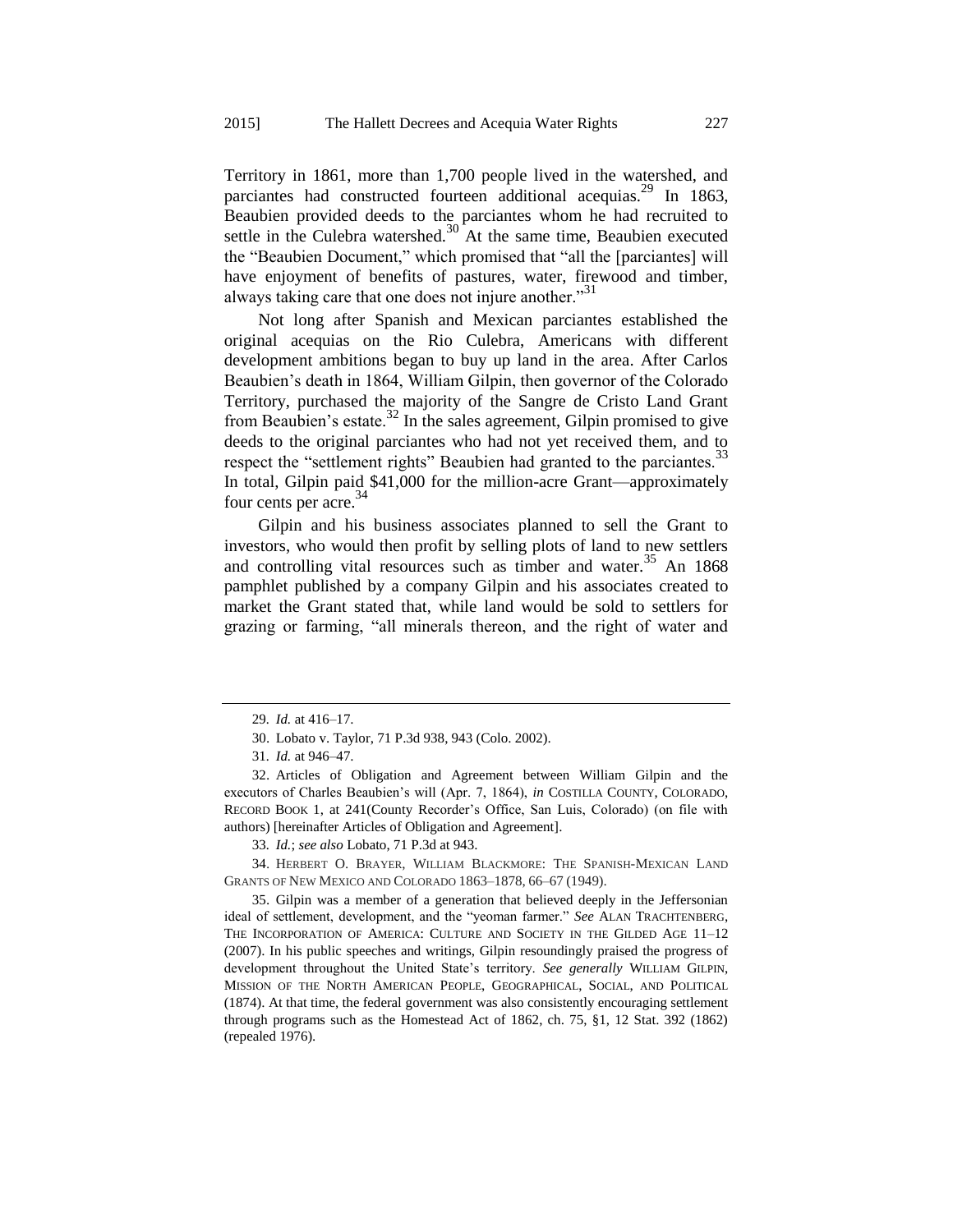Territory in 1861, more than 1,700 people lived in the watershed, and parciantes had constructed fourteen additional acequias.[29] In 1863, Beaubien provided deeds to the parciantes whom he had recruited to settle in the Culebra watershed.[30] At the same time, Beaubien executed the "Beaubien Document," which promised that "all the [parciantes] will have enjoyment of benefits of pastures, water, firewood and timber, always taking care that one does not injure another."[31]

Not long after Spanish and Mexican parciantes established the original acequias on the Rio Culebra, Americans with different development ambitions began to buy up land in the area. After Carlos Beaubien's death in 1864, William Gilpin, then governor of the Colorado Territory, purchased the majority of the Sangre de Cristo Land Grant from Beaubien's estate.[32] In the sales agreement, Gilpin promised to give deeds to the original parciantes who had not yet received them, and to respect the "settlement rights" Beaubien had granted to the parciantes.[33] In total, Gilpin paid $41,000 for the million-acre Grant—approximately four cents per acre.[34]

Gilpin and his business associates planned to sell the Grant to investors, who would then profit by selling plots of land to new settlers and controlling vital resources such as timber and water.[35] An 1868 pamphlet published by a company Gilpin and his associates created to market the Grant stated that, while land would be sold to settlers for grazing or farming, "all minerals thereon, and the right of water and

---

29. *Id.* at 416–17.

30. Lobato v. Taylor, 71 P.3d 938, 943 (Colo. 2002).

31. *Id.* at 946–47.

32. Articles of Obligation and Agreement between William Gilpin and the executors of Charles Beaubien's will (Apr. 7, 1864), *in* COSTILLA COUNTY, COLORADO, RECORD BOOK 1, at 241(County Recorder's Office, San Luis, Colorado) (on file with authors) [hereinafter Articles of Obligation and Agreement].

33. *Id.*; *see also* Lobato, 71 P.3d at 943.

34. HERBERT O. BRAYER, WILLIAM BLACKMORE: THE SPANISH-MEXICAN LAND GRANTS OF NEW MEXICO AND COLORADO 1863–1878, 66–67 (1949).

35. Gilpin was a member of a generation that believed deeply in the Jeffersonian ideal of settlement, development, and the "yeoman farmer." *See* ALAN TRACHTENBERG, THE INCORPORATION OF AMERICA: CULTURE AND SOCIETY IN THE GILDED AGE 11–12 (2007). In his public speeches and writings, Gilpin resoundingly praised the progress of development throughout the United State's territory. *See generally* WILLIAM GILPIN, MISSION OF THE NORTH AMERICAN PEOPLE, GEOGRAPHICAL, SOCIAL, AND POLITICAL (1874). At that time, the federal government was also consistently encouraging settlement through programs such as the Homestead Act of 1862, ch. 75, §1, 12 Stat. 392 (1862) (repealed 1976).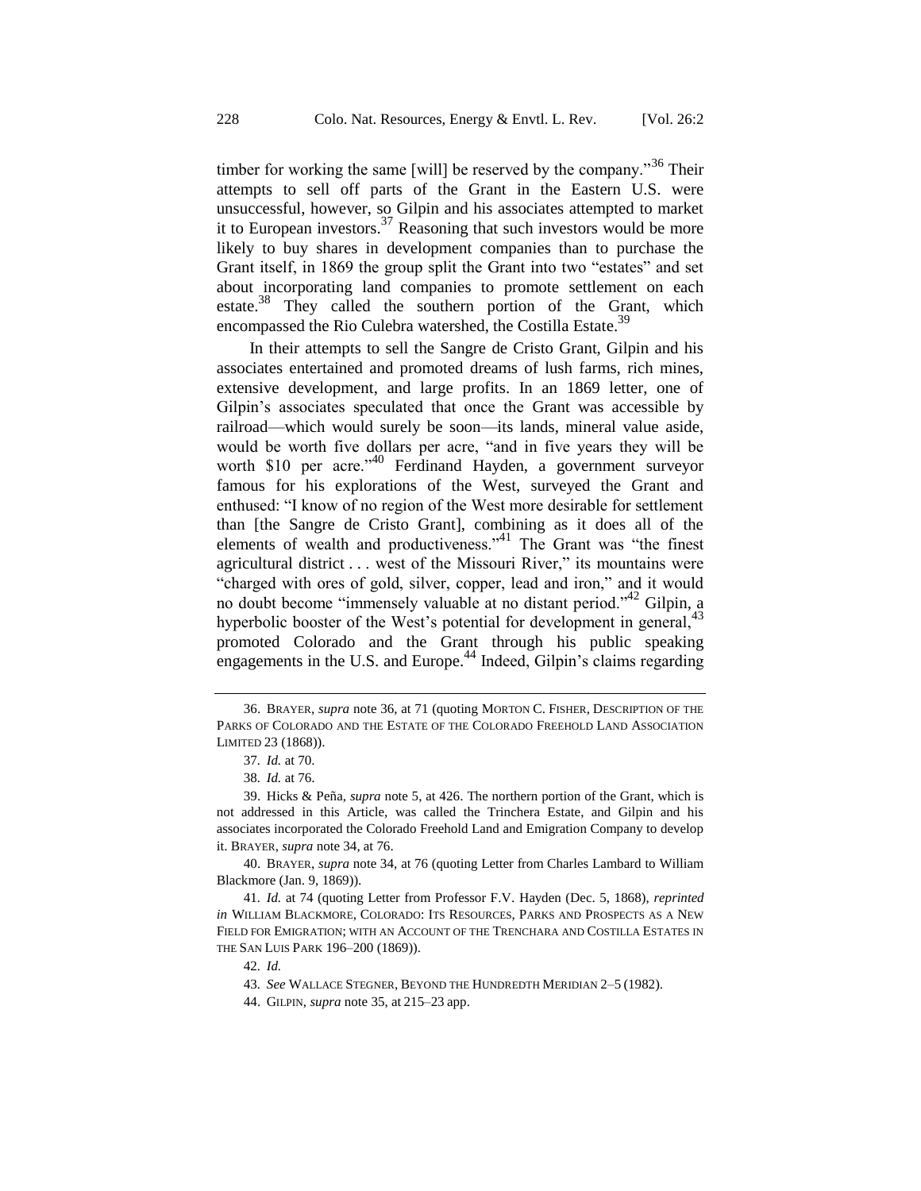timber for working the same [will] be reserved by the company."[36] Their attempts to sell off parts of the Grant in the Eastern U.S. were unsuccessful, however, so Gilpin and his associates attempted to market it to European investors.[37] Reasoning that such investors would be more likely to buy shares in development companies than to purchase the Grant itself, in 1869 the group split the Grant into two "estates" and set about incorporating land companies to promote settlement on each estate.[38] They called the southern portion of the Grant, which encompassed the Rio Culebra watershed, the Costilla Estate.[39]

In their attempts to sell the Sangre de Cristo Grant, Gilpin and his associates entertained and promoted dreams of lush farms, rich mines, extensive development, and large profits. In an 1869 letter, one of Gilpin's associates speculated that once the Grant was accessible by railroad—which would surely be soon—its lands, mineral value aside, would be worth five dollars per acre, "and in five years they will be worth $10 per acre."[40] Ferdinand Hayden, a government surveyor famous for his explorations of the West, surveyed the Grant and enthused: "I know of no region of the West more desirable for settlement than [the Sangre de Cristo Grant], combining as it does all of the elements of wealth and productiveness."[41] The Grant was "the finest agricultural district . . . west of the Missouri River," its mountains were "charged with ores of gold, silver, copper, lead and iron," and it would no doubt become "immensely valuable at no distant period."[42] Gilpin, a hyperbolic booster of the West's potential for development in general,[43] promoted Colorado and the Grant through his public speaking engagements in the U.S. and Europe.[44] Indeed, Gilpin's claims regarding

---

36. BRAYER, *supra* note 36, at 71 (quoting MORTON C. FISHER, DESCRIPTION OF THE PARKS OF COLORADO AND THE ESTATE OF THE COLORADO FREEHOLD LAND ASSOCIATION LIMITED 23 (1868)).

37. *Id.* at 70.

38. *Id.* at 76.

39. Hicks & Peña, *supra* note 5, at 426. The northern portion of the Grant, which is not addressed in this Article, was called the Trinchera Estate, and Gilpin and his associates incorporated the Colorado Freehold Land and Emigration Company to develop it. BRAYER, *supra* note 34, at 76.

40. BRAYER, *supra* note 34, at 76 (quoting Letter from Charles Lambard to William Blackmore (Jan. 9, 1869)).

41. *Id.* at 74 (quoting Letter from Professor F.V. Hayden (Dec. 5, 1868), *reprinted in* WILLIAM BLACKMORE, COLORADO: ITS RESOURCES, PARKS AND PROSPECTS AS A NEW FIELD FOR EMIGRATION; WITH AN ACCOUNT OF THE TRENCHARA AND COSTILLA ESTATES IN THE SAN LUIS PARK 196–200 (1869)).

42. *Id.*

43. *See* WALLACE STEGNER, BEYOND THE HUNDREDTH MERIDIAN 2–5 (1982).

44. GILPIN, *supra* note 35, at 215–23 app.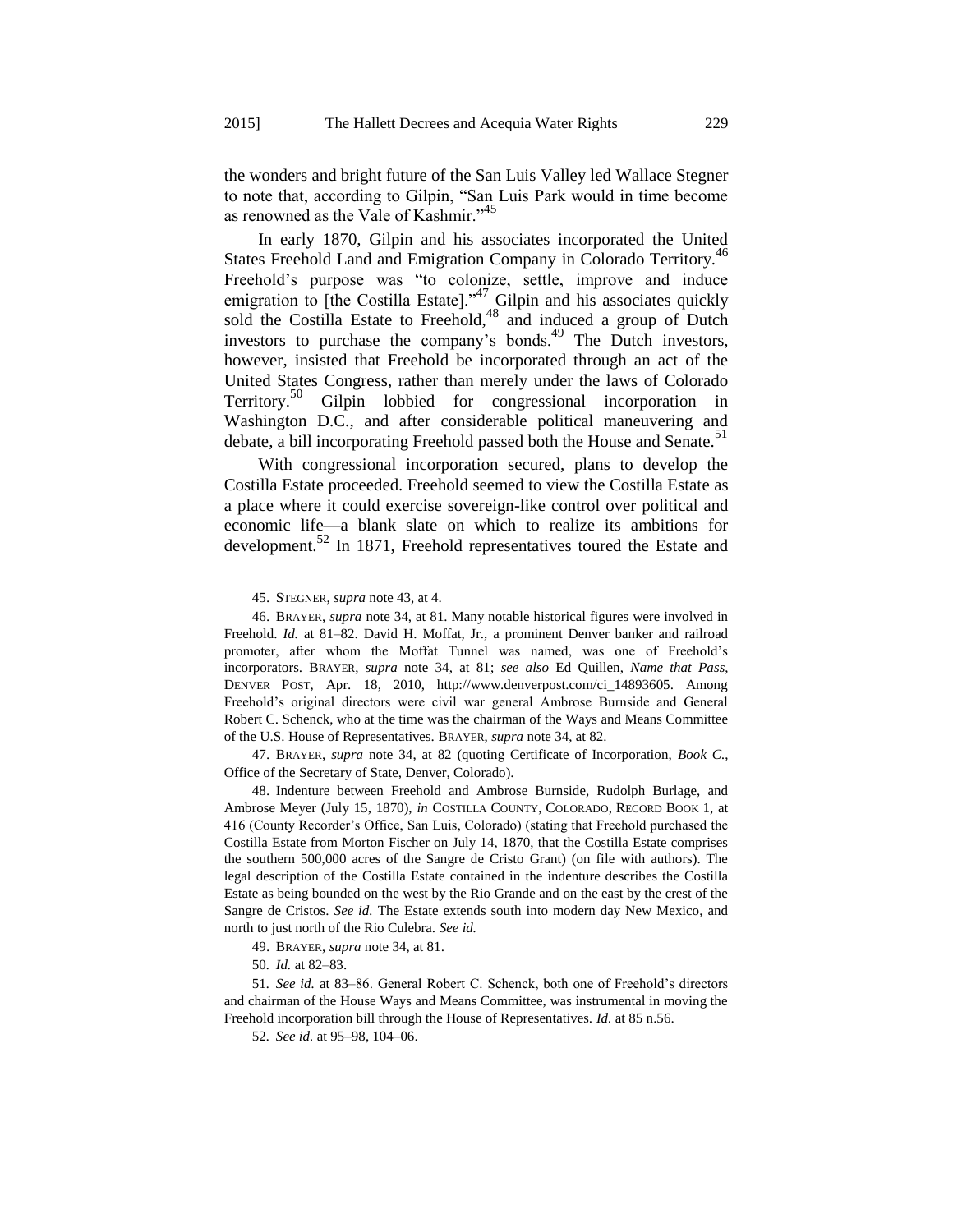the wonders and bright future of the San Luis Valley led Wallace Stegner to note that, according to Gilpin, "San Luis Park would in time become as renowned as the Vale of Kashmir."[45]

In early 1870, Gilpin and his associates incorporated the United States Freehold Land and Emigration Company in Colorado Territory.[46] Freehold's purpose was "to colonize, settle, improve and induce emigration to [the Costilla Estate]."[47] Gilpin and his associates quickly sold the Costilla Estate to Freehold,[48] and induced a group of Dutch investors to purchase the company's bonds.[49] The Dutch investors, however, insisted that Freehold be incorporated through an act of the United States Congress, rather than merely under the laws of Colorado Territory.[50] Gilpin lobbied for congressional incorporation in Washington D.C., and after considerable political maneuvering and debate, a bill incorporating Freehold passed both the House and Senate.[51]

With congressional incorporation secured, plans to develop the Costilla Estate proceeded. Freehold seemed to view the Costilla Estate as a place where it could exercise sovereign-like control over political and economic life—a blank slate on which to realize its ambitions for development.[52] In 1871, Freehold representatives toured the Estate and

---

45. STEGNER, *supra* note 43, at 4.

46. BRAYER, *supra* note 34, at 81. Many notable historical figures were involved in Freehold. *Id.* at 81–82. David H. Moffat, Jr., a prominent Denver banker and railroad promoter, after whom the Moffat Tunnel was named, was one of Freehold's incorporators. BRAYER, *supra* note 34, at 81; *see also* Ed Quillen, *Name that Pass*, DENVER POST, Apr. 18, 2010, http://www.denverpost.com/ci_14893605. Among Freehold's original directors were civil war general Ambrose Burnside and General Robert C. Schenck, who at the time was the chairman of the Ways and Means Committee of the U.S. House of Representatives. BRAYER, *supra* note 34, at 82.

47. BRAYER, *supra* note 34, at 82 (quoting Certificate of Incorporation, *Book C.*, Office of the Secretary of State, Denver, Colorado).

48. Indenture between Freehold and Ambrose Burnside, Rudolph Burlage, and Ambrose Meyer (July 15, 1870), *in* COSTILLA COUNTY, COLORADO, RECORD BOOK 1, at 416 (County Recorder's Office, San Luis, Colorado) (stating that Freehold purchased the Costilla Estate from Morton Fischer on July 14, 1870, that the Costilla Estate comprises the southern 500,000 acres of the Sangre de Cristo Grant) (on file with authors). The legal description of the Costilla Estate contained in the indenture describes the Costilla Estate as being bounded on the west by the Rio Grande and on the east by the crest of the Sangre de Cristos. *See id.* The Estate extends south into modern day New Mexico, and north to just north of the Rio Culebra. *See id.*

49. BRAYER, *supra* note 34, at 81.

50. *Id.* at 82–83.

51. *See id.* at 83–86. General Robert C. Schenck, both one of Freehold's directors and chairman of the House Ways and Means Committee, was instrumental in moving the Freehold incorporation bill through the House of Representatives. *Id.* at 85 n.56.

52. *See id.* at 95–98, 104–06.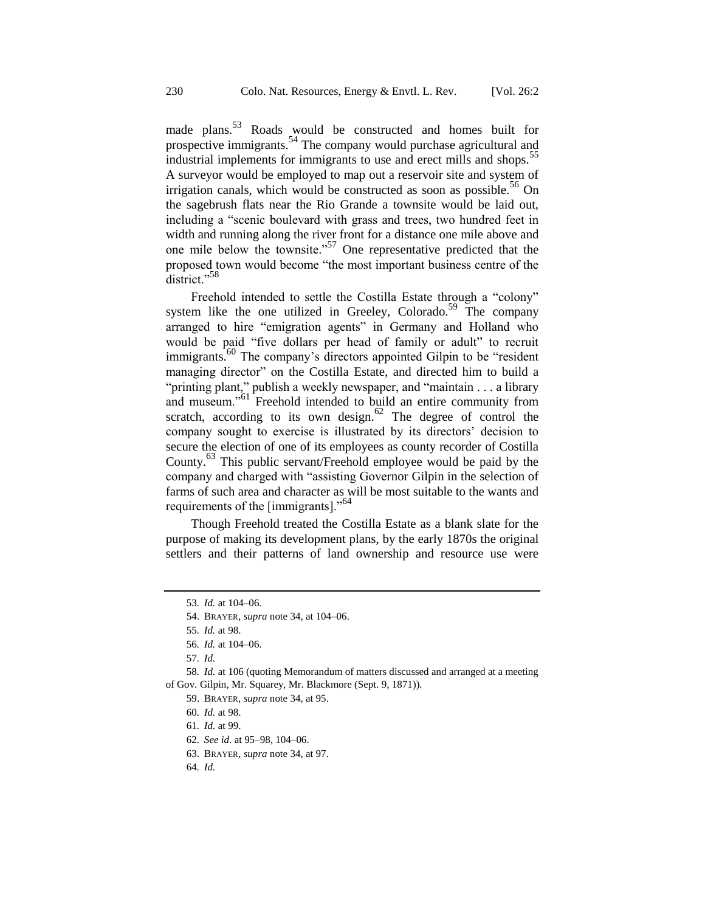made plans.[53] Roads would be constructed and homes built for prospective immigrants.[54] The company would purchase agricultural and industrial implements for immigrants to use and erect mills and shops.[55] A surveyor would be employed to map out a reservoir site and system of irrigation canals, which would be constructed as soon as possible.[56] On the sagebrush flats near the Rio Grande a townsite would be laid out, including a "scenic boulevard with grass and trees, two hundred feet in width and running along the river front for a distance one mile above and one mile below the townsite."[57] One representative predicted that the proposed town would become "the most important business centre of the district."[58]

Freehold intended to settle the Costilla Estate through a "colony" system like the one utilized in Greeley, Colorado.[59] The company arranged to hire "emigration agents" in Germany and Holland who would be paid "five dollars per head of family or adult" to recruit immigrants.[60] The company's directors appointed Gilpin to be "resident managing director" on the Costilla Estate, and directed him to build a "printing plant," publish a weekly newspaper, and "maintain . . . a library and museum."[61] Freehold intended to build an entire community from scratch, according to its own design.[62] The degree of control the company sought to exercise is illustrated by its directors' decision to secure the election of one of its employees as county recorder of Costilla County.[63] This public servant/Freehold employee would be paid by the company and charged with "assisting Governor Gilpin in the selection of farms of such area and character as will be most suitable to the wants and requirements of the [immigrants]."[64]

Though Freehold treated the Costilla Estate as a blank slate for the purpose of making its development plans, by the early 1870s the original settlers and their patterns of land ownership and resource use were

---

53. *Id.* at 104–06.

54. BRAYER, *supra* note 34, at 104–06.

55. *Id.* at 98.

56. *Id.* at 104–06.

57. *Id.*

58. *Id.* at 106 (quoting Memorandum of matters discussed and arranged at a meeting of Gov. Gilpin, Mr. Squarey, Mr. Blackmore (Sept. 9, 1871)).

59. BRAYER, *supra* note 34, at 95.

60. *Id.* at 98.

61. *Id.* at 99.

62. *See id.* at 95–98, 104–06.

63. BRAYER, *supra* note 34, at 97.

64. *Id.*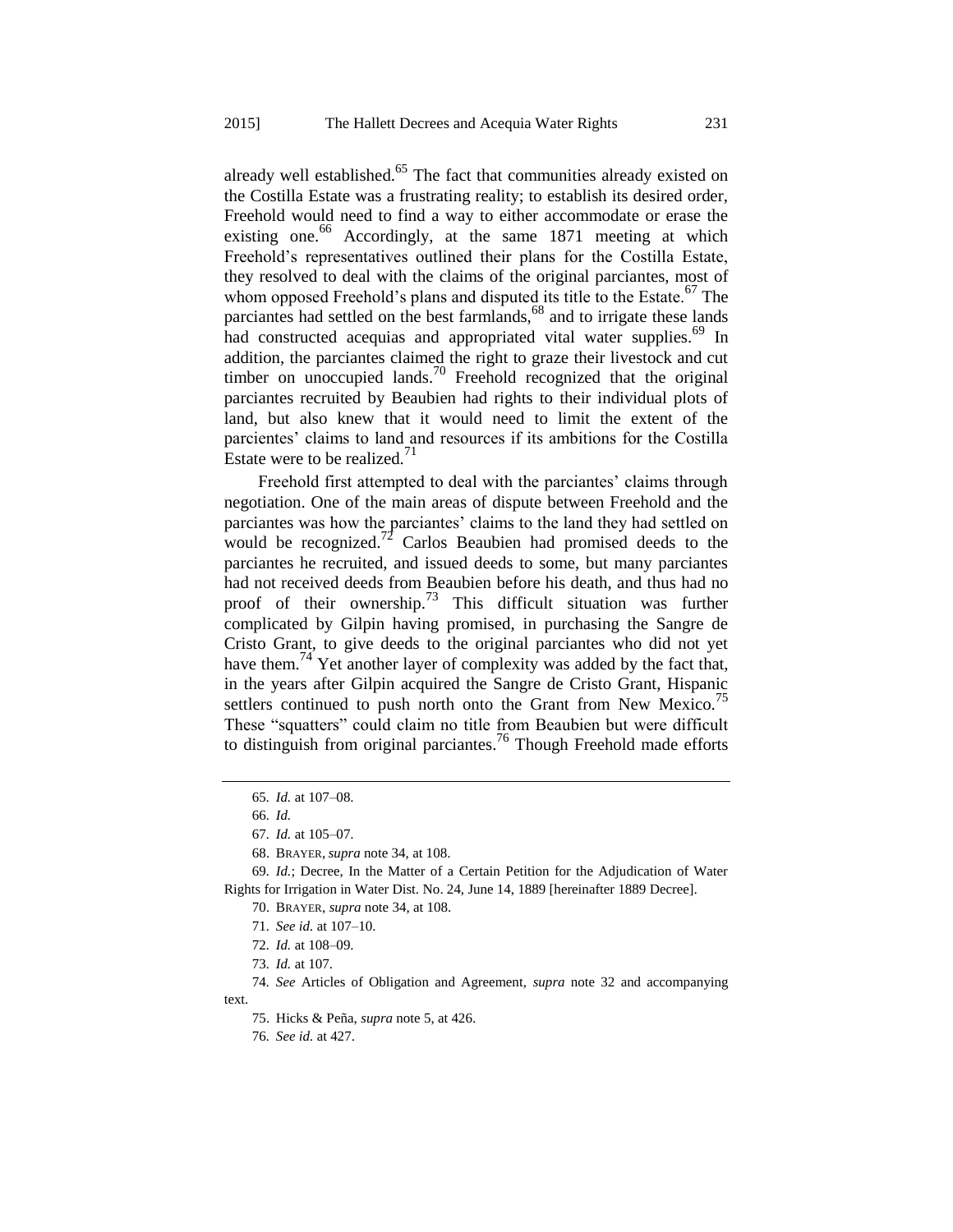already well established.[65] The fact that communities already existed on the Costilla Estate was a frustrating reality; to establish its desired order, Freehold would need to find a way to either accommodate or erase the existing one.[66] Accordingly, at the same 1871 meeting at which Freehold's representatives outlined their plans for the Costilla Estate, they resolved to deal with the claims of the original parciantes, most of whom opposed Freehold's plans and disputed its title to the Estate.[67] The parciantes had settled on the best farmlands,[68] and to irrigate these lands had constructed acequias and appropriated vital water supplies.[69] In addition, the parciantes claimed the right to graze their livestock and cut timber on unoccupied lands.[70] Freehold recognized that the original parciantes recruited by Beaubien had rights to their individual plots of land, but also knew that it would need to limit the extent of the parcientes' claims to land and resources if its ambitions for the Costilla Estate were to be realized.[71]

Freehold first attempted to deal with the parciantes' claims through negotiation. One of the main areas of dispute between Freehold and the parciantes was how the parciantes' claims to the land they had settled on would be recognized.[72] Carlos Beaubien had promised deeds to the parciantes he recruited, and issued deeds to some, but many parciantes had not received deeds from Beaubien before his death, and thus had no proof of their ownership.[73] This difficult situation was further complicated by Gilpin having promised, in purchasing the Sangre de Cristo Grant, to give deeds to the original parciantes who did not yet have them.[74] Yet another layer of complexity was added by the fact that, in the years after Gilpin acquired the Sangre de Cristo Grant, Hispanic settlers continued to push north onto the Grant from New Mexico.[75] These "squatters" could claim no title from Beaubien but were difficult to distinguish from original parciantes.[76] Though Freehold made efforts

---

65. *Id.* at 107–08.

66. *Id.*

67. *Id.* at 105–07.

68. BRAYER, *supra* note 34, at 108.

69. *Id.*; Decree, In the Matter of a Certain Petition for the Adjudication of Water Rights for Irrigation in Water Dist. No. 24, June 14, 1889 [hereinafter 1889 Decree].

70. BRAYER, *supra* note 34, at 108.

71. *See id.* at 107–10.

72. *Id.* at 108–09.

73. *Id.* at 107.

74. *See* Articles of Obligation and Agreement, *supra* note 32 and accompanying text.

75. Hicks & Peña, *supra* note 5, at 426.

76. *See id.* at 427.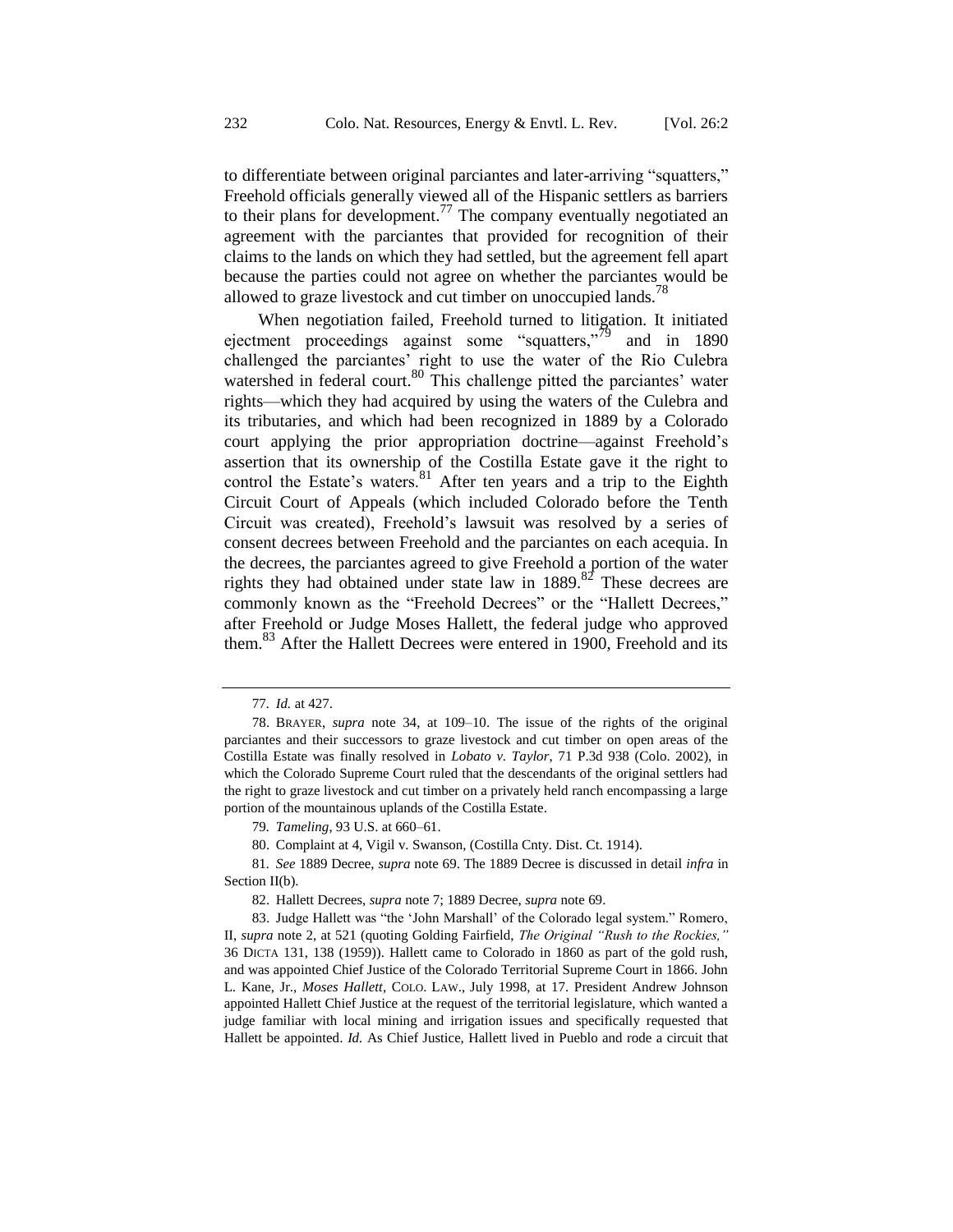to differentiate between original parciantes and later-arriving "squatters," Freehold officials generally viewed all of the Hispanic settlers as barriers to their plans for development.[77] The company eventually negotiated an agreement with the parciantes that provided for recognition of their claims to the lands on which they had settled, but the agreement fell apart because the parties could not agree on whether the parciantes would be allowed to graze livestock and cut timber on unoccupied lands.[78]

When negotiation failed, Freehold turned to litigation. It initiated ejectment proceedings against some "squatters,"[79] and in 1890 challenged the parciantes' right to use the water of the Rio Culebra watershed in federal court.[80] This challenge pitted the parciantes' water rights—which they had acquired by using the waters of the Culebra and its tributaries, and which had been recognized in 1889 by a Colorado court applying the prior appropriation doctrine—against Freehold's assertion that its ownership of the Costilla Estate gave it the right to control the Estate's waters.[81] After ten years and a trip to the Eighth Circuit Court of Appeals (which included Colorado before the Tenth Circuit was created), Freehold's lawsuit was resolved by a series of consent decrees between Freehold and the parciantes on each acequia. In the decrees, the parciantes agreed to give Freehold a portion of the water rights they had obtained under state law in 1889.[82] These decrees are commonly known as the "Freehold Decrees" or the "Hallett Decrees," after Freehold or Judge Moses Hallett, the federal judge who approved them.[83] After the Hallett Decrees were entered in 1900, Freehold and its

---

77. *Id.* at 427.

78. BRAYER, *supra* note 34, at 109–10. The issue of the rights of the original parciantes and their successors to graze livestock and cut timber on open areas of the Costilla Estate was finally resolved in *Lobato v. Taylor*, 71 P.3d 938 (Colo. 2002), in which the Colorado Supreme Court ruled that the descendants of the original settlers had the right to graze livestock and cut timber on a privately held ranch encompassing a large portion of the mountainous uplands of the Costilla Estate.

79. *Tameling*, 93 U.S. at 660–61.

80. Complaint at 4, Vigil v. Swanson, (Costilla Cnty. Dist. Ct. 1914).

81. *See* 1889 Decree, *supra* note 69. The 1889 Decree is discussed in detail *infra* in Section II(b).

82. Hallett Decrees, *supra* note 7; 1889 Decree, *supra* note 69.

83. Judge Hallett was "the 'John Marshall' of the Colorado legal system." Romero, II, *supra* note 2, at 521 (quoting Golding Fairfield, *The Original "Rush to the Rockies,"* 36 DICTA 131, 138 (1959)). Hallett came to Colorado in 1860 as part of the gold rush, and was appointed Chief Justice of the Colorado Territorial Supreme Court in 1866. John L. Kane, Jr., *Moses Hallett*, COLO. LAW., July 1998, at 17. President Andrew Johnson appointed Hallett Chief Justice at the request of the territorial legislature, which wanted a judge familiar with local mining and irrigation issues and specifically requested that Hallett be appointed. *Id.* As Chief Justice, Hallett lived in Pueblo and rode a circuit that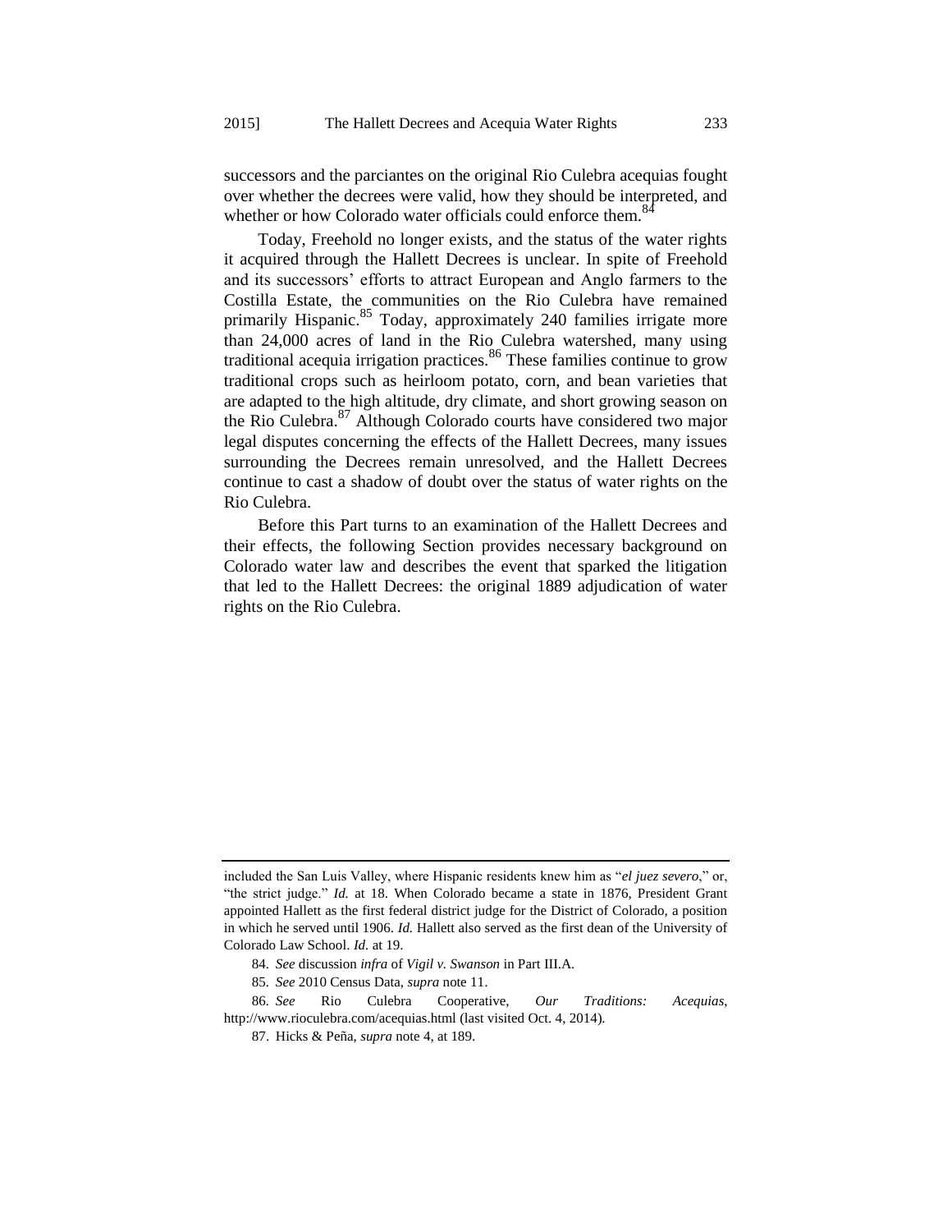successors and the parciantes on the original Rio Culebra acequias fought over whether the decrees were valid, how they should be interpreted, and whether or how Colorado water officials could enforce them.[84]

Today, Freehold no longer exists, and the status of the water rights it acquired through the Hallett Decrees is unclear. In spite of Freehold and its successors' efforts to attract European and Anglo farmers to the Costilla Estate, the communities on the Rio Culebra have remained primarily Hispanic.[85] Today, approximately 240 families irrigate more than 24,000 acres of land in the Rio Culebra watershed, many using traditional acequia irrigation practices.[86] These families continue to grow traditional crops such as heirloom potato, corn, and bean varieties that are adapted to the high altitude, dry climate, and short growing season on the Rio Culebra.[87] Although Colorado courts have considered two major legal disputes concerning the effects of the Hallett Decrees, many issues surrounding the Decrees remain unresolved, and the Hallett Decrees continue to cast a shadow of doubt over the status of water rights on the Rio Culebra.

Before this Part turns to an examination of the Hallett Decrees and their effects, the following Section provides necessary background on Colorado water law and describes the event that sparked the litigation that led to the Hallett Decrees: the original 1889 adjudication of water rights on the Rio Culebra.

---

included the San Luis Valley, where Hispanic residents knew him as "*el juez severo*," or, "the strict judge." *Id.* at 18. When Colorado became a state in 1876, President Grant appointed Hallett as the first federal district judge for the District of Colorado, a position in which he served until 1906. *Id.* Hallett also served as the first dean of the University of Colorado Law School. *Id.* at 19.

84. *See* discussion *infra* of *Vigil v. Swanson* in Part III.A.

85. *See* 2010 Census Data, *supra* note 11.

86. *See* Rio Culebra Cooperative, *Our Traditions: Acequias*, http://www.rioculebra.com/acequias.html (last visited Oct. 4, 2014).

87. Hicks & Peña, *supra* note 4, at 189.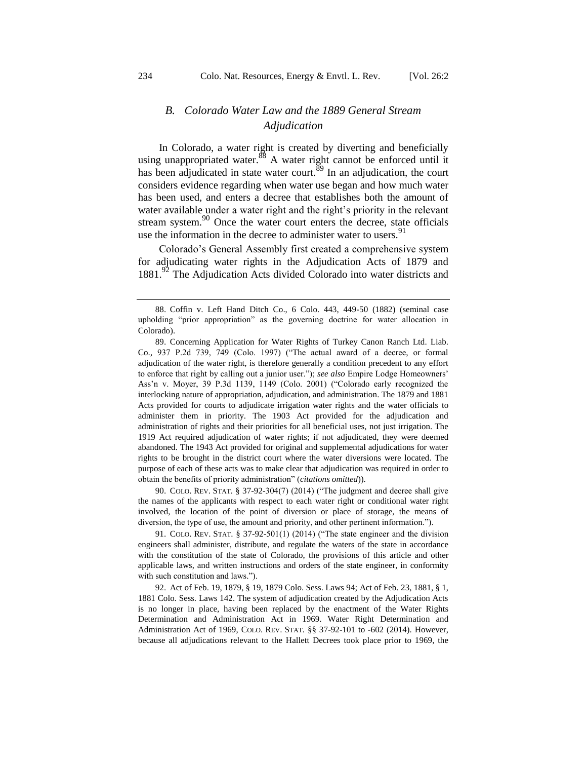### *B. Colorado Water Law and the 1889 General Stream Adjudication*

In Colorado, a water right is created by diverting and beneficially using unappropriated water.[88] A water right cannot be enforced until it has been adjudicated in state water court.[89] In an adjudication, the court considers evidence regarding when water use began and how much water has been used, and enters a decree that establishes both the amount of water available under a water right and the right's priority in the relevant stream system.[90] Once the water court enters the decree, state officials use the information in the decree to administer water to users.[91]

Colorado's General Assembly first created a comprehensive system for adjudicating water rights in the Adjudication Acts of 1879 and 1881.[92] The Adjudication Acts divided Colorado into water districts and

---

88. Coffin v. Left Hand Ditch Co., 6 Colo. 443, 449-50 (1882) (seminal case upholding "prior appropriation" as the governing doctrine for water allocation in Colorado).

89. Concerning Application for Water Rights of Turkey Canon Ranch Ltd. Liab. Co., 937 P.2d 739, 749 (Colo. 1997) ("The actual award of a decree, or formal adjudication of the water right, is therefore generally a condition precedent to any effort to enforce that right by calling out a junior user."); *see also* Empire Lodge Homeowners' Ass'n v. Moyer, 39 P.3d 1139, 1149 (Colo. 2001) ("Colorado early recognized the interlocking nature of appropriation, adjudication, and administration. The 1879 and 1881 Acts provided for courts to adjudicate irrigation water rights and the water officials to administer them in priority. The 1903 Act provided for the adjudication and administration of rights and their priorities for all beneficial uses, not just irrigation. The 1919 Act required adjudication of water rights; if not adjudicated, they were deemed abandoned. The 1943 Act provided for original and supplemental adjudications for water rights to be brought in the district court where the water diversions were located. The purpose of each of these acts was to make clear that adjudication was required in order to obtain the benefits of priority administration" (*citations omitted*)).

90. COLO. REV. STAT. § 37-92-304(7) (2014) ("The judgment and decree shall give the names of the applicants with respect to each water right or conditional water right involved, the location of the point of diversion or place of storage, the means of diversion, the type of use, the amount and priority, and other pertinent information.").

91. COLO. REV. STAT. § 37-92-501(1) (2014) ("The state engineer and the division engineers shall administer, distribute, and regulate the waters of the state in accordance with the constitution of the state of Colorado, the provisions of this article and other applicable laws, and written instructions and orders of the state engineer, in conformity with such constitution and laws.").

92. Act of Feb. 19, 1879, § 19, 1879 Colo. Sess. Laws 94; Act of Feb. 23, 1881, § 1, 1881 Colo. Sess. Laws 142. The system of adjudication created by the Adjudication Acts is no longer in place, having been replaced by the enactment of the Water Rights Determination and Administration Act in 1969. Water Right Determination and Administration Act of 1969, COLO. REV. STAT. §§ 37-92-101 to -602 (2014). However, because all adjudications relevant to the Hallett Decrees took place prior to 1969, the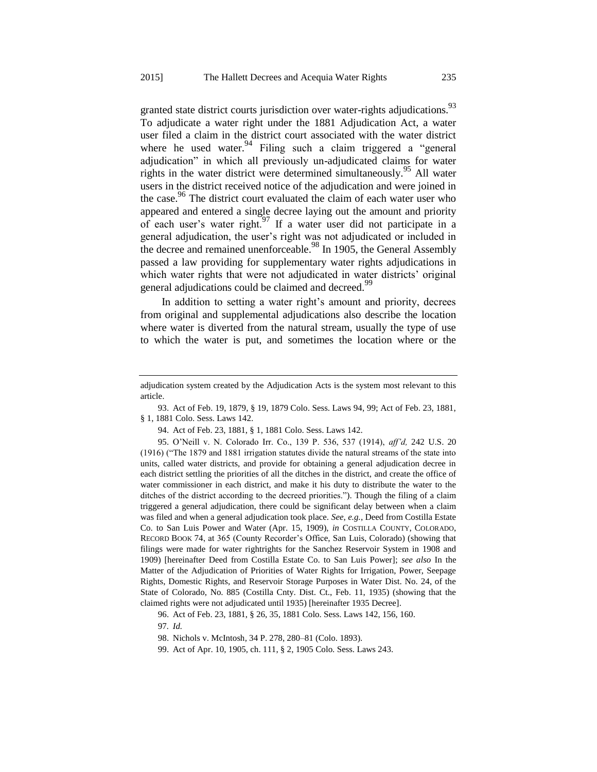granted state district courts jurisdiction over water-rights adjudications.[93] To adjudicate a water right under the 1881 Adjudication Act, a water user filed a claim in the district court associated with the water district where he used water.[94] Filing such a claim triggered a "general adjudication" in which all previously un-adjudicated claims for water rights in the water district were determined simultaneously.[95] All water users in the district received notice of the adjudication and were joined in the case.[96] The district court evaluated the claim of each water user who appeared and entered a single decree laying out the amount and priority of each user's water right.[97] If a water user did not participate in a general adjudication, the user's right was not adjudicated or included in the decree and remained unenforceable.[98] In 1905, the General Assembly passed a law providing for supplementary water rights adjudications in which water rights that were not adjudicated in water districts' original general adjudications could be claimed and decreed.[99]

In addition to setting a water right's amount and priority, decrees from original and supplemental adjudications also describe the location where water is diverted from the natural stream, usually the type of use to which the water is put, and sometimes the location where or the

---

adjudication system created by the Adjudication Acts is the system most relevant to this article.

93. Act of Feb. 19, 1879, § 19, 1879 Colo. Sess. Laws 94, 99; Act of Feb. 23, 1881, § 1, 1881 Colo. Sess. Laws 142.

94. Act of Feb. 23, 1881, § 1, 1881 Colo. Sess. Laws 142.

95. O'Neill v. N. Colorado Irr. Co., 139 P. 536, 537 (1914), *aff'd,* 242 U.S. 20 (1916) ("The 1879 and 1881 irrigation statutes divide the natural streams of the state into units, called water districts, and provide for obtaining a general adjudication decree in each district settling the priorities of all the ditches in the district, and create the office of water commissioner in each district, and make it his duty to distribute the water to the ditches of the district according to the decreed priorities."). Though the filing of a claim triggered a general adjudication, there could be significant delay between when a claim was filed and when a general adjudication took place. *See, e.g.*, Deed from Costilla Estate Co. to San Luis Power and Water (Apr. 15, 1909), *in* COSTILLA COUNTY, COLORADO, RECORD BOOK 74, at 365 (County Recorder's Office, San Luis, Colorado) (showing that filings were made for water rightrights for the Sanchez Reservoir System in 1908 and 1909) [hereinafter Deed from Costilla Estate Co. to San Luis Power]; *see also* In the Matter of the Adjudication of Priorities of Water Rights for Irrigation, Power, Seepage Rights, Domestic Rights, and Reservoir Storage Purposes in Water Dist. No. 24, of the State of Colorado, No. 885 (Costilla Cnty. Dist. Ct., Feb. 11, 1935) (showing that the claimed rights were not adjudicated until 1935) [hereinafter 1935 Decree].

96. Act of Feb. 23, 1881, § 26, 35, 1881 Colo. Sess. Laws 142, 156, 160.

97. *Id.*

98. Nichols v. McIntosh, 34 P. 278, 280–81 (Colo. 1893).

99. Act of Apr. 10, 1905, ch. 111, § 2, 1905 Colo. Sess. Laws 243.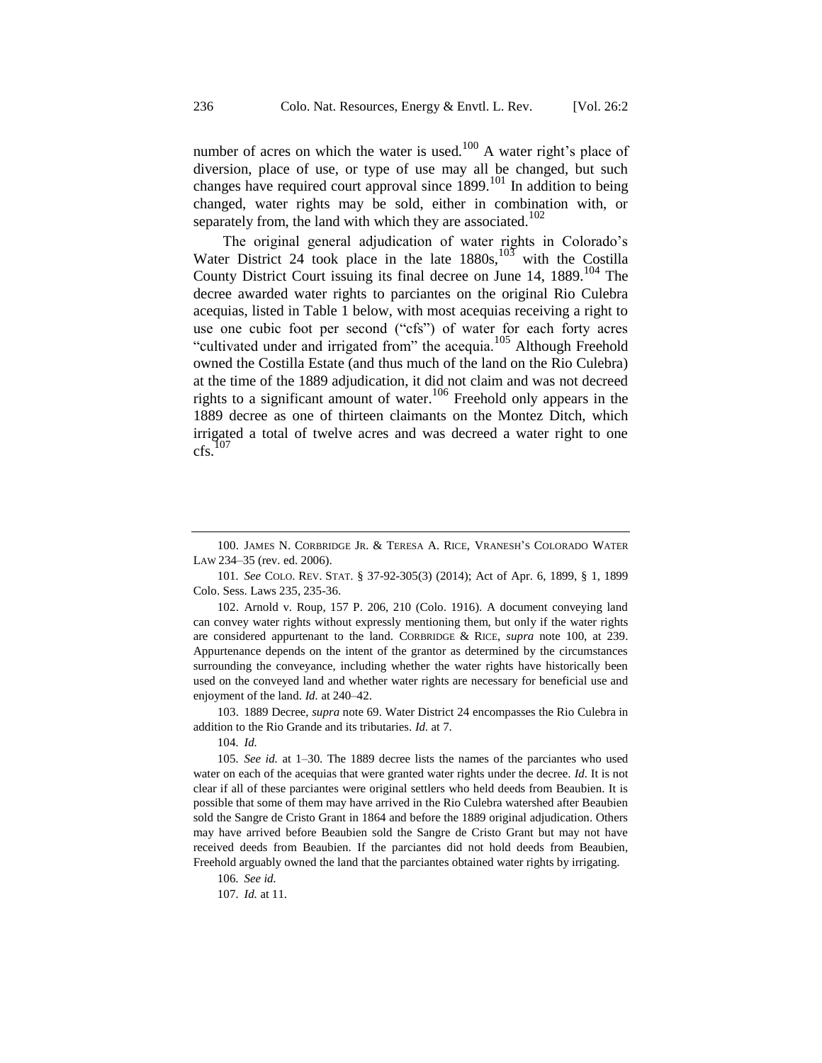number of acres on which the water is used.[100] A water right's place of diversion, place of use, or type of use may all be changed, but such changes have required court approval since 1899.[101] In addition to being changed, water rights may be sold, either in combination with, or separately from, the land with which they are associated.[102]

The original general adjudication of water rights in Colorado's Water District 24 took place in the late 1880s,[103] with the Costilla County District Court issuing its final decree on June 14, 1889.[104] The decree awarded water rights to parciantes on the original Rio Culebra acequias, listed in Table 1 below, with most acequias receiving a right to use one cubic foot per second ("cfs") of water for each forty acres "cultivated under and irrigated from" the acequia.[105] Although Freehold owned the Costilla Estate (and thus much of the land on the Rio Culebra) at the time of the 1889 adjudication, it did not claim and was not decreed rights to a significant amount of water.[106] Freehold only appears in the 1889 decree as one of thirteen claimants on the Montez Ditch, which irrigated a total of twelve acres and was decreed a water right to one cfs.[107]

---

100. JAMES N. CORBRIDGE JR. & TERESA A. RICE, VRANESH'S COLORADO WATER LAW 234–35 (rev. ed. 2006).

101. *See* COLO. REV. STAT. § 37-92-305(3) (2014); Act of Apr. 6, 1899, § 1, 1899 Colo. Sess. Laws 235, 235-36.

102. Arnold v. Roup, 157 P. 206, 210 (Colo. 1916). A document conveying land can convey water rights without expressly mentioning them, but only if the water rights are considered appurtenant to the land. CORBRIDGE & RICE, *supra* note 100, at 239. Appurtenance depends on the intent of the grantor as determined by the circumstances surrounding the conveyance, including whether the water rights have historically been used on the conveyed land and whether water rights are necessary for beneficial use and enjoyment of the land. *Id.* at 240–42.

103. 1889 Decree, *supra* note 69. Water District 24 encompasses the Rio Culebra in addition to the Rio Grande and its tributaries. *Id.* at 7.

104. *Id.*

105. *See id.* at 1–30. The 1889 decree lists the names of the parciantes who used water on each of the acequias that were granted water rights under the decree. *Id.* It is not clear if all of these parciantes were original settlers who held deeds from Beaubien. It is possible that some of them may have arrived in the Rio Culebra watershed after Beaubien sold the Sangre de Cristo Grant in 1864 and before the 1889 original adjudication. Others may have arrived before Beaubien sold the Sangre de Cristo Grant but may not have received deeds from Beaubien. If the parciantes did not hold deeds from Beaubien, Freehold arguably owned the land that the parciantes obtained water rights by irrigating.

106. *See id.*

107. *Id.* at 11.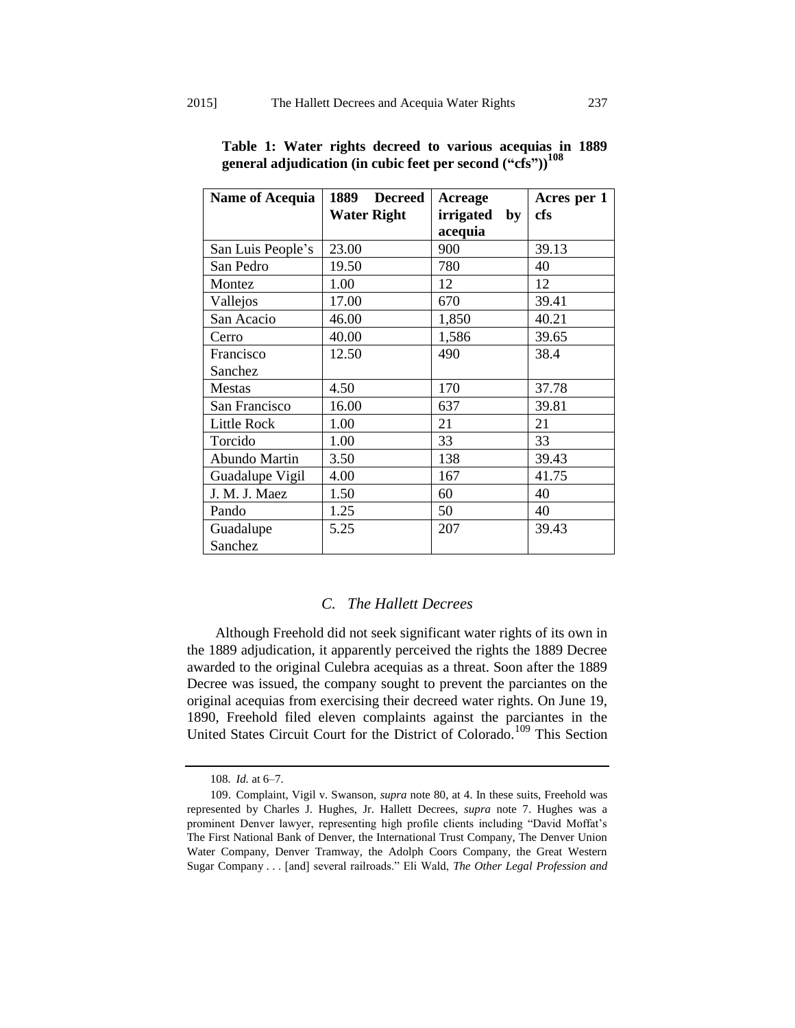**Table 1: Water rights decreed to various acequias in 1889 general adjudication (in cubic feet per second ("cfs"))**[108]

| Name of Acequia | 1889 Decreed Water Right | Acreage irrigated by acequia | Acres per 1 cfs |
|---|---|---|---|
| San Luis People's | 23.00 | 900 | 39.13 |
| San Pedro | 19.50 | 780 | 40 |
| Montez | 1.00 | 12 | 12 |
| Vallejos | 17.00 | 670 | 39.41 |
| San Acacio | 46.00 | 1,850 | 40.21 |
| Cerro | 40.00 | 1,586 | 39.65 |
| Francisco Sanchez | 12.50 | 490 | 38.4 |
| Mestas | 4.50 | 170 | 37.78 |
| San Francisco | 16.00 | 637 | 39.81 |
| Little Rock | 1.00 | 21 | 21 |
| Torcido | 1.00 | 33 | 33 |
| Abundo Martin | 3.50 | 138 | 39.43 |
| Guadalupe Vigil | 4.00 | 167 | 41.75 |
| J. M. J. Maez | 1.50 | 60 | 40 |
| Pando | 1.25 | 50 | 40 |
| Guadalupe Sanchez | 5.25 | 207 | 39.43 |

### *C. The Hallett Decrees*

Although Freehold did not seek significant water rights of its own in the 1889 adjudication, it apparently perceived the rights the 1889 Decree awarded to the original Culebra acequias as a threat. Soon after the 1889 Decree was issued, the company sought to prevent the parciantes on the original acequias from exercising their decreed water rights. On June 19, 1890, Freehold filed eleven complaints against the parciantes in the United States Circuit Court for the District of Colorado.[109] This Section

---

108. *Id.* at 6–7.

109. Complaint, Vigil v. Swanson, *supra* note 80, at 4. In these suits, Freehold was represented by Charles J. Hughes, Jr. Hallett Decrees, *supra* note 7. Hughes was a prominent Denver lawyer, representing high profile clients including "David Moffat's The First National Bank of Denver, the International Trust Company, The Denver Union Water Company, Denver Tramway, the Adolph Coors Company, the Great Western Sugar Company . . . [and] several railroads." Eli Wald, *The Other Legal Profession and*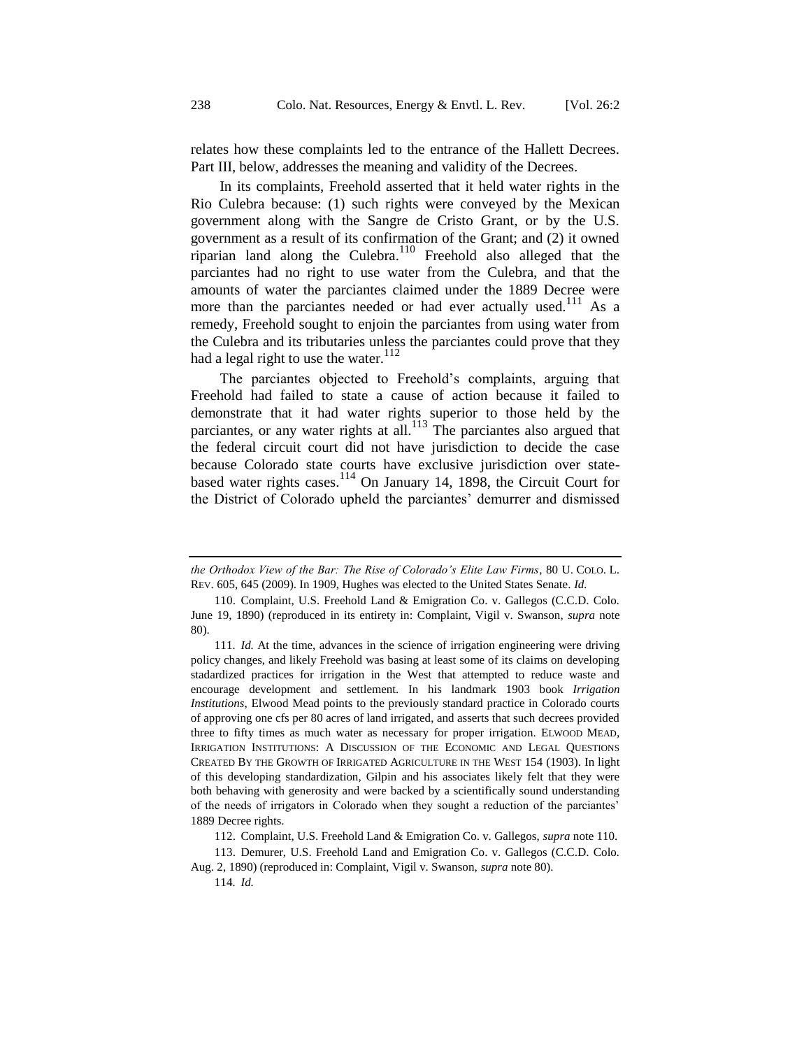relates how these complaints led to the entrance of the Hallett Decrees. Part III, below, addresses the meaning and validity of the Decrees.

In its complaints, Freehold asserted that it held water rights in the Rio Culebra because: (1) such rights were conveyed by the Mexican government along with the Sangre de Cristo Grant, or by the U.S. government as a result of its confirmation of the Grant; and (2) it owned riparian land along the Culebra.[110] Freehold also alleged that the parciantes had no right to use water from the Culebra, and that the amounts of water the parciantes claimed under the 1889 Decree were more than the parciantes needed or had ever actually used.[111] As a remedy, Freehold sought to enjoin the parciantes from using water from the Culebra and its tributaries unless the parciantes could prove that they had a legal right to use the water.[112]

The parciantes objected to Freehold's complaints, arguing that Freehold had failed to state a cause of action because it failed to demonstrate that it had water rights superior to those held by the parciantes, or any water rights at all.[113] The parciantes also argued that the federal circuit court did not have jurisdiction to decide the case because Colorado state courts have exclusive jurisdiction over state-based water rights cases.[114] On January 14, 1898, the Circuit Court for the District of Colorado upheld the parciantes' demurrer and dismissed

---

*the Orthodox View of the Bar: The Rise of Colorado's Elite Law Firms*, 80 U. COLO. L. REV. 605, 645 (2009). In 1909, Hughes was elected to the United States Senate. *Id.*

110. Complaint, U.S. Freehold Land & Emigration Co. v. Gallegos (C.C.D. Colo. June 19, 1890) (reproduced in its entirety in: Complaint, Vigil v. Swanson, *supra* note 80).

111. *Id.* At the time, advances in the science of irrigation engineering were driving policy changes, and likely Freehold was basing at least some of its claims on developing stadardized practices for irrigation in the West that attempted to reduce waste and encourage development and settlement. In his landmark 1903 book *Irrigation Institutions*, Elwood Mead points to the previously standard practice in Colorado courts of approving one cfs per 80 acres of land irrigated, and asserts that such decrees provided three to fifty times as much water as necessary for proper irrigation. ELWOOD MEAD, IRRIGATION INSTITUTIONS: A DISCUSSION OF THE ECONOMIC AND LEGAL QUESTIONS CREATED BY THE GROWTH OF IRRIGATED AGRICULTURE IN THE WEST 154 (1903). In light of this developing standardization, Gilpin and his associates likely felt that they were both behaving with generosity and were backed by a scientifically sound understanding of the needs of irrigators in Colorado when they sought a reduction of the parciantes' 1889 Decree rights.

112. Complaint, U.S. Freehold Land & Emigration Co. v. Gallegos, *supra* note 110.

113. Demurer, U.S. Freehold Land and Emigration Co. v. Gallegos (C.C.D. Colo. Aug. 2, 1890) (reproduced in: Complaint, Vigil v. Swanson, *supra* note 80).

114. *Id.*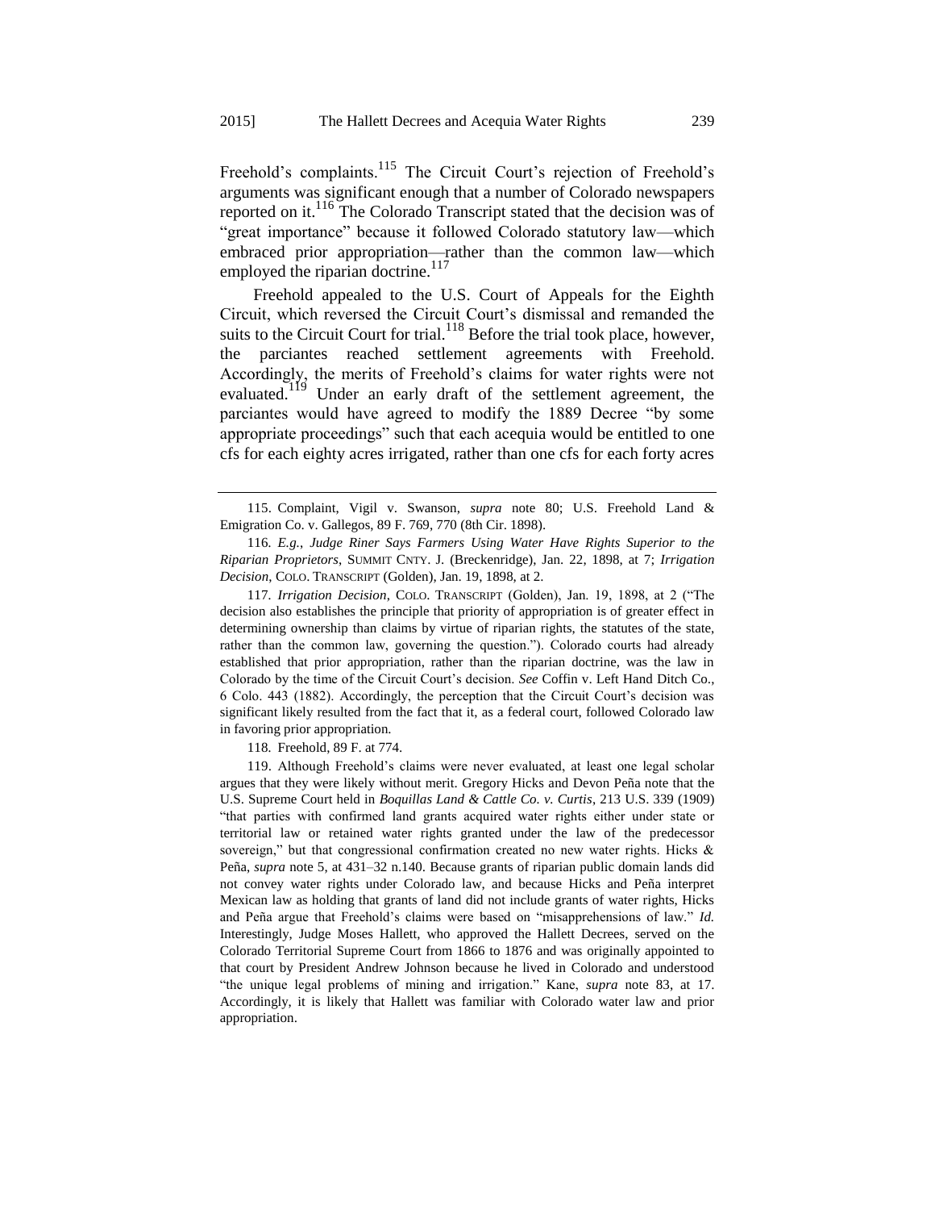Freehold's complaints.[115] The Circuit Court's rejection of Freehold's arguments was significant enough that a number of Colorado newspapers reported on it.[116] The Colorado Transcript stated that the decision was of "great importance" because it followed Colorado statutory law—which embraced prior appropriation—rather than the common law—which employed the riparian doctrine.[117]

Freehold appealed to the U.S. Court of Appeals for the Eighth Circuit, which reversed the Circuit Court's dismissal and remanded the suits to the Circuit Court for trial.[118] Before the trial took place, however, the parciantes reached settlement agreements with Freehold. Accordingly, the merits of Freehold's claims for water rights were not evaluated.[119] Under an early draft of the settlement agreement, the parciantes would have agreed to modify the 1889 Decree "by some appropriate proceedings" such that each acequia would be entitled to one cfs for each eighty acres irrigated, rather than one cfs for each forty acres

---

115. Complaint, Vigil v. Swanson, *supra* note 80; U.S. Freehold Land & Emigration Co. v. Gallegos, 89 F. 769, 770 (8th Cir. 1898).

116. *E.g.*, *Judge Riner Says Farmers Using Water Have Rights Superior to the Riparian Proprietors*, SUMMIT CNTY. J. (Breckenridge), Jan. 22, 1898, at 7; *Irrigation Decision*, COLO. TRANSCRIPT (Golden), Jan. 19, 1898, at 2.

117. *Irrigation Decision*, COLO. TRANSCRIPT (Golden), Jan. 19, 1898, at 2 ("The decision also establishes the principle that priority of appropriation is of greater effect in determining ownership than claims by virtue of riparian rights, the statutes of the state, rather than the common law, governing the question."). Colorado courts had already established that prior appropriation, rather than the riparian doctrine, was the law in Colorado by the time of the Circuit Court's decision. *See* Coffin v. Left Hand Ditch Co., 6 Colo. 443 (1882). Accordingly, the perception that the Circuit Court's decision was significant likely resulted from the fact that it, as a federal court, followed Colorado law in favoring prior appropriation.

118. Freehold, 89 F. at 774.

119. Although Freehold's claims were never evaluated, at least one legal scholar argues that they were likely without merit. Gregory Hicks and Devon Peña note that the U.S. Supreme Court held in *Boquillas Land & Cattle Co. v. Curtis*, 213 U.S. 339 (1909) "that parties with confirmed land grants acquired water rights either under state or territorial law or retained water rights granted under the law of the predecessor sovereign," but that congressional confirmation created no new water rights. Hicks & Peña, *supra* note 5, at 431–32 n.140. Because grants of riparian public domain lands did not convey water rights under Colorado law, and because Hicks and Peña interpret Mexican law as holding that grants of land did not include grants of water rights, Hicks and Peña argue that Freehold's claims were based on "misapprehensions of law." *Id.* Interestingly, Judge Moses Hallett, who approved the Hallett Decrees, served on the Colorado Territorial Supreme Court from 1866 to 1876 and was originally appointed to that court by President Andrew Johnson because he lived in Colorado and understood "the unique legal problems of mining and irrigation." Kane, *supra* note 83, at 17. Accordingly, it is likely that Hallett was familiar with Colorado water law and prior appropriation.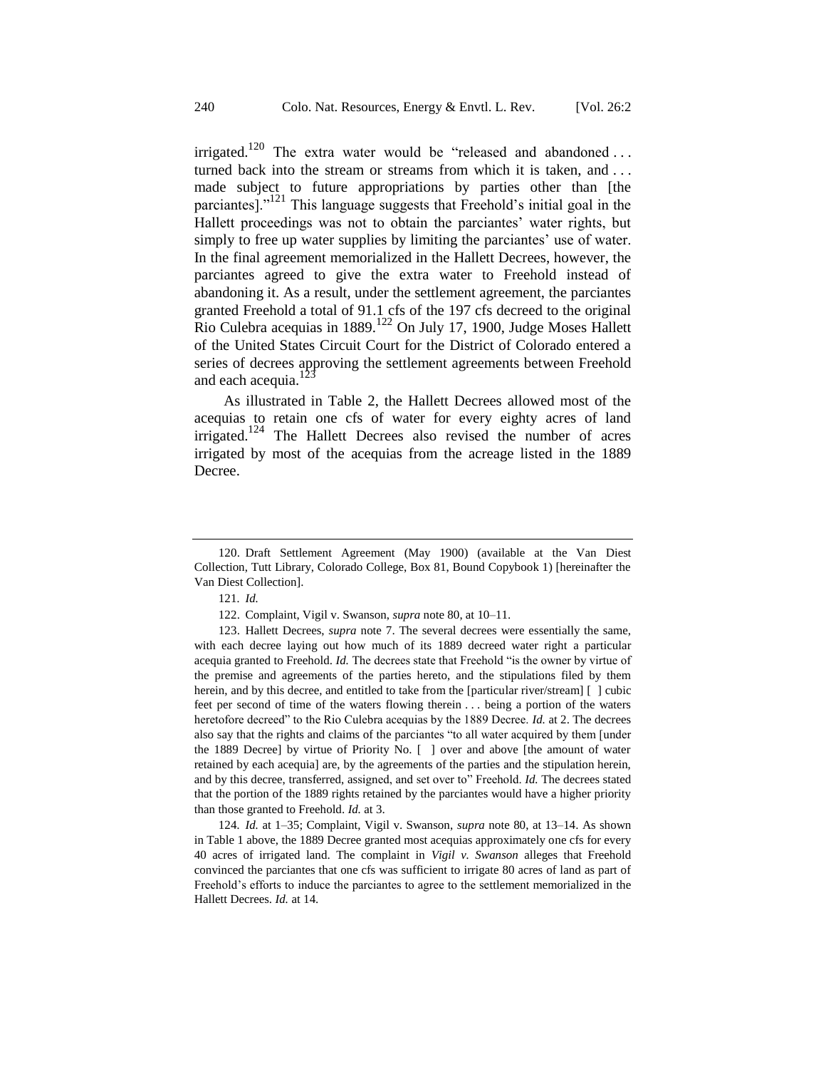irrigated.[120] The extra water would be "released and abandoned . . . turned back into the stream or streams from which it is taken, and . . . made subject to future appropriations by parties other than [the parciantes]."[121] This language suggests that Freehold's initial goal in the Hallett proceedings was not to obtain the parciantes' water rights, but simply to free up water supplies by limiting the parciantes' use of water. In the final agreement memorialized in the Hallett Decrees, however, the parciantes agreed to give the extra water to Freehold instead of abandoning it. As a result, under the settlement agreement, the parciantes granted Freehold a total of 91.1 cfs of the 197 cfs decreed to the original Rio Culebra acequias in 1889.[122] On July 17, 1900, Judge Moses Hallett of the United States Circuit Court for the District of Colorado entered a series of decrees approving the settlement agreements between Freehold and each acequia.[123]

As illustrated in Table 2, the Hallett Decrees allowed most of the acequias to retain one cfs of water for every eighty acres of land irrigated.[124] The Hallett Decrees also revised the number of acres irrigated by most of the acequias from the acreage listed in the 1889 Decree.

---

120. Draft Settlement Agreement (May 1900) (available at the Van Diest Collection, Tutt Library, Colorado College, Box 81, Bound Copybook 1) [hereinafter the Van Diest Collection].

121. *Id.*

122. Complaint, Vigil v. Swanson, *supra* note 80, at 10–11.

123. Hallett Decrees, *supra* note 7. The several decrees were essentially the same, with each decree laying out how much of its 1889 decreed water right a particular acequia granted to Freehold. *Id.* The decrees state that Freehold "is the owner by virtue of the premise and agreements of the parties hereto, and the stipulations filed by them herein, and by this decree, and entitled to take from the [particular river/stream] [ ] cubic feet per second of time of the waters flowing therein . . . being a portion of the waters heretofore decreed" to the Rio Culebra acequias by the 1889 Decree. *Id.* at 2. The decrees also say that the rights and claims of the parciantes "to all water acquired by them [under the 1889 Decree] by virtue of Priority No. [ ] over and above [the amount of water retained by each acequia] are, by the agreements of the parties and the stipulation herein, and by this decree, transferred, assigned, and set over to" Freehold. *Id.* The decrees stated that the portion of the 1889 rights retained by the parciantes would have a higher priority than those granted to Freehold. *Id.* at 3.

124. *Id.* at 1–35; Complaint, Vigil v. Swanson, *supra* note 80, at 13–14. As shown in Table 1 above, the 1889 Decree granted most acequias approximately one cfs for every 40 acres of irrigated land. The complaint in *Vigil v. Swanson* alleges that Freehold convinced the parciantes that one cfs was sufficient to irrigate 80 acres of land as part of Freehold's efforts to induce the parciantes to agree to the settlement memorialized in the Hallett Decrees. *Id.* at 14.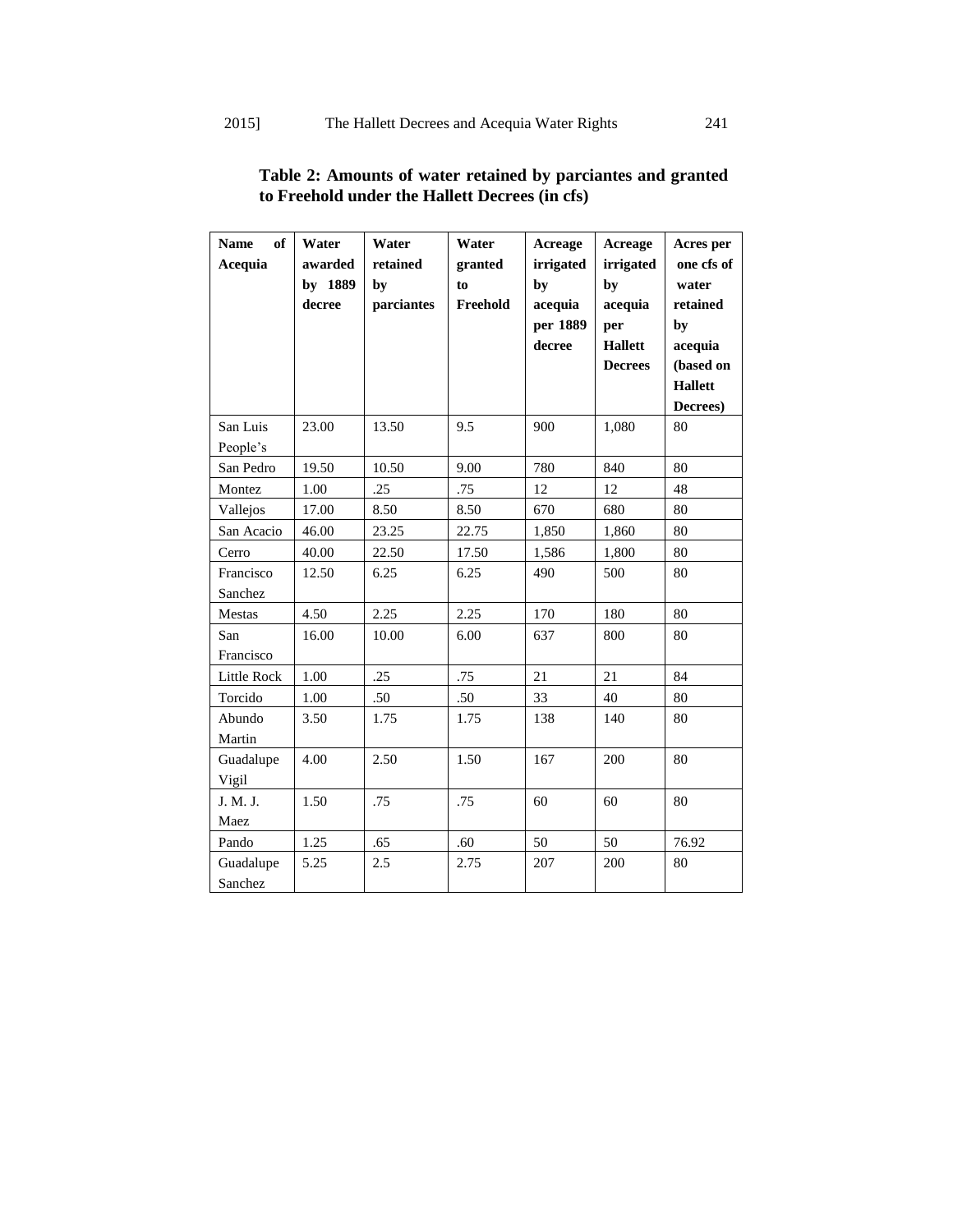**Table 2: Amounts of water retained by parciantes and granted to Freehold under the Hallett Decrees (in cfs)**

| Name of Acequia | Water awarded by 1889 decree | Water retained by parciantes | Water granted to Freehold | Acreage irrigated by acequia per 1889 decree | Acreage irrigated by acequia per Hallett Decrees | Acres per one cfs of water retained by acequia (based on Hallett Decrees) |
|---|---|---|---|---|---|---|
| San Luis People's | 23.00 | 13.50 | 9.5 | 900 | 1,080 | 80 |
| San Pedro | 19.50 | 10.50 | 9.00 | 780 | 840 | 80 |
| Montez | 1.00 | .25 | .75 | 12 | 12 | 48 |
| Vallejos | 17.00 | 8.50 | 8.50 | 670 | 680 | 80 |
| San Acacio | 46.00 | 23.25 | 22.75 | 1,850 | 1,860 | 80 |
| Cerro | 40.00 | 22.50 | 17.50 | 1,586 | 1,800 | 80 |
| Francisco Sanchez | 12.50 | 6.25 | 6.25 | 490 | 500 | 80 |
| Mestas | 4.50 | 2.25 | 2.25 | 170 | 180 | 80 |
| San Francisco | 16.00 | 10.00 | 6.00 | 637 | 800 | 80 |
| Little Rock | 1.00 | .25 | .75 | 21 | 21 | 84 |
| Torcido | 1.00 | .50 | .50 | 33 | 40 | 80 |
| Abundo Martin | 3.50 | 1.75 | 1.75 | 138 | 140 | 80 |
| Guadalupe Vigil | 4.00 | 2.50 | 1.50 | 167 | 200 | 80 |
| J. M. J. Maez | 1.50 | .75 | .75 | 60 | 60 | 80 |
| Pando | 1.25 | .65 | .60 | 50 | 50 | 76.92 |
| Guadalupe Sanchez | 5.25 | 2.5 | 2.75 | 207 | 200 | 80 |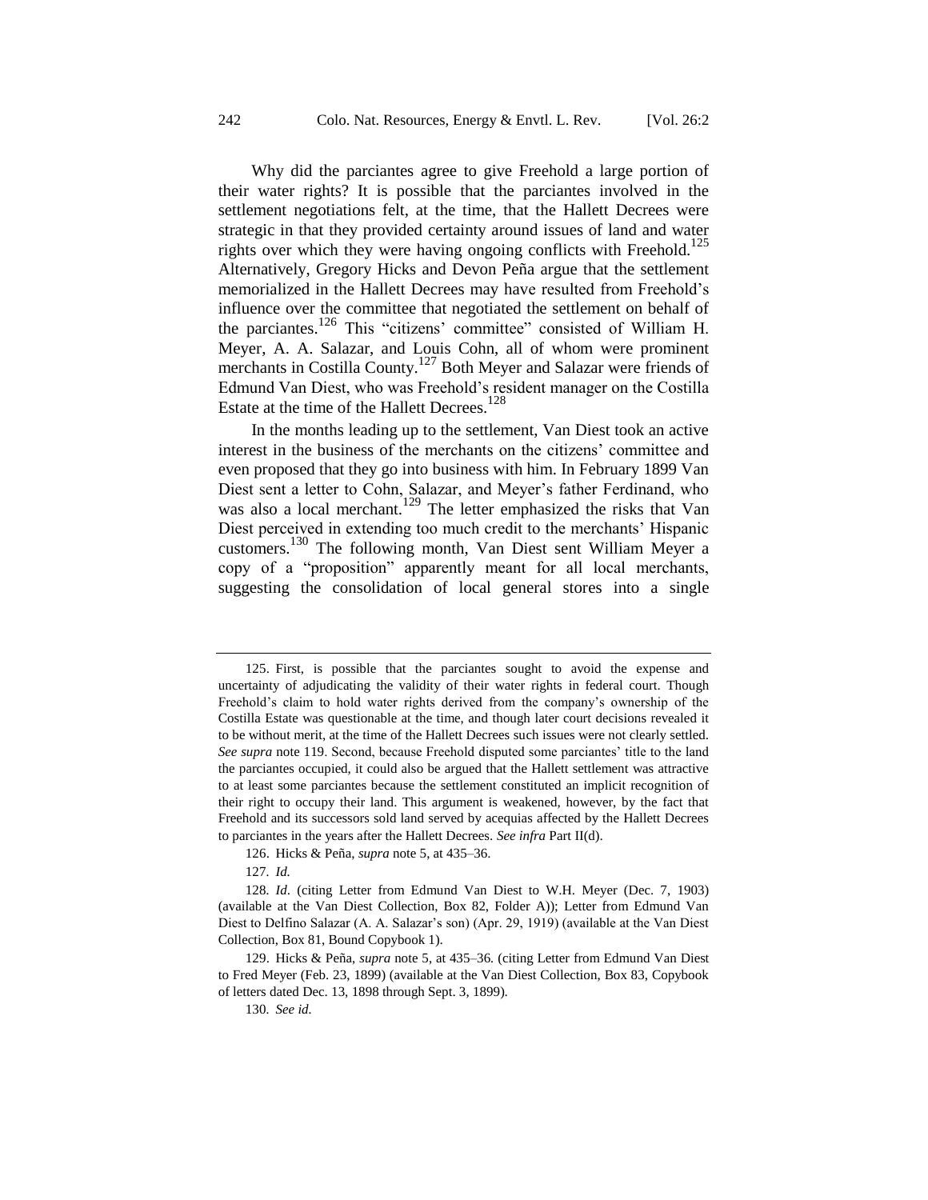Why did the parciantes agree to give Freehold a large portion of their water rights? It is possible that the parciantes involved in the settlement negotiations felt, at the time, that the Hallett Decrees were strategic in that they provided certainty around issues of land and water rights over which they were having ongoing conflicts with Freehold.[125] Alternatively, Gregory Hicks and Devon Peña argue that the settlement memorialized in the Hallett Decrees may have resulted from Freehold's influence over the committee that negotiated the settlement on behalf of the parciantes.[126] This "citizens' committee" consisted of William H. Meyer, A. A. Salazar, and Louis Cohn, all of whom were prominent merchants in Costilla County.[127] Both Meyer and Salazar were friends of Edmund Van Diest, who was Freehold's resident manager on the Costilla Estate at the time of the Hallett Decrees.[128]

In the months leading up to the settlement, Van Diest took an active interest in the business of the merchants on the citizens' committee and even proposed that they go into business with him. In February 1899 Van Diest sent a letter to Cohn, Salazar, and Meyer's father Ferdinand, who was also a local merchant.[129] The letter emphasized the risks that Van Diest perceived in extending too much credit to the merchants' Hispanic customers.[130] The following month, Van Diest sent William Meyer a copy of a "proposition" apparently meant for all local merchants, suggesting the consolidation of local general stores into a single

---

125. First, is possible that the parciantes sought to avoid the expense and uncertainty of adjudicating the validity of their water rights in federal court. Though Freehold's claim to hold water rights derived from the company's ownership of the Costilla Estate was questionable at the time, and though later court decisions revealed it to be without merit, at the time of the Hallett Decrees such issues were not clearly settled. *See supra* note 119. Second, because Freehold disputed some parciantes' title to the land the parciantes occupied, it could also be argued that the Hallett settlement was attractive to at least some parciantes because the settlement constituted an implicit recognition of their right to occupy their land. This argument is weakened, however, by the fact that Freehold and its successors sold land served by acequias affected by the Hallett Decrees to parciantes in the years after the Hallett Decrees. *See infra* Part II(d).

126. Hicks & Peña, *supra* note 5, at 435–36.

127. *Id.*

128. *Id*. (citing Letter from Edmund Van Diest to W.H. Meyer (Dec. 7, 1903) (available at the Van Diest Collection, Box 82, Folder A)); Letter from Edmund Van Diest to Delfino Salazar (A. A. Salazar's son) (Apr. 29, 1919) (available at the Van Diest Collection, Box 81, Bound Copybook 1).

129. Hicks & Peña, *supra* note 5, at 435–36. (citing Letter from Edmund Van Diest to Fred Meyer (Feb. 23, 1899) (available at the Van Diest Collection, Box 83, Copybook of letters dated Dec. 13, 1898 through Sept. 3, 1899).

130. *See id.*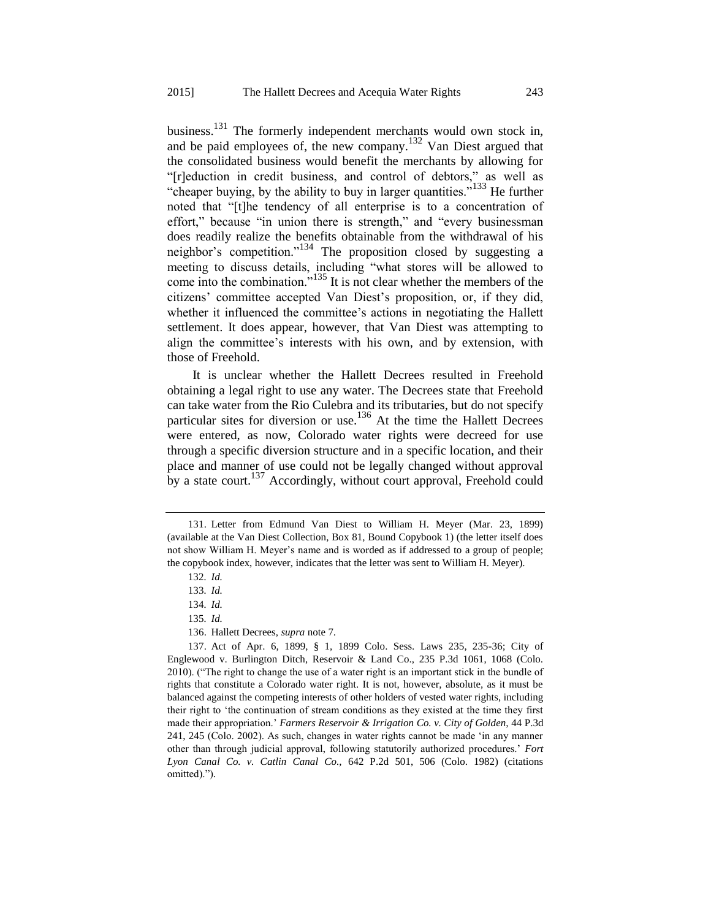business.[131] The formerly independent merchants would own stock in, and be paid employees of, the new company.[132] Van Diest argued that the consolidated business would benefit the merchants by allowing for "[r]eduction in credit business, and control of debtors," as well as "cheaper buying, by the ability to buy in larger quantities."[133] He further noted that "[t]he tendency of all enterprise is to a concentration of effort," because "in union there is strength," and "every businessman does readily realize the benefits obtainable from the withdrawal of his neighbor's competition."[134] The proposition closed by suggesting a meeting to discuss details, including "what stores will be allowed to come into the combination."[135] It is not clear whether the members of the citizens' committee accepted Van Diest's proposition, or, if they did, whether it influenced the committee's actions in negotiating the Hallett settlement. It does appear, however, that Van Diest was attempting to align the committee's interests with his own, and by extension, with those of Freehold.

It is unclear whether the Hallett Decrees resulted in Freehold obtaining a legal right to use any water. The Decrees state that Freehold can take water from the Rio Culebra and its tributaries, but do not specify particular sites for diversion or use.[136] At the time the Hallett Decrees were entered, as now, Colorado water rights were decreed for use through a specific diversion structure and in a specific location, and their place and manner of use could not be legally changed without approval by a state court.[137] Accordingly, without court approval, Freehold could

---

131. Letter from Edmund Van Diest to William H. Meyer (Mar. 23, 1899) (available at the Van Diest Collection, Box 81, Bound Copybook 1) (the letter itself does not show William H. Meyer's name and is worded as if addressed to a group of people; the copybook index, however, indicates that the letter was sent to William H. Meyer).

132. *Id.*

133. *Id.*

134. *Id.*

135. *Id.*

136. Hallett Decrees, *supra* note 7.

137. Act of Apr. 6, 1899, § 1, 1899 Colo. Sess. Laws 235, 235-36; City of Englewood v. Burlington Ditch, Reservoir & Land Co., 235 P.3d 1061, 1068 (Colo. 2010). ("The right to change the use of a water right is an important stick in the bundle of rights that constitute a Colorado water right. It is not, however, absolute, as it must be balanced against the competing interests of other holders of vested water rights, including their right to 'the continuation of stream conditions as they existed at the time they first made their appropriation.' *Farmers Reservoir & Irrigation Co. v. City of Golden*, 44 P.3d 241, 245 (Colo. 2002). As such, changes in water rights cannot be made 'in any manner other than through judicial approval, following statutorily authorized procedures.' *Fort Lyon Canal Co. v. Catlin Canal Co.*, 642 P.2d 501, 506 (Colo. 1982) (citations omitted).").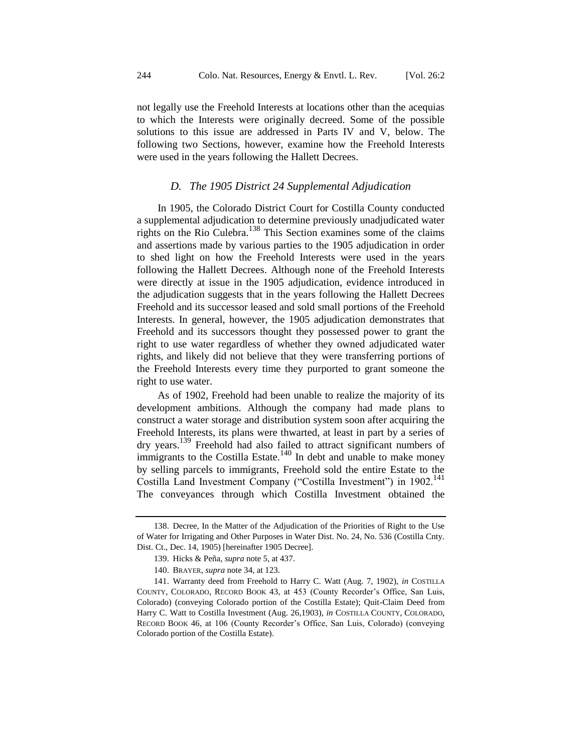not legally use the Freehold Interests at locations other than the acequias to which the Interests were originally decreed. Some of the possible solutions to this issue are addressed in Parts IV and V, below. The following two Sections, however, examine how the Freehold Interests were used in the years following the Hallett Decrees.

### *D. The 1905 District 24 Supplemental Adjudication*

In 1905, the Colorado District Court for Costilla County conducted a supplemental adjudication to determine previously unadjudicated water rights on the Rio Culebra.[138] This Section examines some of the claims and assertions made by various parties to the 1905 adjudication in order to shed light on how the Freehold Interests were used in the years following the Hallett Decrees. Although none of the Freehold Interests were directly at issue in the 1905 adjudication, evidence introduced in the adjudication suggests that in the years following the Hallett Decrees Freehold and its successor leased and sold small portions of the Freehold Interests. In general, however, the 1905 adjudication demonstrates that Freehold and its successors thought they possessed power to grant the right to use water regardless of whether they owned adjudicated water rights, and likely did not believe that they were transferring portions of the Freehold Interests every time they purported to grant someone the right to use water.

As of 1902, Freehold had been unable to realize the majority of its development ambitions. Although the company had made plans to construct a water storage and distribution system soon after acquiring the Freehold Interests, its plans were thwarted, at least in part by a series of dry years.[139] Freehold had also failed to attract significant numbers of immigrants to the Costilla Estate.[140] In debt and unable to make money by selling parcels to immigrants, Freehold sold the entire Estate to the Costilla Land Investment Company ("Costilla Investment") in 1902.[141] The conveyances through which Costilla Investment obtained the

---

138. Decree, In the Matter of the Adjudication of the Priorities of Right to the Use of Water for Irrigating and Other Purposes in Water Dist. No. 24, No. 536 (Costilla Cnty. Dist. Ct., Dec. 14, 1905) [hereinafter 1905 Decree].

139. Hicks & Peña, *supra* note 5, at 437.

140. BRAYER, *supra* note 34, at 123.

141. Warranty deed from Freehold to Harry C. Watt (Aug. 7, 1902), *in* COSTILLA COUNTY, COLORADO, RECORD BOOK 43, at 453 (County Recorder's Office, San Luis, Colorado) (conveying Colorado portion of the Costilla Estate); Quit-Claim Deed from Harry C. Watt to Costilla Investment (Aug. 26,1903), *in* COSTILLA COUNTY, COLORADO, RECORD BOOK 46, at 106 (County Recorder's Office, San Luis, Colorado) (conveying Colorado portion of the Costilla Estate).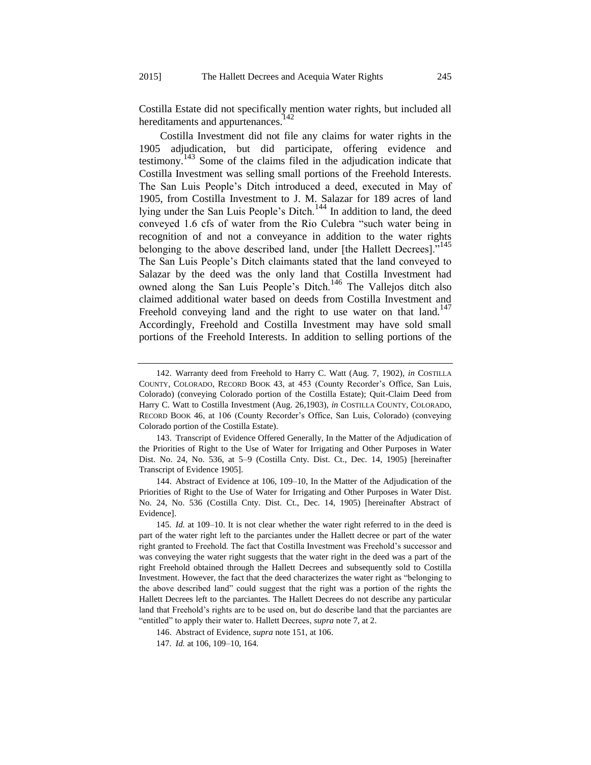Costilla Estate did not specifically mention water rights, but included all hereditaments and appurtenances.[142]

Costilla Investment did not file any claims for water rights in the 1905 adjudication, but did participate, offering evidence and testimony.[143] Some of the claims filed in the adjudication indicate that Costilla Investment was selling small portions of the Freehold Interests. The San Luis People's Ditch introduced a deed, executed in May of 1905, from Costilla Investment to J. M. Salazar for 189 acres of land lying under the San Luis People's Ditch.[144] In addition to land, the deed conveyed 1.6 cfs of water from the Rio Culebra "such water being in recognition of and not a conveyance in addition to the water rights belonging to the above described land, under [the Hallett Decrees]."[145] The San Luis People's Ditch claimants stated that the land conveyed to Salazar by the deed was the only land that Costilla Investment had owned along the San Luis People's Ditch.[146] The Vallejos ditch also claimed additional water based on deeds from Costilla Investment and Freehold conveying land and the right to use water on that land.[147] Accordingly, Freehold and Costilla Investment may have sold small portions of the Freehold Interests. In addition to selling portions of the

---

142. Warranty deed from Freehold to Harry C. Watt (Aug. 7, 1902), *in* COSTILLA COUNTY, COLORADO, RECORD BOOK 43, at 453 (County Recorder's Office, San Luis, Colorado) (conveying Colorado portion of the Costilla Estate); Quit-Claim Deed from Harry C. Watt to Costilla Investment (Aug. 26,1903), *in* COSTILLA COUNTY, COLORADO, RECORD BOOK 46, at 106 (County Recorder's Office, San Luis, Colorado) (conveying Colorado portion of the Costilla Estate).

143. Transcript of Evidence Offered Generally, In the Matter of the Adjudication of the Priorities of Right to the Use of Water for Irrigating and Other Purposes in Water Dist. No. 24, No. 536, at 5–9 (Costilla Cnty. Dist. Ct., Dec. 14, 1905) [hereinafter Transcript of Evidence 1905].

144. Abstract of Evidence at 106, 109–10, In the Matter of the Adjudication of the Priorities of Right to the Use of Water for Irrigating and Other Purposes in Water Dist. No. 24, No. 536 (Costilla Cnty. Dist. Ct., Dec. 14, 1905) [hereinafter Abstract of Evidence].

145. *Id.* at 109–10. It is not clear whether the water right referred to in the deed is part of the water right left to the parciantes under the Hallett decree or part of the water right granted to Freehold. The fact that Costilla Investment was Freehold's successor and was conveying the water right suggests that the water right in the deed was a part of the right Freehold obtained through the Hallett Decrees and subsequently sold to Costilla Investment. However, the fact that the deed characterizes the water right as "belonging to the above described land" could suggest that the right was a portion of the rights the Hallett Decrees left to the parciantes. The Hallett Decrees do not describe any particular land that Freehold's rights are to be used on, but do describe land that the parciantes are "entitled" to apply their water to. Hallett Decrees, *supra* note 7, at 2.

146. Abstract of Evidence, *supra* note 151, at 106.

147. *Id.* at 106, 109–10, 164.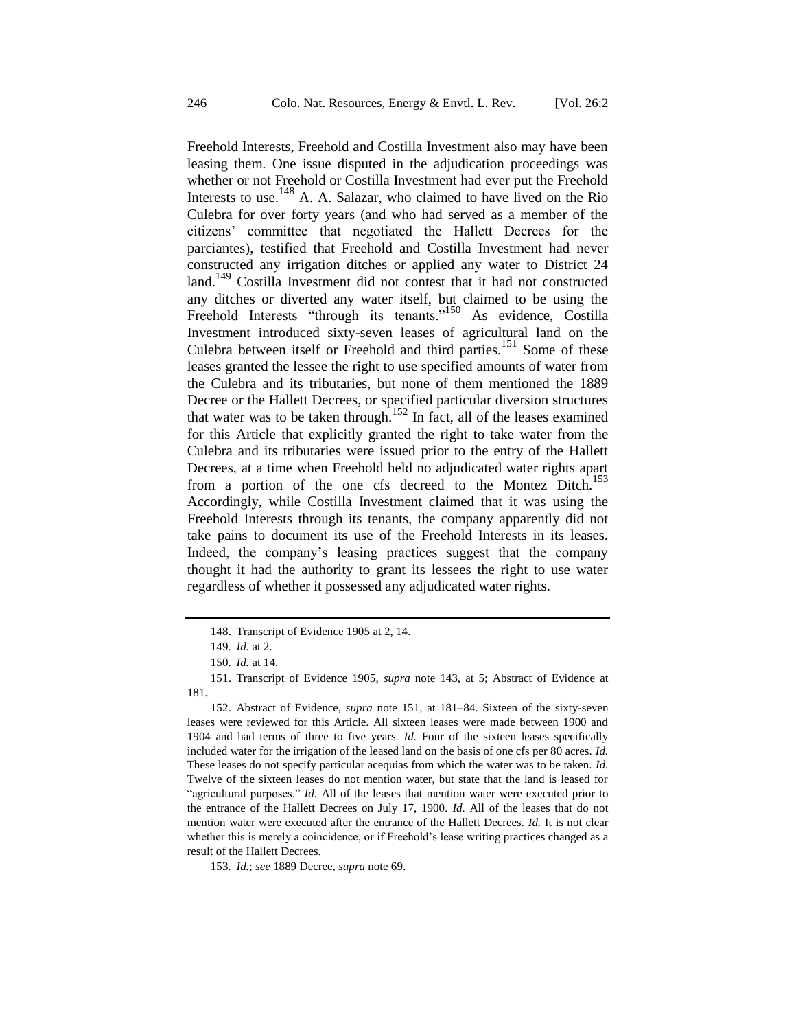Freehold Interests, Freehold and Costilla Investment also may have been leasing them. One issue disputed in the adjudication proceedings was whether or not Freehold or Costilla Investment had ever put the Freehold Interests to use.[148] A. A. Salazar, who claimed to have lived on the Rio Culebra for over forty years (and who had served as a member of the citizens' committee that negotiated the Hallett Decrees for the parciantes), testified that Freehold and Costilla Investment had never constructed any irrigation ditches or applied any water to District 24 land.[149] Costilla Investment did not contest that it had not constructed any ditches or diverted any water itself, but claimed to be using the Freehold Interests "through its tenants."[150] As evidence, Costilla Investment introduced sixty-seven leases of agricultural land on the Culebra between itself or Freehold and third parties.[151] Some of these leases granted the lessee the right to use specified amounts of water from the Culebra and its tributaries, but none of them mentioned the 1889 Decree or the Hallett Decrees, or specified particular diversion structures that water was to be taken through.[152] In fact, all of the leases examined for this Article that explicitly granted the right to take water from the Culebra and its tributaries were issued prior to the entry of the Hallett Decrees, at a time when Freehold held no adjudicated water rights apart from a portion of the one cfs decreed to the Montez Ditch.[153] Accordingly, while Costilla Investment claimed that it was using the Freehold Interests through its tenants, the company apparently did not take pains to document its use of the Freehold Interests in its leases. Indeed, the company's leasing practices suggest that the company thought it had the authority to grant its lessees the right to use water regardless of whether it possessed any adjudicated water rights.

---

148. Transcript of Evidence 1905 at 2, 14.

149. *Id.* at 2.

150. *Id.* at 14.

151. Transcript of Evidence 1905, *supra* note 143, at 5; Abstract of Evidence at 181.

152. Abstract of Evidence, *supra* note 151, at 181–84. Sixteen of the sixty-seven leases were reviewed for this Article. All sixteen leases were made between 1900 and 1904 and had terms of three to five years. *Id.* Four of the sixteen leases specifically included water for the irrigation of the leased land on the basis of one cfs per 80 acres. *Id.* These leases do not specify particular acequias from which the water was to be taken. *Id.* Twelve of the sixteen leases do not mention water, but state that the land is leased for "agricultural purposes." *Id.* All of the leases that mention water were executed prior to the entrance of the Hallett Decrees on July 17, 1900. *Id.* All of the leases that do not mention water were executed after the entrance of the Hallett Decrees. *Id.* It is not clear whether this is merely a coincidence, or if Freehold's lease writing practices changed as a result of the Hallett Decrees.

153. *Id.*; *see* 1889 Decree, *supra* note 69.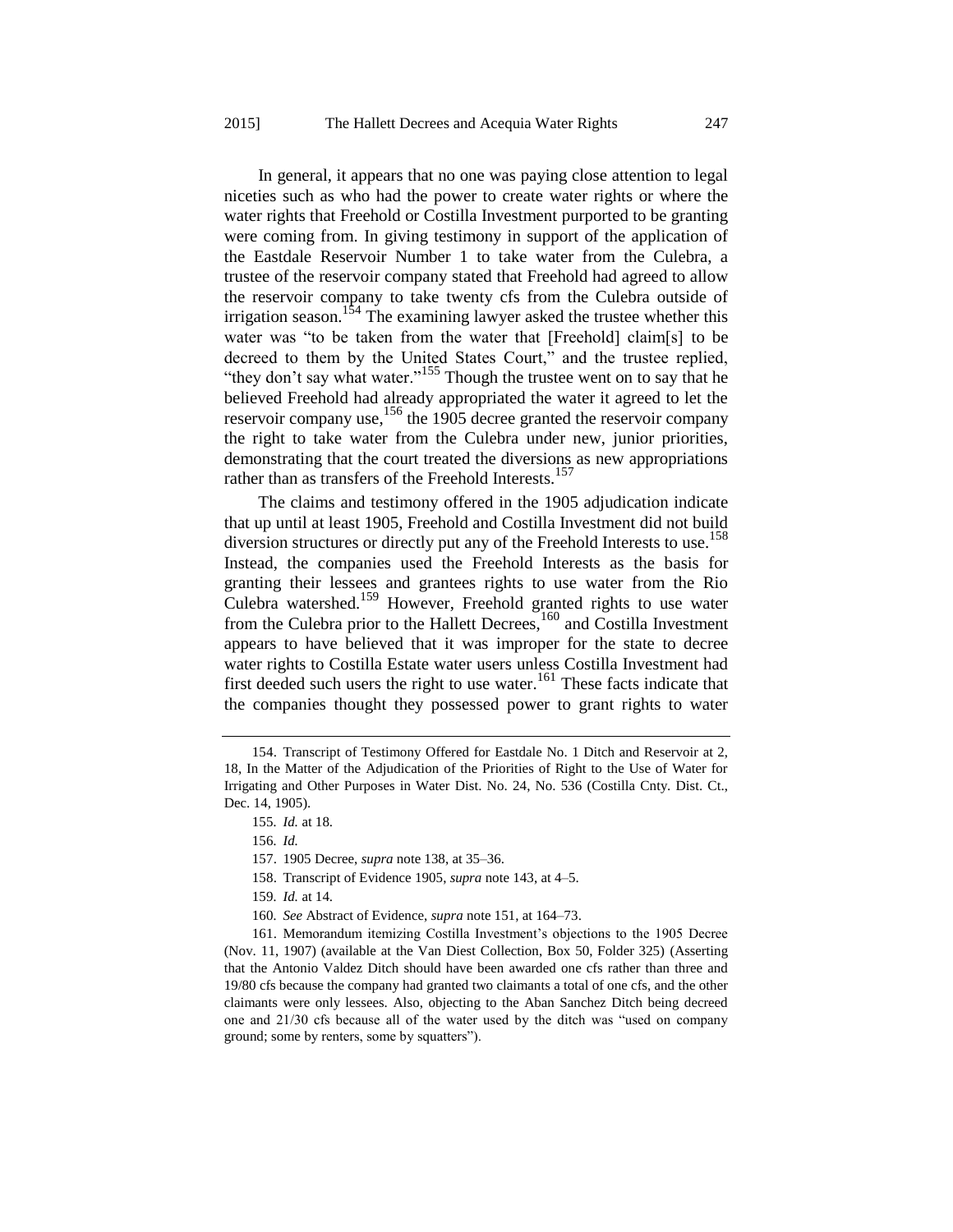In general, it appears that no one was paying close attention to legal niceties such as who had the power to create water rights or where the water rights that Freehold or Costilla Investment purported to be granting were coming from. In giving testimony in support of the application of the Eastdale Reservoir Number 1 to take water from the Culebra, a trustee of the reservoir company stated that Freehold had agreed to allow the reservoir company to take twenty cfs from the Culebra outside of irrigation season.[154] The examining lawyer asked the trustee whether this water was "to be taken from the water that [Freehold] claim[s] to be decreed to them by the United States Court," and the trustee replied, "they don't say what water."[155] Though the trustee went on to say that he believed Freehold had already appropriated the water it agreed to let the reservoir company use,[156] the 1905 decree granted the reservoir company the right to take water from the Culebra under new, junior priorities, demonstrating that the court treated the diversions as new appropriations rather than as transfers of the Freehold Interests.[157]

The claims and testimony offered in the 1905 adjudication indicate that up until at least 1905, Freehold and Costilla Investment did not build diversion structures or directly put any of the Freehold Interests to use.[158] Instead, the companies used the Freehold Interests as the basis for granting their lessees and grantees rights to use water from the Rio Culebra watershed.[159] However, Freehold granted rights to use water from the Culebra prior to the Hallett Decrees,[160] and Costilla Investment appears to have believed that it was improper for the state to decree water rights to Costilla Estate water users unless Costilla Investment had first deeded such users the right to use water.[161] These facts indicate that the companies thought they possessed power to grant rights to water

---

154. Transcript of Testimony Offered for Eastdale No. 1 Ditch and Reservoir at 2, 18, In the Matter of the Adjudication of the Priorities of Right to the Use of Water for Irrigating and Other Purposes in Water Dist. No. 24, No. 536 (Costilla Cnty. Dist. Ct., Dec. 14, 1905).

155. *Id.* at 18.

156. *Id.*

157. 1905 Decree, *supra* note 138, at 35–36.

158. Transcript of Evidence 1905, *supra* note 143, at 4–5.

159. *Id.* at 14.

160. *See* Abstract of Evidence, *supra* note 151, at 164–73.

161. Memorandum itemizing Costilla Investment's objections to the 1905 Decree (Nov. 11, 1907) (available at the Van Diest Collection, Box 50, Folder 325) (Asserting that the Antonio Valdez Ditch should have been awarded one cfs rather than three and 19/80 cfs because the company had granted two claimants a total of one cfs, and the other claimants were only lessees. Also, objecting to the Aban Sanchez Ditch being decreed one and 21/30 cfs because all of the water used by the ditch was "used on company ground; some by renters, some by squatters").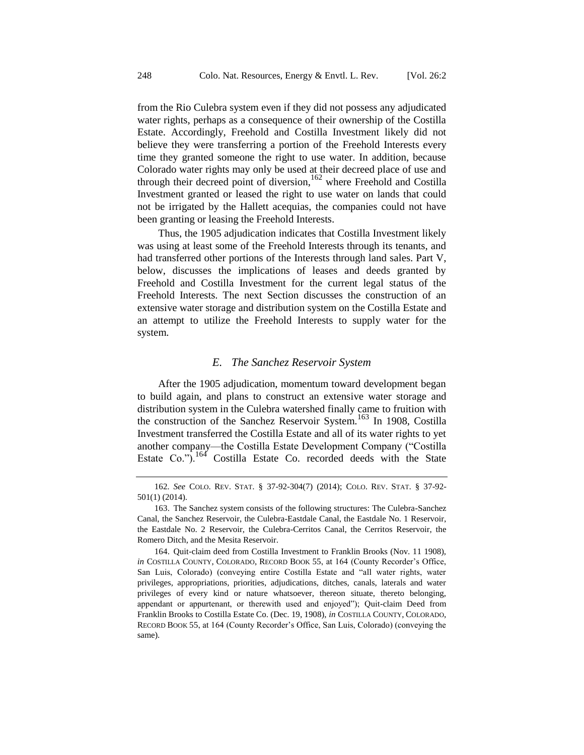from the Rio Culebra system even if they did not possess any adjudicated water rights, perhaps as a consequence of their ownership of the Costilla Estate. Accordingly, Freehold and Costilla Investment likely did not believe they were transferring a portion of the Freehold Interests every time they granted someone the right to use water. In addition, because Colorado water rights may only be used at their decreed place of use and through their decreed point of diversion,[162] where Freehold and Costilla Investment granted or leased the right to use water on lands that could not be irrigated by the Hallett acequias, the companies could not have been granting or leasing the Freehold Interests.

Thus, the 1905 adjudication indicates that Costilla Investment likely was using at least some of the Freehold Interests through its tenants, and had transferred other portions of the Interests through land sales. Part V, below, discusses the implications of leases and deeds granted by Freehold and Costilla Investment for the current legal status of the Freehold Interests. The next Section discusses the construction of an extensive water storage and distribution system on the Costilla Estate and an attempt to utilize the Freehold Interests to supply water for the system.

### *E. The Sanchez Reservoir System*

After the 1905 adjudication, momentum toward development began to build again, and plans to construct an extensive water storage and distribution system in the Culebra watershed finally came to fruition with the construction of the Sanchez Reservoir System.[163] In 1908, Costilla Investment transferred the Costilla Estate and all of its water rights to yet another company—the Costilla Estate Development Company ("Costilla Estate Co.").[164] Costilla Estate Co. recorded deeds with the State

---

162. *See* COLO. REV. STAT. § 37-92-304(7) (2014); COLO. REV. STAT. § 37-92-501(1) (2014).

163. The Sanchez system consists of the following structures: The Culebra-Sanchez Canal, the Sanchez Reservoir, the Culebra-Eastdale Canal, the Eastdale No. 1 Reservoir, the Eastdale No. 2 Reservoir, the Culebra-Cerritos Canal, the Cerritos Reservoir, the Romero Ditch, and the Mesita Reservoir.

164. Quit-claim deed from Costilla Investment to Franklin Brooks (Nov. 11 1908), *in* COSTILLA COUNTY, COLORADO, RECORD BOOK 55, at 164 (County Recorder's Office, San Luis, Colorado) (conveying entire Costilla Estate and "all water rights, water privileges, appropriations, priorities, adjudications, ditches, canals, laterals and water privileges of every kind or nature whatsoever, thereon situate, thereto belonging, appendant or appurtenant, or therewith used and enjoyed"); Quit-claim Deed from Franklin Brooks to Costilla Estate Co. (Dec. 19, 1908), *in* COSTILLA COUNTY, COLORADO, RECORD BOOK 55, at 164 (County Recorder's Office, San Luis, Colorado) (conveying the same).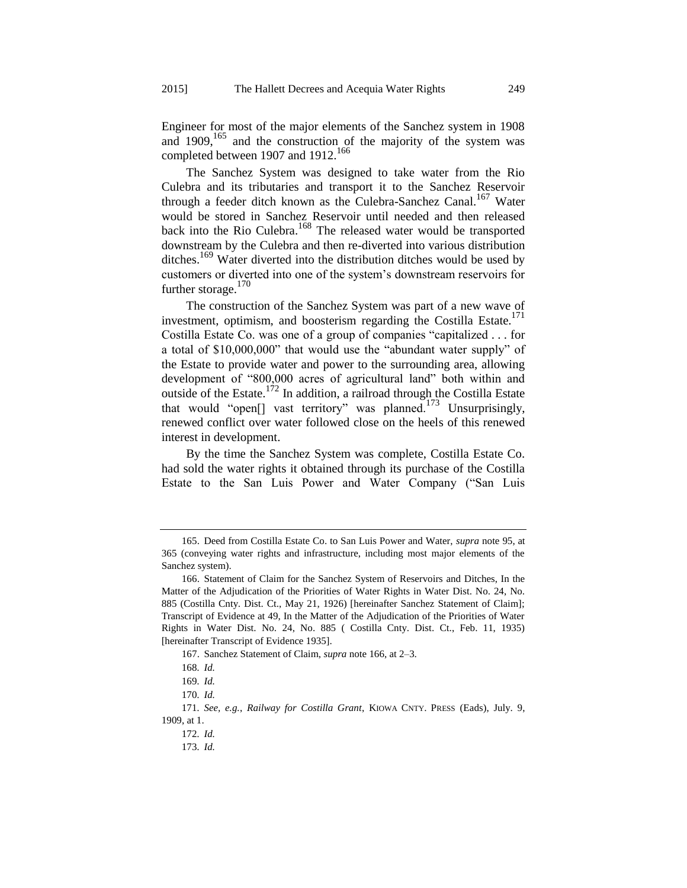Engineer for most of the major elements of the Sanchez system in 1908 and 1909,[165] and the construction of the majority of the system was completed between 1907 and 1912.[166]

The Sanchez System was designed to take water from the Rio Culebra and its tributaries and transport it to the Sanchez Reservoir through a feeder ditch known as the Culebra-Sanchez Canal.[167] Water would be stored in Sanchez Reservoir until needed and then released back into the Rio Culebra.[168] The released water would be transported downstream by the Culebra and then re-diverted into various distribution ditches.[169] Water diverted into the distribution ditches would be used by customers or diverted into one of the system's downstream reservoirs for further storage.[170]

The construction of the Sanchez System was part of a new wave of investment, optimism, and boosterism regarding the Costilla Estate.[171] Costilla Estate Co. was one of a group of companies "capitalized . . . for a total of $10,000,000" that would use the "abundant water supply" of the Estate to provide water and power to the surrounding area, allowing development of "800,000 acres of agricultural land" both within and outside of the Estate.[172] In addition, a railroad through the Costilla Estate that would "open[] vast territory" was planned.[173] Unsurprisingly, renewed conflict over water followed close on the heels of this renewed interest in development.

By the time the Sanchez System was complete, Costilla Estate Co. had sold the water rights it obtained through its purchase of the Costilla Estate to the San Luis Power and Water Company ("San Luis

---

165. Deed from Costilla Estate Co. to San Luis Power and Water, *supra* note 95, at 365 (conveying water rights and infrastructure, including most major elements of the Sanchez system).

166. Statement of Claim for the Sanchez System of Reservoirs and Ditches, In the Matter of the Adjudication of the Priorities of Water Rights in Water Dist. No. 24, No. 885 (Costilla Cnty. Dist. Ct., May 21, 1926) [hereinafter Sanchez Statement of Claim]; Transcript of Evidence at 49, In the Matter of the Adjudication of the Priorities of Water Rights in Water Dist. No. 24, No. 885 ( Costilla Cnty. Dist. Ct., Feb. 11, 1935) [hereinafter Transcript of Evidence 1935].

167. Sanchez Statement of Claim, *supra* note 166, at 2–3.

168. *Id.*

169. *Id.*

170. *Id.*

171. *See, e.g.*, *Railway for Costilla Grant*, KIOWA CNTY. PRESS (Eads), July. 9, 1909, at 1.

172. *Id.*

173. *Id.*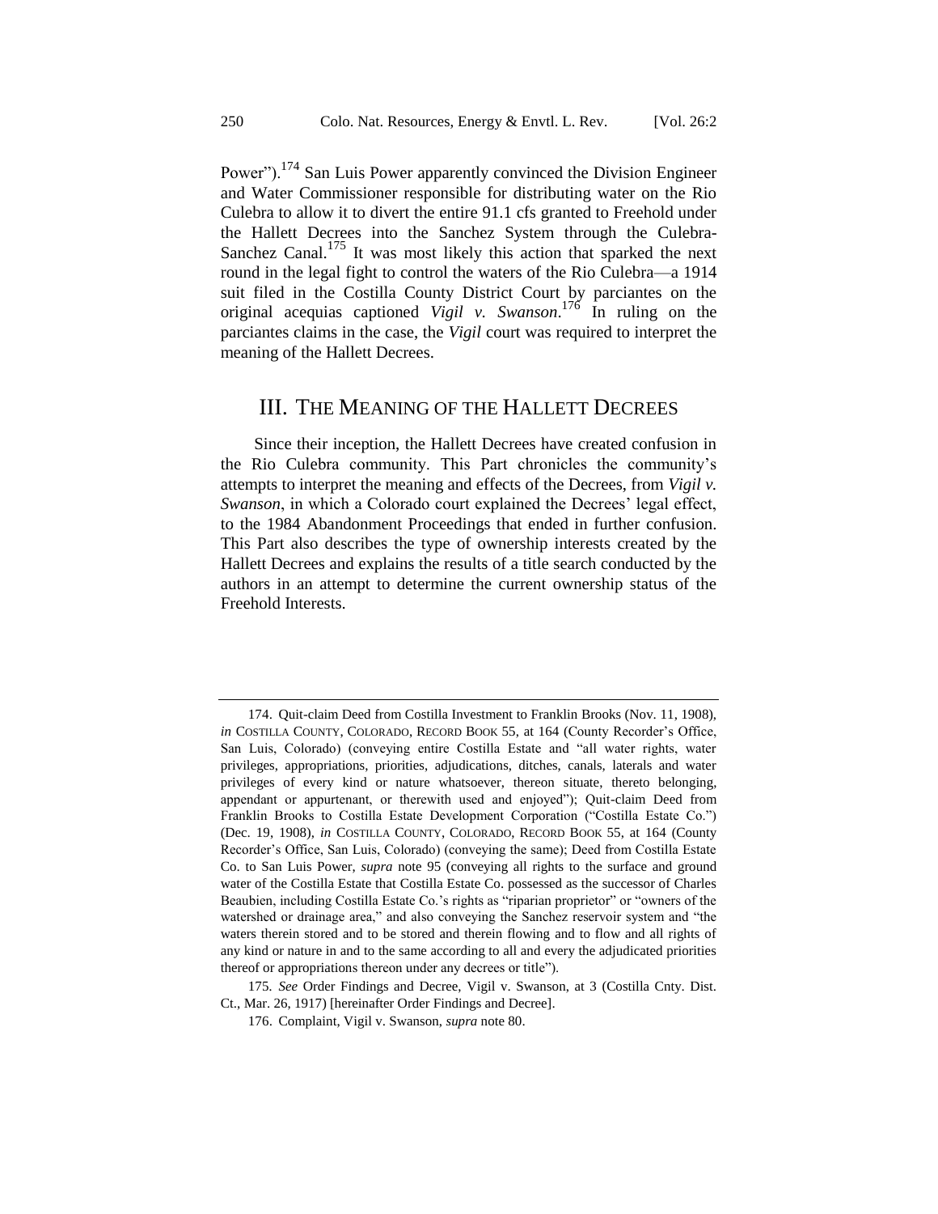Power").[174] San Luis Power apparently convinced the Division Engineer and Water Commissioner responsible for distributing water on the Rio Culebra to allow it to divert the entire 91.1 cfs granted to Freehold under the Hallett Decrees into the Sanchez System through the Culebra-Sanchez Canal.[175] It was most likely this action that sparked the next round in the legal fight to control the waters of the Rio Culebra—a 1914 suit filed in the Costilla County District Court by parciantes on the original acequias captioned *Vigil v. Swanson*.[176] In ruling on the parciantes claims in the case, the *Vigil* court was required to interpret the meaning of the Hallett Decrees.

## III. THE MEANING OF THE HALLETT DECREES

Since their inception, the Hallett Decrees have created confusion in the Rio Culebra community. This Part chronicles the community's attempts to interpret the meaning and effects of the Decrees, from *Vigil v. Swanson*, in which a Colorado court explained the Decrees' legal effect, to the 1984 Abandonment Proceedings that ended in further confusion. This Part also describes the type of ownership interests created by the Hallett Decrees and explains the results of a title search conducted by the authors in an attempt to determine the current ownership status of the Freehold Interests.

---

174. Quit-claim Deed from Costilla Investment to Franklin Brooks (Nov. 11, 1908), *in* COSTILLA COUNTY, COLORADO, RECORD BOOK 55, at 164 (County Recorder's Office, San Luis, Colorado) (conveying entire Costilla Estate and "all water rights, water privileges, appropriations, priorities, adjudications, ditches, canals, laterals and water privileges of every kind or nature whatsoever, thereon situate, thereto belonging, appendant or appurtenant, or therewith used and enjoyed"); Quit-claim Deed from Franklin Brooks to Costilla Estate Development Corporation ("Costilla Estate Co.") (Dec. 19, 1908), *in* COSTILLA COUNTY, COLORADO, RECORD BOOK 55, at 164 (County Recorder's Office, San Luis, Colorado) (conveying the same); Deed from Costilla Estate Co. to San Luis Power, *supra* note 95 (conveying all rights to the surface and ground water of the Costilla Estate that Costilla Estate Co. possessed as the successor of Charles Beaubien, including Costilla Estate Co.'s rights as "riparian proprietor" or "owners of the watershed or drainage area," and also conveying the Sanchez reservoir system and "the waters therein stored and to be stored and therein flowing and to flow and all rights of any kind or nature in and to the same according to all and every the adjudicated priorities thereof or appropriations thereon under any decrees or title").

175. *See* Order Findings and Decree, Vigil v. Swanson, at 3 (Costilla Cnty. Dist. Ct., Mar. 26, 1917) [hereinafter Order Findings and Decree].

176. Complaint, Vigil v. Swanson, *supra* note 80.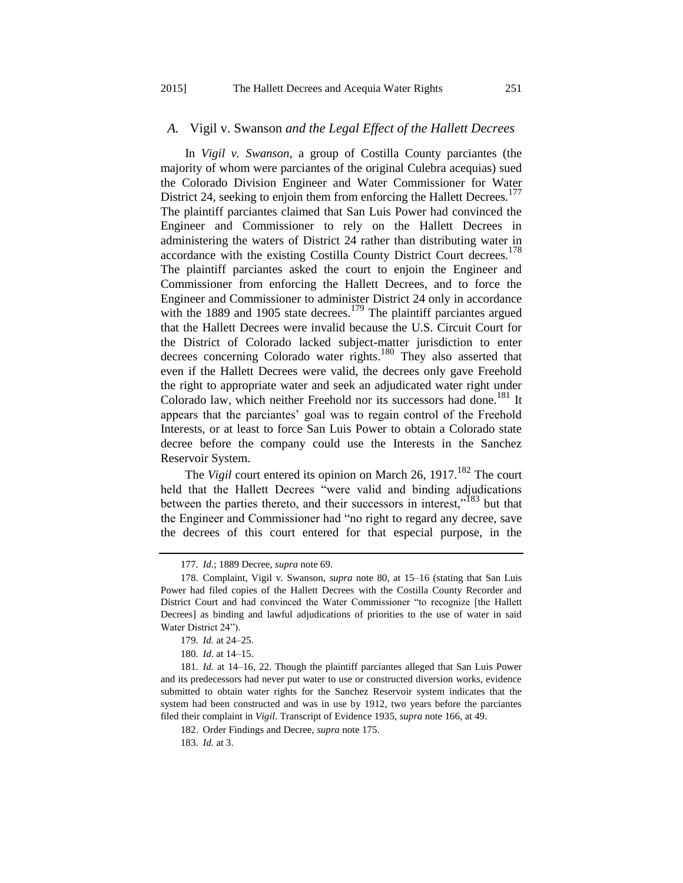### *A.* Vigil v. Swanson *and the Legal Effect of the Hallett Decrees*

In *Vigil v. Swanson*, a group of Costilla County parciantes (the majority of whom were parciantes of the original Culebra acequias) sued the Colorado Division Engineer and Water Commissioner for Water District 24, seeking to enjoin them from enforcing the Hallett Decrees.[177] The plaintiff parciantes claimed that San Luis Power had convinced the Engineer and Commissioner to rely on the Hallett Decrees in administering the waters of District 24 rather than distributing water in accordance with the existing Costilla County District Court decrees.[178] The plaintiff parciantes asked the court to enjoin the Engineer and Commissioner from enforcing the Hallett Decrees, and to force the Engineer and Commissioner to administer District 24 only in accordance with the 1889 and 1905 state decrees.[179] The plaintiff parciantes argued that the Hallett Decrees were invalid because the U.S. Circuit Court for the District of Colorado lacked subject-matter jurisdiction to enter decrees concerning Colorado water rights.[180] They also asserted that even if the Hallett Decrees were valid, the decrees only gave Freehold the right to appropriate water and seek an adjudicated water right under Colorado law, which neither Freehold nor its successors had done.[181] It appears that the parciantes' goal was to regain control of the Freehold Interests, or at least to force San Luis Power to obtain a Colorado state decree before the company could use the Interests in the Sanchez Reservoir System.

The *Vigil* court entered its opinion on March 26, 1917.[182] The court held that the Hallett Decrees "were valid and binding adjudications between the parties thereto, and their successors in interest,"[183] but that the Engineer and Commissioner had "no right to regard any decree, save the decrees of this court entered for that especial purpose, in the

---

177. *Id.*; 1889 Decree, *supra* note 69.

178. Complaint, Vigil v. Swanson, *supra* note 80, at 15–16 (stating that San Luis Power had filed copies of the Hallett Decrees with the Costilla County Recorder and District Court and had convinced the Water Commissioner "to recognize [the Hallett Decrees] as binding and lawful adjudications of priorities to the use of water in said Water District 24").

179. *Id.* at 24–25.

180. *Id*. at 14–15.

181. *Id.* at 14–16, 22. Though the plaintiff parciantes alleged that San Luis Power and its predecessors had never put water to use or constructed diversion works, evidence submitted to obtain water rights for the Sanchez Reservoir system indicates that the system had been constructed and was in use by 1912, two years before the parciantes filed their complaint in *Vigil*. Transcript of Evidence 1935, *supra* note 166, at 49.

182. Order Findings and Decree, *supra* note 175.

183. *Id.* at 3.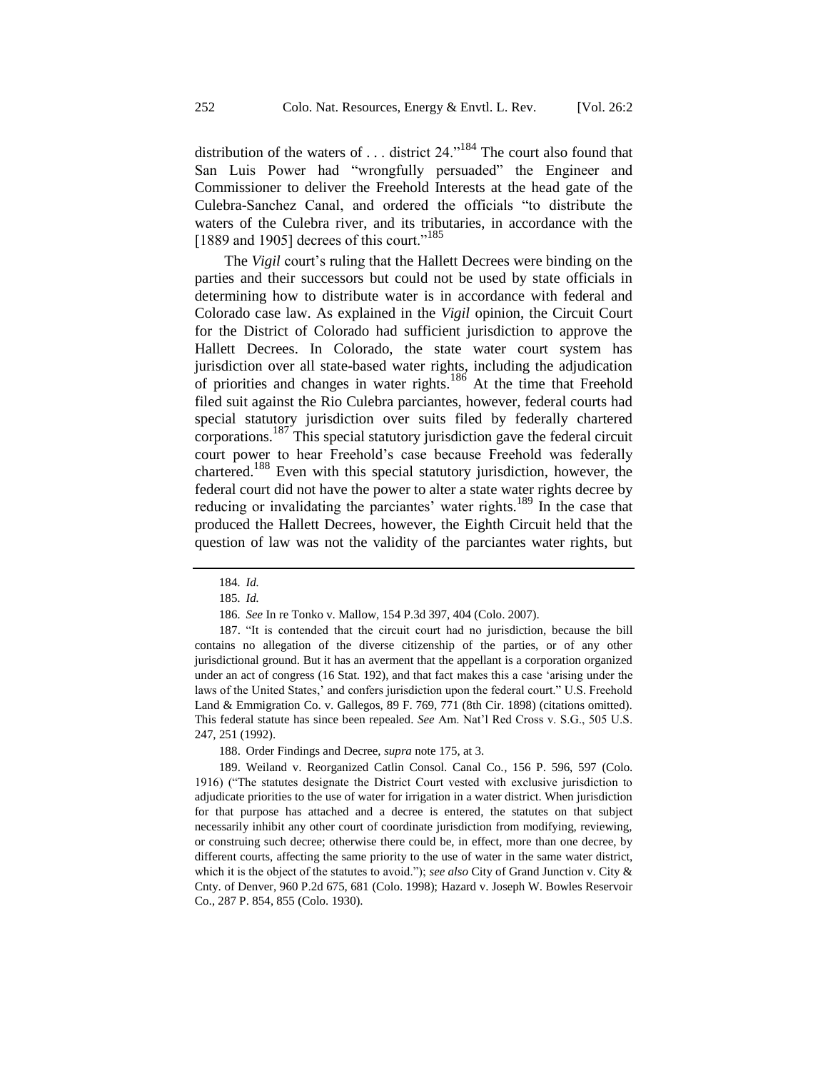distribution of the waters of . . . district 24."[184] The court also found that San Luis Power had "wrongfully persuaded" the Engineer and Commissioner to deliver the Freehold Interests at the head gate of the Culebra-Sanchez Canal, and ordered the officials "to distribute the waters of the Culebra river, and its tributaries, in accordance with the [1889 and 1905] decrees of this court."[185]

The *Vigil* court's ruling that the Hallett Decrees were binding on the parties and their successors but could not be used by state officials in determining how to distribute water is in accordance with federal and Colorado case law. As explained in the *Vigil* opinion, the Circuit Court for the District of Colorado had sufficient jurisdiction to approve the Hallett Decrees. In Colorado, the state water court system has jurisdiction over all state-based water rights, including the adjudication of priorities and changes in water rights.[186] At the time that Freehold filed suit against the Rio Culebra parciantes, however, federal courts had special statutory jurisdiction over suits filed by federally chartered corporations.[187] This special statutory jurisdiction gave the federal circuit court power to hear Freehold's case because Freehold was federally chartered.[188] Even with this special statutory jurisdiction, however, the federal court did not have the power to alter a state water rights decree by reducing or invalidating the parciantes' water rights.[189] In the case that produced the Hallett Decrees, however, the Eighth Circuit held that the question of law was not the validity of the parciantes water rights, but

---

184. *Id.*

185. *Id.*

186. *See* In re Tonko v. Mallow, 154 P.3d 397, 404 (Colo. 2007).

187. "It is contended that the circuit court had no jurisdiction, because the bill contains no allegation of the diverse citizenship of the parties, or of any other jurisdictional ground. But it has an averment that the appellant is a corporation organized under an act of congress (16 Stat. 192), and that fact makes this a case 'arising under the laws of the United States,' and confers jurisdiction upon the federal court." U.S. Freehold Land & Emmigration Co. v. Gallegos, 89 F. 769, 771 (8th Cir. 1898) (citations omitted). This federal statute has since been repealed. *See* Am. Nat'l Red Cross v. S.G., 505 U.S. 247, 251 (1992).

188. Order Findings and Decree, *supra* note 175, at 3.

189. Weiland v. Reorganized Catlin Consol. Canal Co., 156 P. 596, 597 (Colo. 1916) ("The statutes designate the District Court vested with exclusive jurisdiction to adjudicate priorities to the use of water for irrigation in a water district. When jurisdiction for that purpose has attached and a decree is entered, the statutes on that subject necessarily inhibit any other court of coordinate jurisdiction from modifying, reviewing, or construing such decree; otherwise there could be, in effect, more than one decree, by different courts, affecting the same priority to the use of water in the same water district, which it is the object of the statutes to avoid."); *see also* City of Grand Junction v. City & Cnty. of Denver, 960 P.2d 675, 681 (Colo. 1998); Hazard v. Joseph W. Bowles Reservoir Co., 287 P. 854, 855 (Colo. 1930).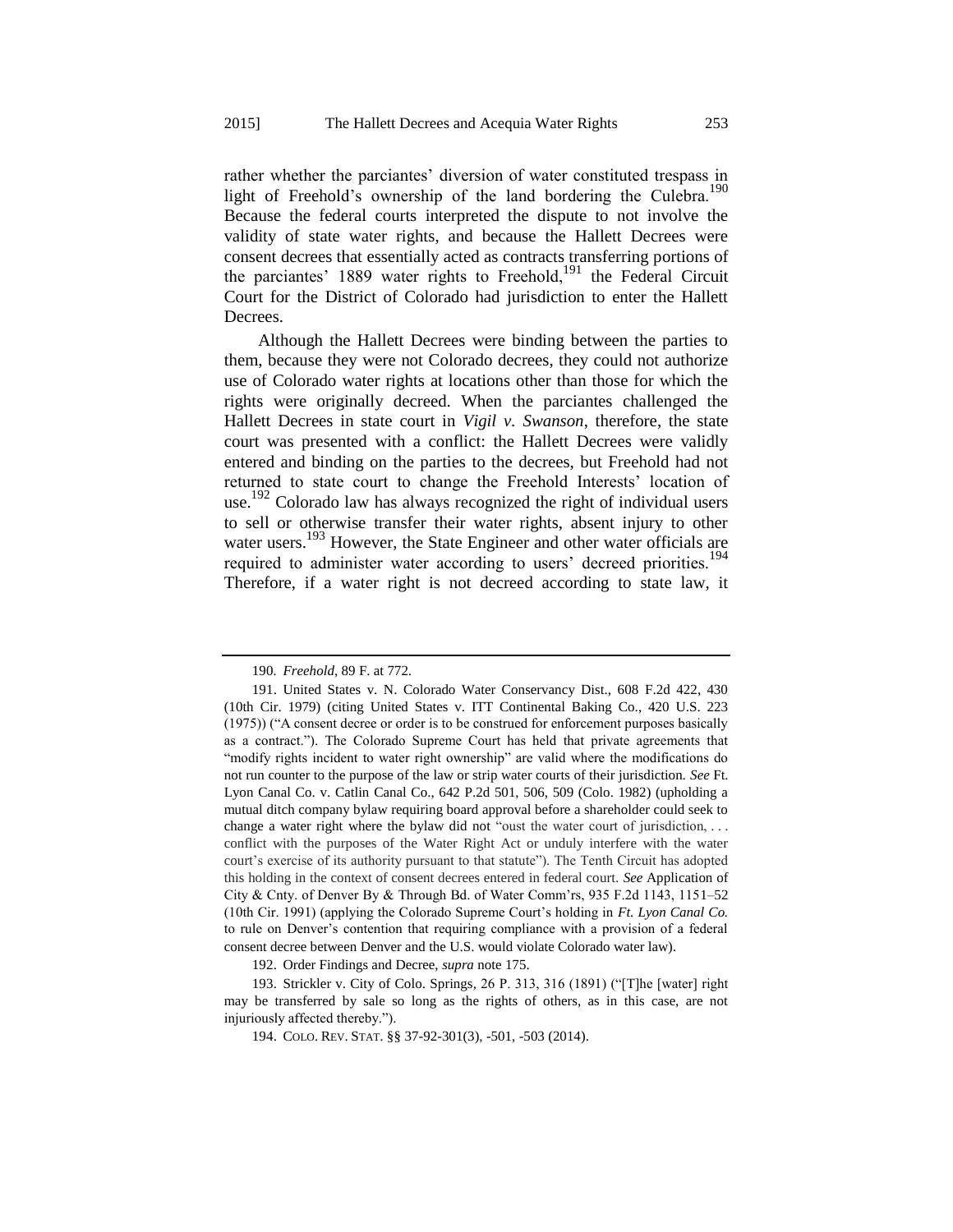rather whether the parciantes' diversion of water constituted trespass in light of Freehold's ownership of the land bordering the Culebra.[190] Because the federal courts interpreted the dispute to not involve the validity of state water rights, and because the Hallett Decrees were consent decrees that essentially acted as contracts transferring portions of the parciantes' 1889 water rights to Freehold,[191] the Federal Circuit Court for the District of Colorado had jurisdiction to enter the Hallett Decrees.

Although the Hallett Decrees were binding between the parties to them, because they were not Colorado decrees, they could not authorize use of Colorado water rights at locations other than those for which the rights were originally decreed. When the parciantes challenged the Hallett Decrees in state court in *Vigil v. Swanson*, therefore, the state court was presented with a conflict: the Hallett Decrees were validly entered and binding on the parties to the decrees, but Freehold had not returned to state court to change the Freehold Interests' location of use.[192] Colorado law has always recognized the right of individual users to sell or otherwise transfer their water rights, absent injury to other water users.[193] However, the State Engineer and other water officials are required to administer water according to users' decreed priorities.[194] Therefore, if a water right is not decreed according to state law, it

---

190. *Freehold*, 89 F. at 772.

191. United States v. N. Colorado Water Conservancy Dist., 608 F.2d 422, 430 (10th Cir. 1979) (citing United States v. ITT Continental Baking Co., 420 U.S. 223 (1975)) ("A consent decree or order is to be construed for enforcement purposes basically as a contract."). The Colorado Supreme Court has held that private agreements that "modify rights incident to water right ownership" are valid where the modifications do not run counter to the purpose of the law or strip water courts of their jurisdiction. *See* Ft. Lyon Canal Co. v. Catlin Canal Co., 642 P.2d 501, 506, 509 (Colo. 1982) (upholding a mutual ditch company bylaw requiring board approval before a shareholder could seek to change a water right where the bylaw did not "oust the water court of jurisdiction, . . . conflict with the purposes of the Water Right Act or unduly interfere with the water court's exercise of its authority pursuant to that statute"). The Tenth Circuit has adopted this holding in the context of consent decrees entered in federal court. *See* Application of City & Cnty. of Denver By & Through Bd. of Water Comm'rs, 935 F.2d 1143, 1151–52 (10th Cir. 1991) (applying the Colorado Supreme Court's holding in *Ft. Lyon Canal Co.* to rule on Denver's contention that requiring compliance with a provision of a federal consent decree between Denver and the U.S. would violate Colorado water law).

192. Order Findings and Decree, *supra* note 175.

193. Strickler v. City of Colo. Springs, 26 P. 313, 316 (1891) ("[T]he [water] right may be transferred by sale so long as the rights of others, as in this case, are not injuriously affected thereby.").

194. COLO. REV. STAT. §§ 37-92-301(3), -501, -503 (2014).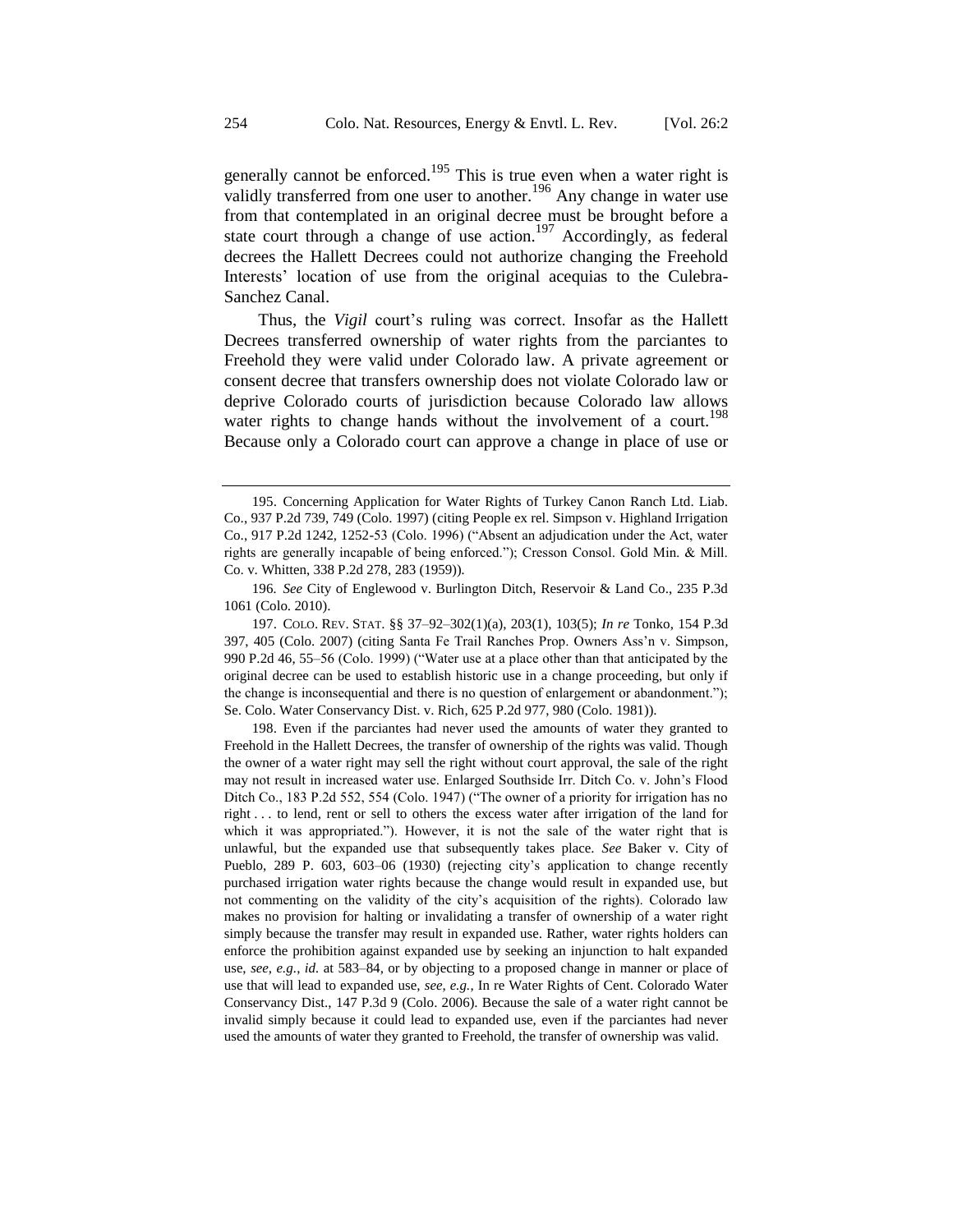generally cannot be enforced.[195] This is true even when a water right is validly transferred from one user to another.[196] Any change in water use from that contemplated in an original decree must be brought before a state court through a change of use action.[197] Accordingly, as federal decrees the Hallett Decrees could not authorize changing the Freehold Interests' location of use from the original acequias to the Culebra-Sanchez Canal.

Thus, the *Vigil* court's ruling was correct. Insofar as the Hallett Decrees transferred ownership of water rights from the parciantes to Freehold they were valid under Colorado law. A private agreement or consent decree that transfers ownership does not violate Colorado law or deprive Colorado courts of jurisdiction because Colorado law allows water rights to change hands without the involvement of a court.[198] Because only a Colorado court can approve a change in place of use or

---

195. Concerning Application for Water Rights of Turkey Canon Ranch Ltd. Liab. Co., 937 P.2d 739, 749 (Colo. 1997) (citing People ex rel. Simpson v. Highland Irrigation Co., 917 P.2d 1242, 1252-53 (Colo. 1996) ("Absent an adjudication under the Act, water rights are generally incapable of being enforced."); Cresson Consol. Gold Min. & Mill. Co. v. Whitten, 338 P.2d 278, 283 (1959)).

196. *See* City of Englewood v. Burlington Ditch, Reservoir & Land Co., 235 P.3d 1061 (Colo. 2010).

197. COLO. REV. STAT. §§ 37–92–302(1)(a), 203(1), 103(5); *In re* Tonko, 154 P.3d 397, 405 (Colo. 2007) (citing Santa Fe Trail Ranches Prop. Owners Ass'n v. Simpson, 990 P.2d 46, 55–56 (Colo. 1999) ("Water use at a place other than that anticipated by the original decree can be used to establish historic use in a change proceeding, but only if the change is inconsequential and there is no question of enlargement or abandonment."); Se. Colo. Water Conservancy Dist. v. Rich, 625 P.2d 977, 980 (Colo. 1981)).

198. Even if the parciantes had never used the amounts of water they granted to Freehold in the Hallett Decrees, the transfer of ownership of the rights was valid. Though the owner of a water right may sell the right without court approval, the sale of the right may not result in increased water use. Enlarged Southside Irr. Ditch Co. v. John's Flood Ditch Co., 183 P.2d 552, 554 (Colo. 1947) ("The owner of a priority for irrigation has no right . . . to lend, rent or sell to others the excess water after irrigation of the land for which it was appropriated."). However, it is not the sale of the water right that is unlawful, but the expanded use that subsequently takes place. *See* Baker v. City of Pueblo, 289 P. 603, 603–06 (1930) (rejecting city's application to change recently purchased irrigation water rights because the change would result in expanded use, but not commenting on the validity of the city's acquisition of the rights). Colorado law makes no provision for halting or invalidating a transfer of ownership of a water right simply because the transfer may result in expanded use. Rather, water rights holders can enforce the prohibition against expanded use by seeking an injunction to halt expanded use, *see, e.g.*, *id.* at 583–84, or by objecting to a proposed change in manner or place of use that will lead to expanded use, *see, e.g.*, In re Water Rights of Cent. Colorado Water Conservancy Dist., 147 P.3d 9 (Colo. 2006). Because the sale of a water right cannot be invalid simply because it could lead to expanded use, even if the parciantes had never used the amounts of water they granted to Freehold, the transfer of ownership was valid.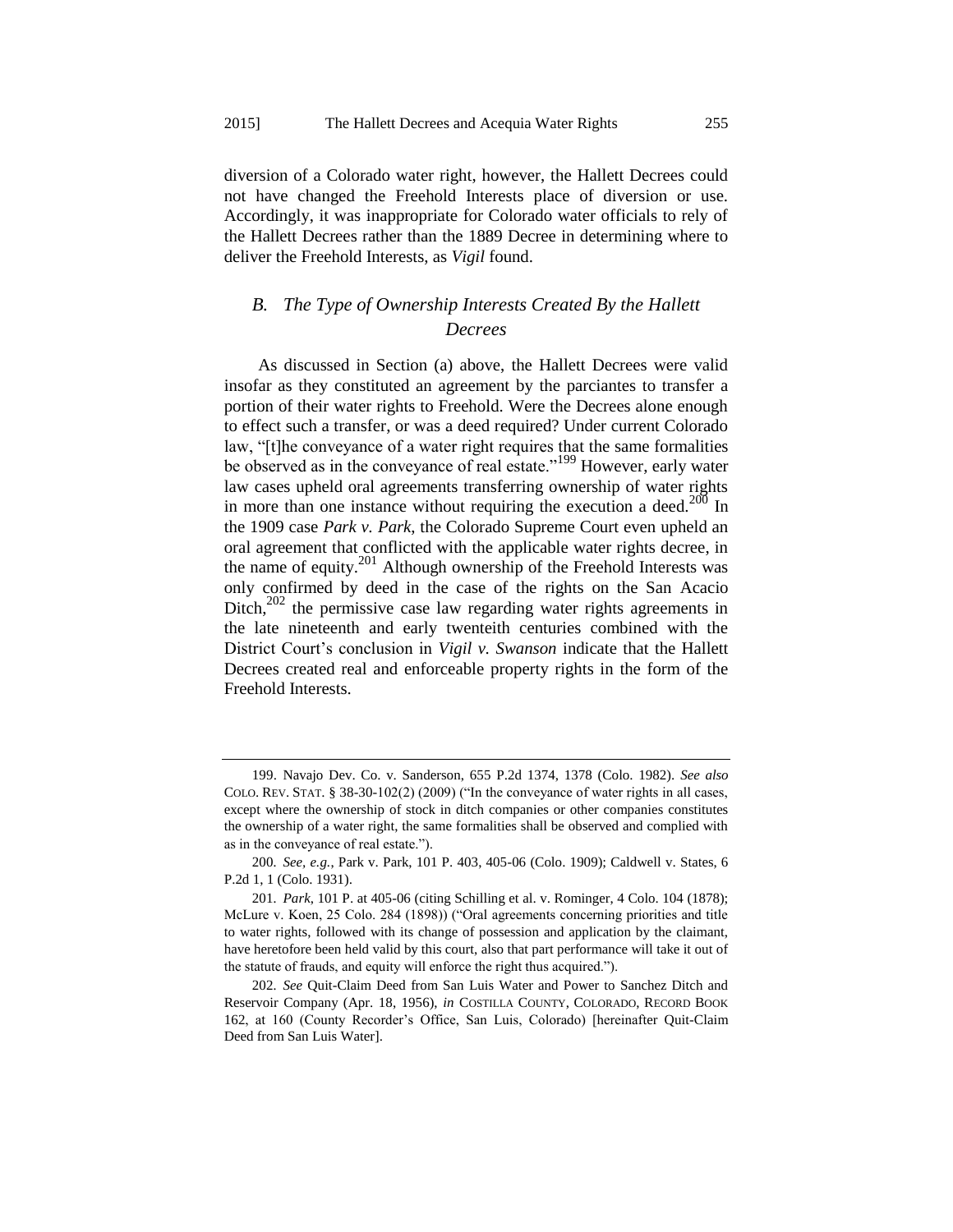diversion of a Colorado water right, however, the Hallett Decrees could not have changed the Freehold Interests place of diversion or use. Accordingly, it was inappropriate for Colorado water officials to rely of the Hallett Decrees rather than the 1889 Decree in determining where to deliver the Freehold Interests, as *Vigil* found.

### *B. The Type of Ownership Interests Created By the Hallett Decrees*

As discussed in Section (a) above, the Hallett Decrees were valid insofar as they constituted an agreement by the parciantes to transfer a portion of their water rights to Freehold. Were the Decrees alone enough to effect such a transfer, or was a deed required? Under current Colorado law, "[t]he conveyance of a water right requires that the same formalities be observed as in the conveyance of real estate."[199] However, early water law cases upheld oral agreements transferring ownership of water rights in more than one instance without requiring the execution a deed.[200] In the 1909 case *Park v. Park*, the Colorado Supreme Court even upheld an oral agreement that conflicted with the applicable water rights decree, in the name of equity.[201] Although ownership of the Freehold Interests was only confirmed by deed in the case of the rights on the San Acacio Ditch,[202] the permissive case law regarding water rights agreements in the late nineteenth and early twenteith centuries combined with the District Court's conclusion in *Vigil v. Swanson* indicate that the Hallett Decrees created real and enforceable property rights in the form of the Freehold Interests.

---

199. Navajo Dev. Co. v. Sanderson, 655 P.2d 1374, 1378 (Colo. 1982). *See also* COLO. REV. STAT. § 38-30-102(2) (2009) ("In the conveyance of water rights in all cases, except where the ownership of stock in ditch companies or other companies constitutes the ownership of a water right, the same formalities shall be observed and complied with as in the conveyance of real estate.").

200. *See, e.g.*, Park v. Park, 101 P. 403, 405-06 (Colo. 1909); Caldwell v. States, 6 P.2d 1, 1 (Colo. 1931).

201. *Park*, 101 P. at 405-06 (citing Schilling et al. v. Rominger, 4 Colo. 104 (1878); McLure v. Koen, 25 Colo. 284 (1898)) ("Oral agreements concerning priorities and title to water rights, followed with its change of possession and application by the claimant, have heretofore been held valid by this court, also that part performance will take it out of the statute of frauds, and equity will enforce the right thus acquired.").

202. *See* Quit-Claim Deed from San Luis Water and Power to Sanchez Ditch and Reservoir Company (Apr. 18, 1956), *in* COSTILLA COUNTY, COLORADO, RECORD BOOK 162, at 160 (County Recorder's Office, San Luis, Colorado) [hereinafter Quit-Claim Deed from San Luis Water].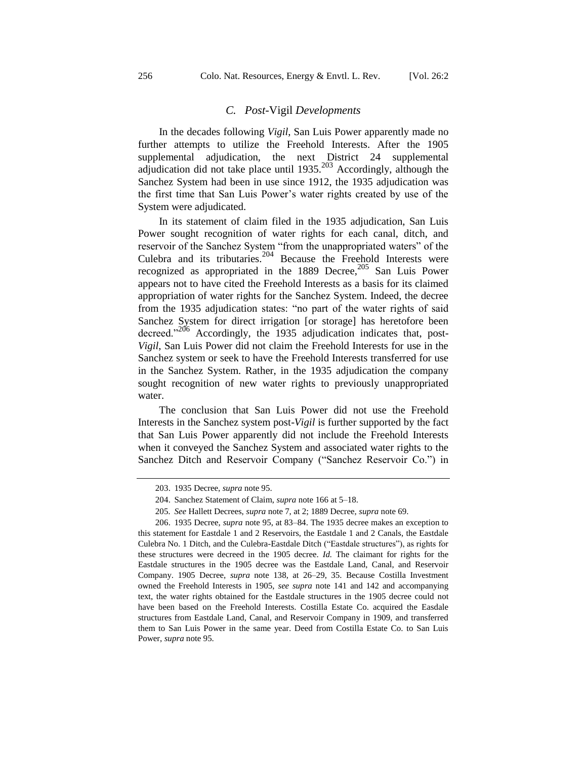### C. *Post-*Vigil *Developments*

In the decades following *Vigil*, San Luis Power apparently made no further attempts to utilize the Freehold Interests. After the 1905 supplemental adjudication, the next District 24 supplemental adjudication did not take place until 1935.[203] Accordingly, although the Sanchez System had been in use since 1912, the 1935 adjudication was the first time that San Luis Power's water rights created by use of the System were adjudicated.

In its statement of claim filed in the 1935 adjudication, San Luis Power sought recognition of water rights for each canal, ditch, and reservoir of the Sanchez System "from the unappropriated waters" of the Culebra and its tributaries.[204] Because the Freehold Interests were recognized as appropriated in the 1889 Decree,[205] San Luis Power appears not to have cited the Freehold Interests as a basis for its claimed appropriation of water rights for the Sanchez System. Indeed, the decree from the 1935 adjudication states: "no part of the water rights of said Sanchez System for direct irrigation [or storage] has heretofore been decreed."[206] Accordingly, the 1935 adjudication indicates that, post-*Vigil*, San Luis Power did not claim the Freehold Interests for use in the Sanchez system or seek to have the Freehold Interests transferred for use in the Sanchez System. Rather, in the 1935 adjudication the company sought recognition of new water rights to previously unappropriated water.

The conclusion that San Luis Power did not use the Freehold Interests in the Sanchez system post-*Vigil* is further supported by the fact that San Luis Power apparently did not include the Freehold Interests when it conveyed the Sanchez System and associated water rights to the Sanchez Ditch and Reservoir Company ("Sanchez Reservoir Co.") in

---

203. 1935 Decree, *supra* note 95.

204. Sanchez Statement of Claim, *supra* note 166 at 5–18.

205. *See* Hallett Decrees, *supra* note 7, at 2; 1889 Decree, *supra* note 69.

206. 1935 Decree, *supra* note 95, at 83–84. The 1935 decree makes an exception to this statement for Eastdale 1 and 2 Reservoirs, the Eastdale 1 and 2 Canals, the Eastdale Culebra No. 1 Ditch, and the Culebra-Eastdale Ditch ("Eastdale structures"), as rights for these structures were decreed in the 1905 decree. *Id.* The claimant for rights for the Eastdale structures in the 1905 decree was the Eastdale Land, Canal, and Reservoir Company. 1905 Decree, *supra* note 138, at 26–29, 35. Because Costilla Investment owned the Freehold Interests in 1905, *see supra* note 141 and 142 and accompanying text, the water rights obtained for the Eastdale structures in the 1905 decree could not have been based on the Freehold Interests. Costilla Estate Co. acquired the Easdale structures from Eastdale Land, Canal, and Reservoir Company in 1909, and transferred them to San Luis Power in the same year. Deed from Costilla Estate Co. to San Luis Power, *supra* note 95.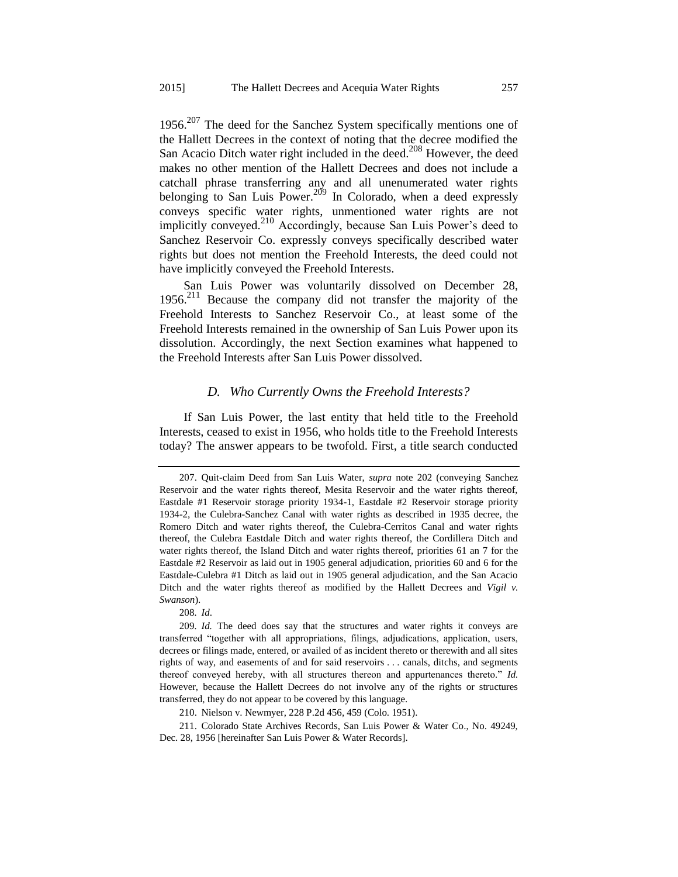1956.[207] The deed for the Sanchez System specifically mentions one of the Hallett Decrees in the context of noting that the decree modified the San Acacio Ditch water right included in the deed.[208] However, the deed makes no other mention of the Hallett Decrees and does not include a catchall phrase transferring any and all unenumerated water rights belonging to San Luis Power.[209] In Colorado, when a deed expressly conveys specific water rights, unmentioned water rights are not implicitly conveyed.[210] Accordingly, because San Luis Power's deed to Sanchez Reservoir Co. expressly conveys specifically described water rights but does not mention the Freehold Interests, the deed could not have implicitly conveyed the Freehold Interests.

San Luis Power was voluntarily dissolved on December 28, 1956.[211] Because the company did not transfer the majority of the Freehold Interests to Sanchez Reservoir Co., at least some of the Freehold Interests remained in the ownership of San Luis Power upon its dissolution. Accordingly, the next Section examines what happened to the Freehold Interests after San Luis Power dissolved.

### *D. Who Currently Owns the Freehold Interests?*

If San Luis Power, the last entity that held title to the Freehold Interests, ceased to exist in 1956, who holds title to the Freehold Interests today? The answer appears to be twofold. First, a title search conducted

---

207. Quit-claim Deed from San Luis Water, *supra* note 202 (conveying Sanchez Reservoir and the water rights thereof, Mesita Reservoir and the water rights thereof, Eastdale #1 Reservoir storage priority 1934-1, Eastdale #2 Reservoir storage priority 1934-2, the Culebra-Sanchez Canal with water rights as described in 1935 decree, the Romero Ditch and water rights thereof, the Culebra-Cerritos Canal and water rights thereof, the Culebra Eastdale Ditch and water rights thereof, the Cordillera Ditch and water rights thereof, the Island Ditch and water rights thereof, priorities 61 an 7 for the Eastdale #2 Reservoir as laid out in 1905 general adjudication, priorities 60 and 6 for the Eastdale-Culebra #1 Ditch as laid out in 1905 general adjudication, and the San Acacio Ditch and the water rights thereof as modified by the Hallett Decrees and *Vigil v. Swanson*).

208. *Id*.

209. *Id.* The deed does say that the structures and water rights it conveys are transferred "together with all appropriations, filings, adjudications, application, users, decrees or filings made, entered, or availed of as incident thereto or therewith and all sites rights of way, and easements of and for said reservoirs . . . canals, ditchs, and segments thereof conveyed hereby, with all structures thereon and appurtenances thereto." *Id.* However, because the Hallett Decrees do not involve any of the rights or structures transferred, they do not appear to be covered by this language.

210. Nielson v. Newmyer, 228 P.2d 456, 459 (Colo. 1951).

211. Colorado State Archives Records, San Luis Power & Water Co., No. 49249, Dec. 28, 1956 [hereinafter San Luis Power & Water Records].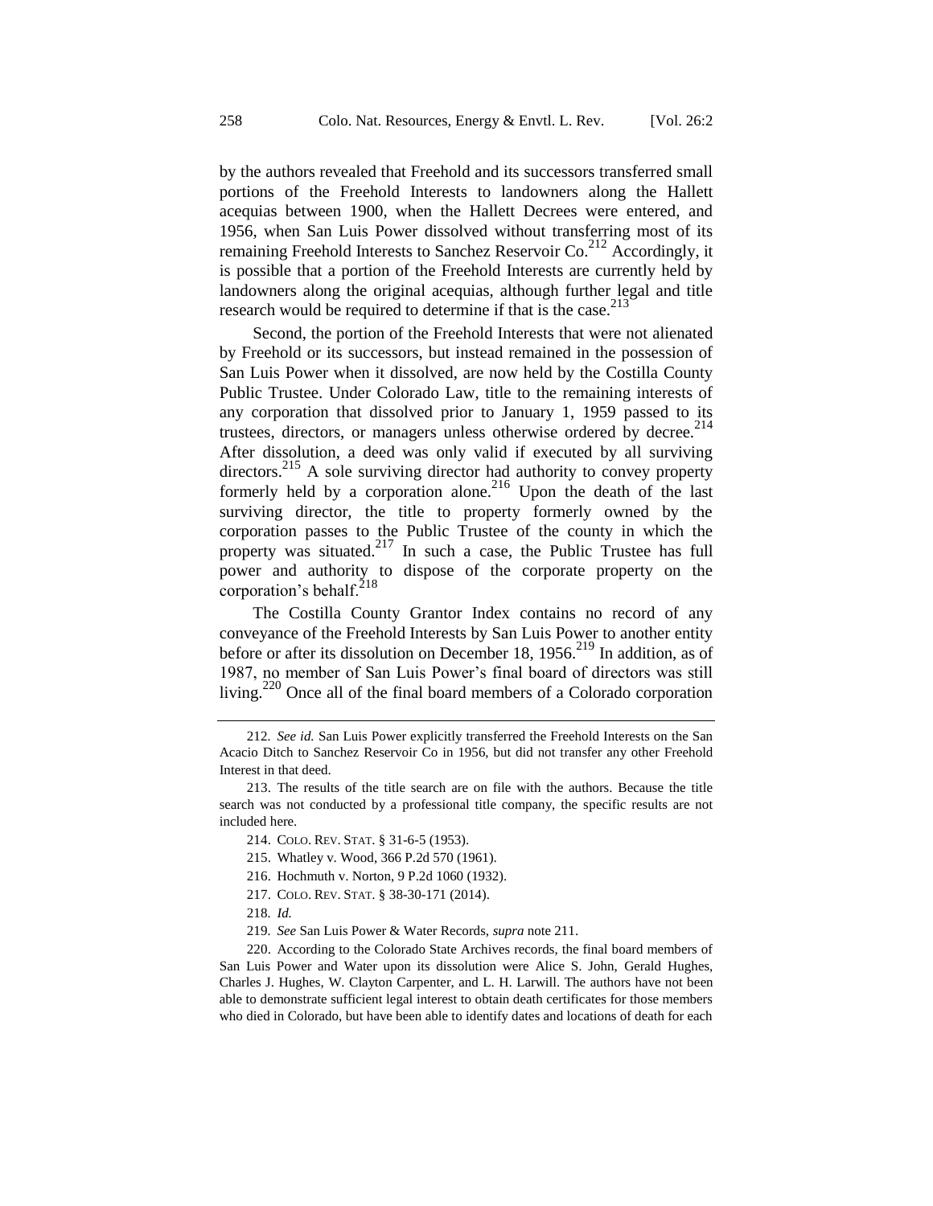by the authors revealed that Freehold and its successors transferred small portions of the Freehold Interests to landowners along the Hallett acequias between 1900, when the Hallett Decrees were entered, and 1956, when San Luis Power dissolved without transferring most of its remaining Freehold Interests to Sanchez Reservoir Co.[212] Accordingly, it is possible that a portion of the Freehold Interests are currently held by landowners along the original acequias, although further legal and title research would be required to determine if that is the case.[213]

Second, the portion of the Freehold Interests that were not alienated by Freehold or its successors, but instead remained in the possession of San Luis Power when it dissolved, are now held by the Costilla County Public Trustee. Under Colorado Law, title to the remaining interests of any corporation that dissolved prior to January 1, 1959 passed to its trustees, directors, or managers unless otherwise ordered by decree.[214] After dissolution, a deed was only valid if executed by all surviving directors.[215] A sole surviving director had authority to convey property formerly held by a corporation alone.[216] Upon the death of the last surviving director, the title to property formerly owned by the corporation passes to the Public Trustee of the county in which the property was situated.[217] In such a case, the Public Trustee has full power and authority to dispose of the corporate property on the corporation's behalf.[218]

The Costilla County Grantor Index contains no record of any conveyance of the Freehold Interests by San Luis Power to another entity before or after its dissolution on December 18, 1956.[219] In addition, as of 1987, no member of San Luis Power's final board of directors was still living.[220] Once all of the final board members of a Colorado corporation

---

212. *See id.* San Luis Power explicitly transferred the Freehold Interests on the San Acacio Ditch to Sanchez Reservoir Co in 1956, but did not transfer any other Freehold Interest in that deed.

213. The results of the title search are on file with the authors. Because the title search was not conducted by a professional title company, the specific results are not included here.

214. COLO. REV. STAT. § 31-6-5 (1953).

215. Whatley v. Wood, 366 P.2d 570 (1961).

216. Hochmuth v. Norton, 9 P.2d 1060 (1932).

217. COLO. REV. STAT. § 38-30-171 (2014).

218. *Id.*

219. *See* San Luis Power & Water Records, *supra* note 211.

220. According to the Colorado State Archives records, the final board members of San Luis Power and Water upon its dissolution were Alice S. John, Gerald Hughes, Charles J. Hughes, W. Clayton Carpenter, and L. H. Larwill. The authors have not been able to demonstrate sufficient legal interest to obtain death certificates for those members who died in Colorado, but have been able to identify dates and locations of death for each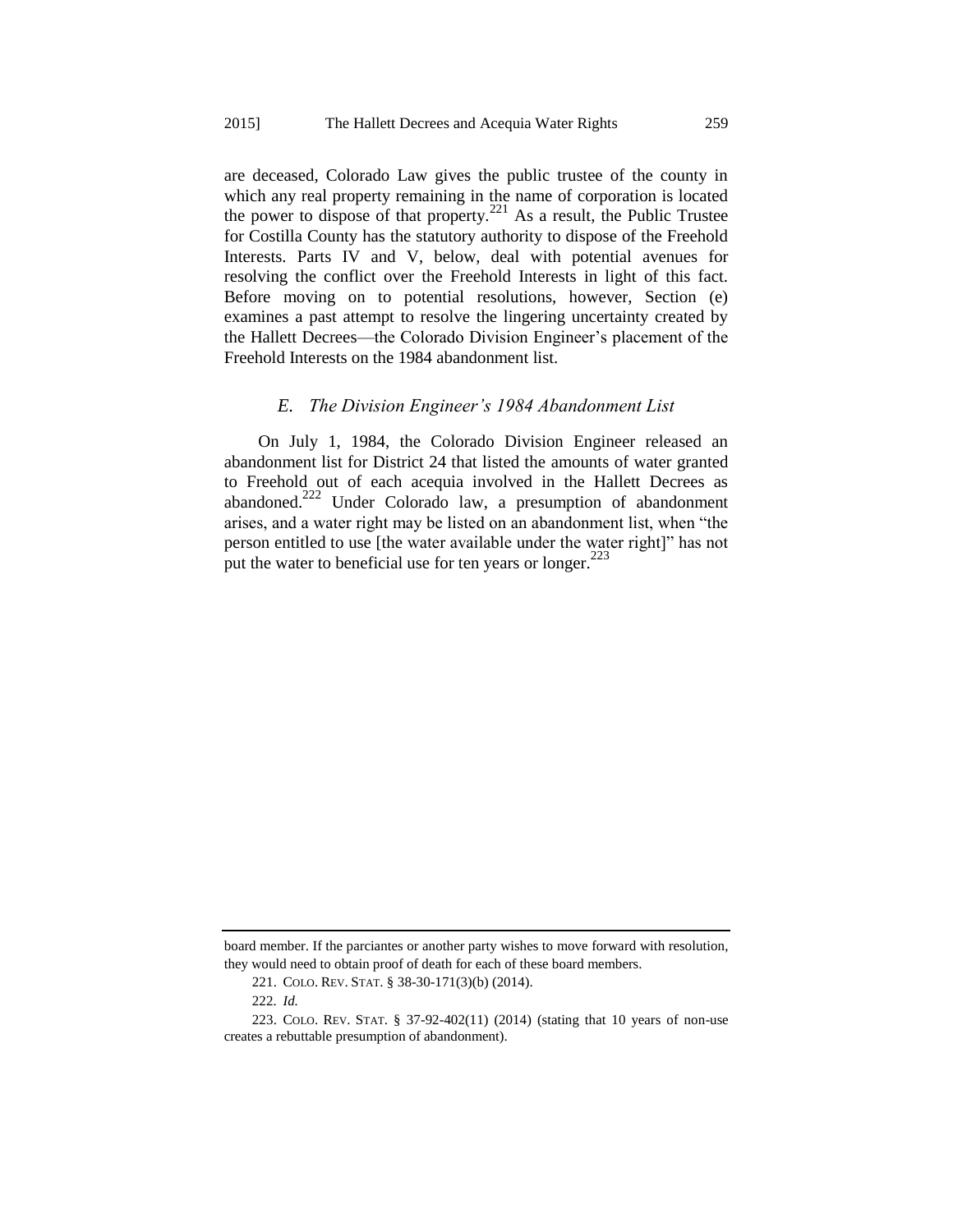are deceased, Colorado Law gives the public trustee of the county in which any real property remaining in the name of corporation is located the power to dispose of that property.[221] As a result, the Public Trustee for Costilla County has the statutory authority to dispose of the Freehold Interests. Parts IV and V, below, deal with potential avenues for resolving the conflict over the Freehold Interests in light of this fact. Before moving on to potential resolutions, however, Section (e) examines a past attempt to resolve the lingering uncertainty created by the Hallett Decrees—the Colorado Division Engineer's placement of the Freehold Interests on the 1984 abandonment list.

### *E. The Division Engineer's 1984 Abandonment List*

On July 1, 1984, the Colorado Division Engineer released an abandonment list for District 24 that listed the amounts of water granted to Freehold out of each acequia involved in the Hallett Decrees as abandoned.[222] Under Colorado law, a presumption of abandonment arises, and a water right may be listed on an abandonment list, when "the person entitled to use [the water available under the water right]" has not put the water to beneficial use for ten years or longer.[223]

---

board member. If the parciantes or another party wishes to move forward with resolution, they would need to obtain proof of death for each of these board members.

221. COLO. REV. STAT. § 38-30-171(3)(b) (2014).

222. *Id.*

223. COLO. REV. STAT. § 37-92-402(11) (2014) (stating that 10 years of non-use creates a rebuttable presumption of abandonment).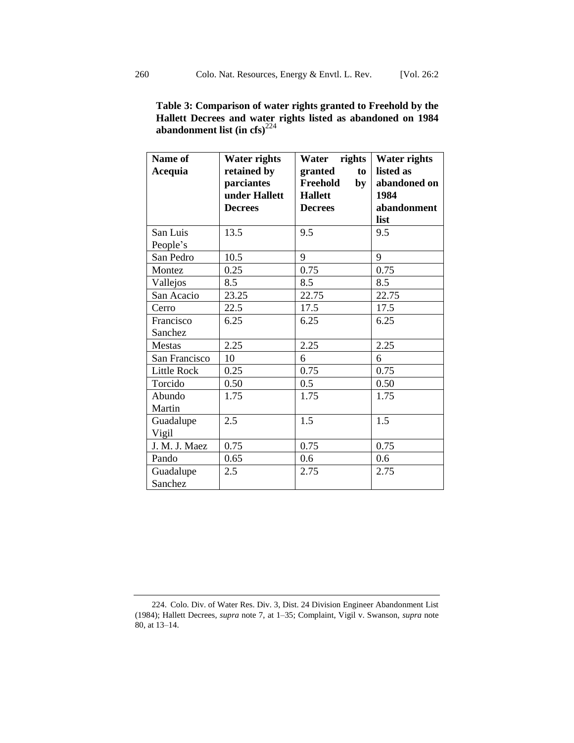**Table 3: Comparison of water rights granted to Freehold by the Hallett Decrees and water rights listed as abandoned on 1984 abandonment list (in cfs)**[224]

| Name of Acequia | Water rights retained by parciantes under Hallett Decrees | Water rights granted to Freehold by Hallett Decrees | Water rights listed as abandoned on 1984 abandonment list |
|---|---|---|---|
| San Luis People's | 13.5 | 9.5 | 9.5 |
| San Pedro | 10.5 | 9 | 9 |
| Montez | 0.25 | 0.75 | 0.75 |
| Vallejos | 8.5 | 8.5 | 8.5 |
| San Acacio | 23.25 | 22.75 | 22.75 |
| Cerro | 22.5 | 17.5 | 17.5 |
| Francisco Sanchez | 6.25 | 6.25 | 6.25 |
| Mestas | 2.25 | 2.25 | 2.25 |
| San Francisco | 10 | 6 | 6 |
| Little Rock | 0.25 | 0.75 | 0.75 |
| Torcido | 0.50 | 0.5 | 0.50 |
| Abundo Martin | 1.75 | 1.75 | 1.75 |
| Guadalupe Vigil | 2.5 | 1.5 | 1.5 |
| J. M. J. Maez | 0.75 | 0.75 | 0.75 |
| Pando | 0.65 | 0.6 | 0.6 |
| Guadalupe Sanchez | 2.5 | 2.75 | 2.75 |

224. Colo. Div. of Water Res. Div. 3, Dist. 24 Division Engineer Abandonment List (1984); Hallett Decrees, *supra* note 7, at 1–35; Complaint, Vigil v. Swanson, *supra* note 80, at 13–14.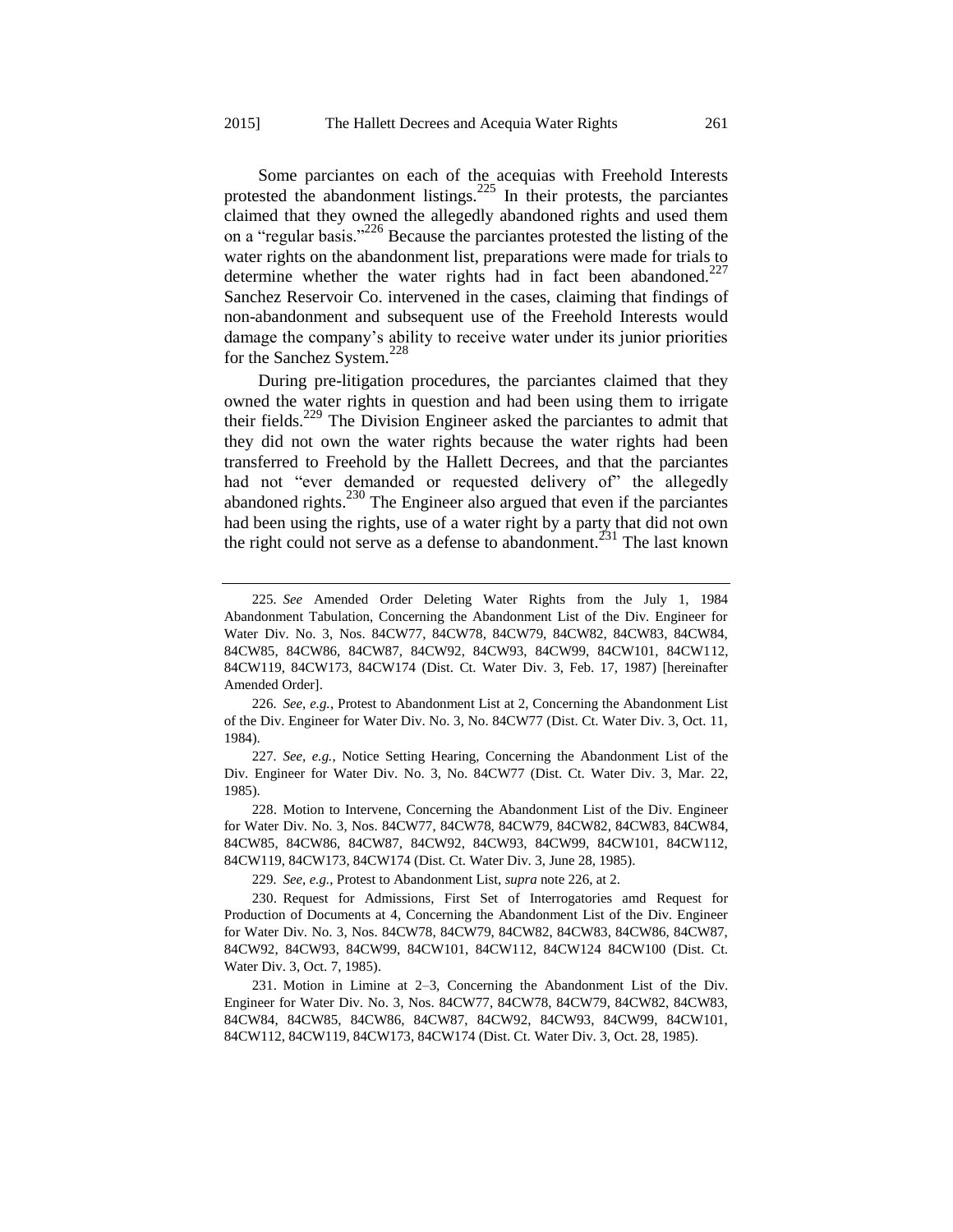Some parciantes on each of the acequias with Freehold Interests protested the abandonment listings.[225] In their protests, the parciantes claimed that they owned the allegedly abandoned rights and used them on a "regular basis."[226] Because the parciantes protested the listing of the water rights on the abandonment list, preparations were made for trials to determine whether the water rights had in fact been abandoned.[227] Sanchez Reservoir Co. intervened in the cases, claiming that findings of non-abandonment and subsequent use of the Freehold Interests would damage the company's ability to receive water under its junior priorities for the Sanchez System.[228]

During pre-litigation procedures, the parciantes claimed that they owned the water rights in question and had been using them to irrigate their fields.[229] The Division Engineer asked the parciantes to admit that they did not own the water rights because the water rights had been transferred to Freehold by the Hallett Decrees, and that the parciantes had not "ever demanded or requested delivery of" the allegedly abandoned rights.[230] The Engineer also argued that even if the parciantes had been using the rights, use of a water right by a party that did not own the right could not serve as a defense to abandonment.[231] The last known

---

225. *See* Amended Order Deleting Water Rights from the July 1, 1984 Abandonment Tabulation, Concerning the Abandonment List of the Div. Engineer for Water Div. No. 3, Nos. 84CW77, 84CW78, 84CW79, 84CW82, 84CW83, 84CW84, 84CW85, 84CW86, 84CW87, 84CW92, 84CW93, 84CW99, 84CW101, 84CW112, 84CW119, 84CW173, 84CW174 (Dist. Ct. Water Div. 3, Feb. 17, 1987) [hereinafter Amended Order].

226. *See, e.g.*, Protest to Abandonment List at 2, Concerning the Abandonment List of the Div. Engineer for Water Div. No. 3, No. 84CW77 (Dist. Ct. Water Div. 3, Oct. 11, 1984).

227. *See, e.g.*, Notice Setting Hearing, Concerning the Abandonment List of the Div. Engineer for Water Div. No. 3, No. 84CW77 (Dist. Ct. Water Div. 3, Mar. 22, 1985).

228. Motion to Intervene, Concerning the Abandonment List of the Div. Engineer for Water Div. No. 3, Nos. 84CW77, 84CW78, 84CW79, 84CW82, 84CW83, 84CW84, 84CW85, 84CW86, 84CW87, 84CW92, 84CW93, 84CW99, 84CW101, 84CW112, 84CW119, 84CW173, 84CW174 (Dist. Ct. Water Div. 3, June 28, 1985).

229. *See, e.g.*, Protest to Abandonment List, *supra* note 226, at 2.

230. Request for Admissions, First Set of Interrogatories amd Request for Production of Documents at 4, Concerning the Abandonment List of the Div. Engineer for Water Div. No. 3, Nos. 84CW78, 84CW79, 84CW82, 84CW83, 84CW86, 84CW87, 84CW92, 84CW93, 84CW99, 84CW101, 84CW112, 84CW124 84CW100 (Dist. Ct. Water Div. 3, Oct. 7, 1985).

231. Motion in Limine at 2–3, Concerning the Abandonment List of the Div. Engineer for Water Div. No. 3, Nos. 84CW77, 84CW78, 84CW79, 84CW82, 84CW83, 84CW84, 84CW85, 84CW86, 84CW87, 84CW92, 84CW93, 84CW99, 84CW101, 84CW112, 84CW119, 84CW173, 84CW174 (Dist. Ct. Water Div. 3, Oct. 28, 1985).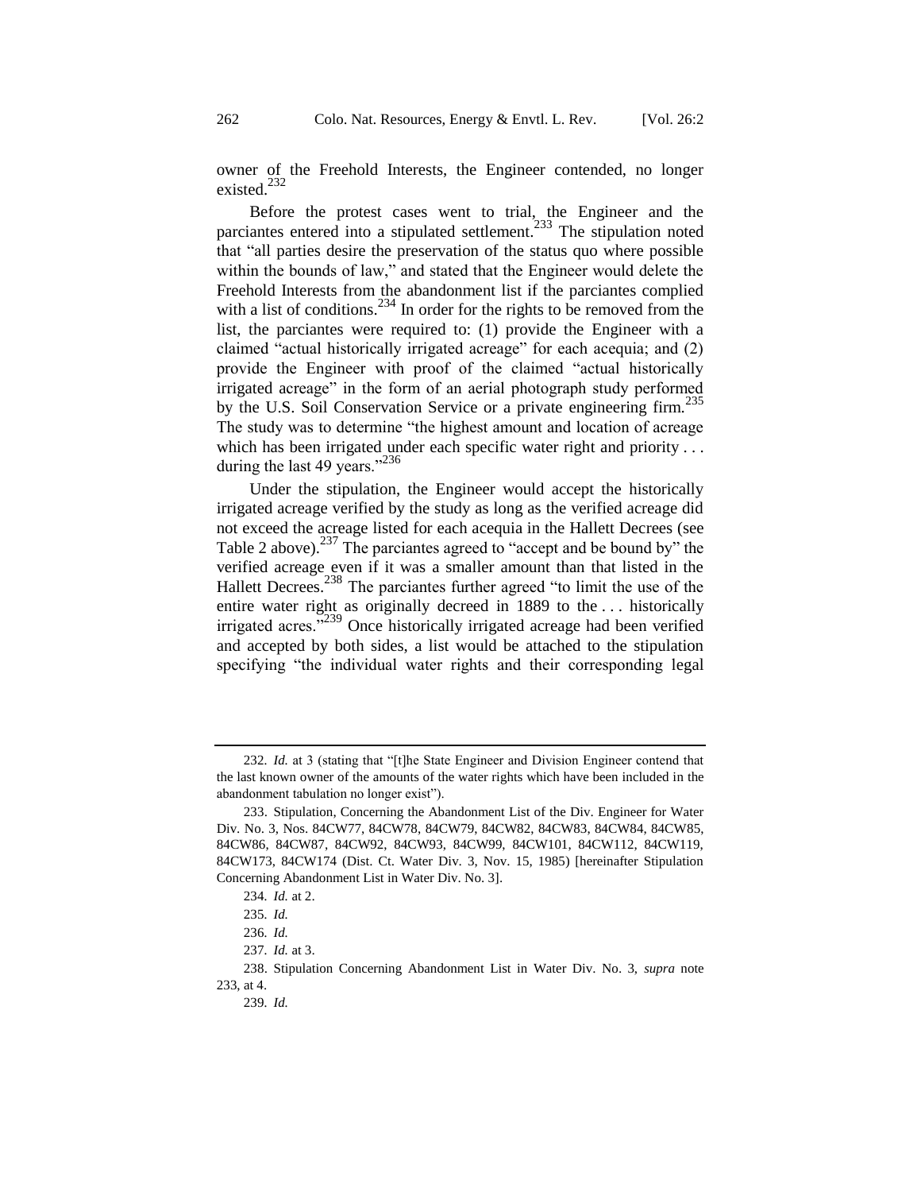owner of the Freehold Interests, the Engineer contended, no longer existed.[232]

Before the protest cases went to trial, the Engineer and the parciantes entered into a stipulated settlement.[233] The stipulation noted that "all parties desire the preservation of the status quo where possible within the bounds of law," and stated that the Engineer would delete the Freehold Interests from the abandonment list if the parciantes complied with a list of conditions.[234] In order for the rights to be removed from the list, the parciantes were required to: (1) provide the Engineer with a claimed "actual historically irrigated acreage" for each acequia; and (2) provide the Engineer with proof of the claimed "actual historically irrigated acreage" in the form of an aerial photograph study performed by the U.S. Soil Conservation Service or a private engineering firm.[235] The study was to determine "the highest amount and location of acreage which has been irrigated under each specific water right and priority . . . during the last 49 years."[236]

Under the stipulation, the Engineer would accept the historically irrigated acreage verified by the study as long as the verified acreage did not exceed the acreage listed for each acequia in the Hallett Decrees (see Table 2 above).[237] The parciantes agreed to "accept and be bound by" the verified acreage even if it was a smaller amount than that listed in the Hallett Decrees.[238] The parciantes further agreed "to limit the use of the entire water right as originally decreed in 1889 to the . . . historically irrigated acres."[239] Once historically irrigated acreage had been verified and accepted by both sides, a list would be attached to the stipulation specifying "the individual water rights and their corresponding legal

---

232. *Id.* at 3 (stating that "[t]he State Engineer and Division Engineer contend that the last known owner of the amounts of the water rights which have been included in the abandonment tabulation no longer exist").

233. Stipulation, Concerning the Abandonment List of the Div. Engineer for Water Div. No. 3, Nos. 84CW77, 84CW78, 84CW79, 84CW82, 84CW83, 84CW84, 84CW85, 84CW86, 84CW87, 84CW92, 84CW93, 84CW99, 84CW101, 84CW112, 84CW119, 84CW173, 84CW174 (Dist. Ct. Water Div. 3, Nov. 15, 1985) [hereinafter Stipulation Concerning Abandonment List in Water Div. No. 3].

234. *Id.* at 2.

235. *Id.*

236. *Id.*

237. *Id.* at 3.

238. Stipulation Concerning Abandonment List in Water Div. No. 3, *supra* note 233, at 4.

239. *Id.*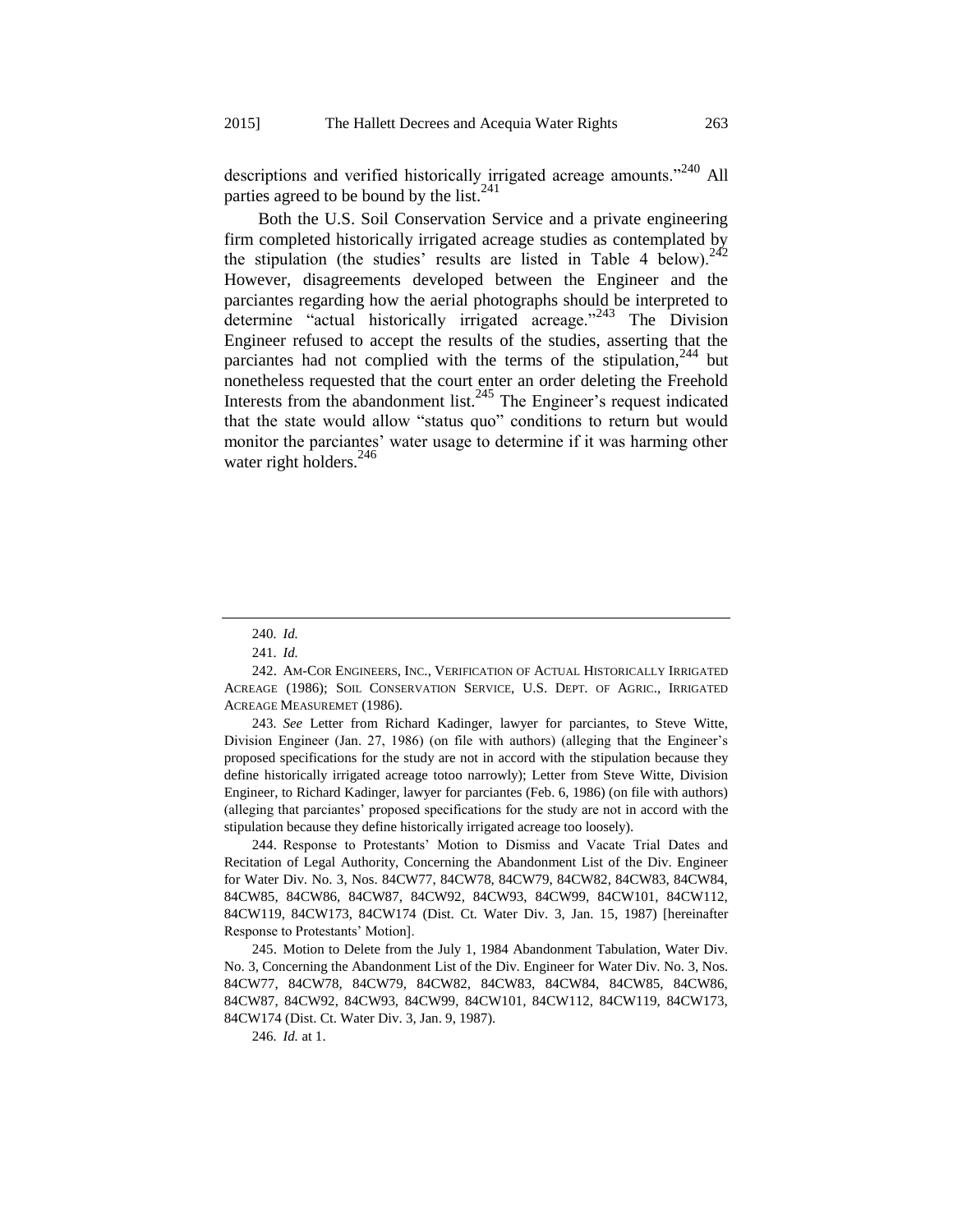descriptions and verified historically irrigated acreage amounts."[240] All parties agreed to be bound by the list.[241]

Both the U.S. Soil Conservation Service and a private engineering firm completed historically irrigated acreage studies as contemplated by the stipulation (the studies' results are listed in Table 4 below).[242] However, disagreements developed between the Engineer and the parciantes regarding how the aerial photographs should be interpreted to determine "actual historically irrigated acreage."[243] The Division Engineer refused to accept the results of the studies, asserting that the parciantes had not complied with the terms of the stipulation,[244] but nonetheless requested that the court enter an order deleting the Freehold Interests from the abandonment list.[245] The Engineer's request indicated that the state would allow "status quo" conditions to return but would monitor the parciantes' water usage to determine if it was harming other water right holders.[246]

---

240. *Id.*

241. *Id.*

242. AM-COR ENGINEERS, INC., VERIFICATION OF ACTUAL HISTORICALLY IRRIGATED ACREAGE (1986); SOIL CONSERVATION SERVICE, U.S. DEPT. OF AGRIC., IRRIGATED ACREAGE MEASUREMET (1986).

243. *See* Letter from Richard Kadinger, lawyer for parciantes, to Steve Witte, Division Engineer (Jan. 27, 1986) (on file with authors) (alleging that the Engineer's proposed specifications for the study are not in accord with the stipulation because they define historically irrigated acreage totoo narrowly); Letter from Steve Witte, Division Engineer, to Richard Kadinger, lawyer for parciantes (Feb. 6, 1986) (on file with authors) (alleging that parciantes' proposed specifications for the study are not in accord with the stipulation because they define historically irrigated acreage too loosely).

244. Response to Protestants' Motion to Dismiss and Vacate Trial Dates and Recitation of Legal Authority, Concerning the Abandonment List of the Div. Engineer for Water Div. No. 3, Nos. 84CW77, 84CW78, 84CW79, 84CW82, 84CW83, 84CW84, 84CW85, 84CW86, 84CW87, 84CW92, 84CW93, 84CW99, 84CW101, 84CW112, 84CW119, 84CW173, 84CW174 (Dist. Ct. Water Div. 3, Jan. 15, 1987) [hereinafter Response to Protestants' Motion].

245. Motion to Delete from the July 1, 1984 Abandonment Tabulation, Water Div. No. 3, Concerning the Abandonment List of the Div. Engineer for Water Div. No. 3, Nos. 84CW77, 84CW78, 84CW79, 84CW82, 84CW83, 84CW84, 84CW85, 84CW86, 84CW87, 84CW92, 84CW93, 84CW99, 84CW101, 84CW112, 84CW119, 84CW173, 84CW174 (Dist. Ct. Water Div. 3, Jan. 9, 1987).

246. *Id.* at 1.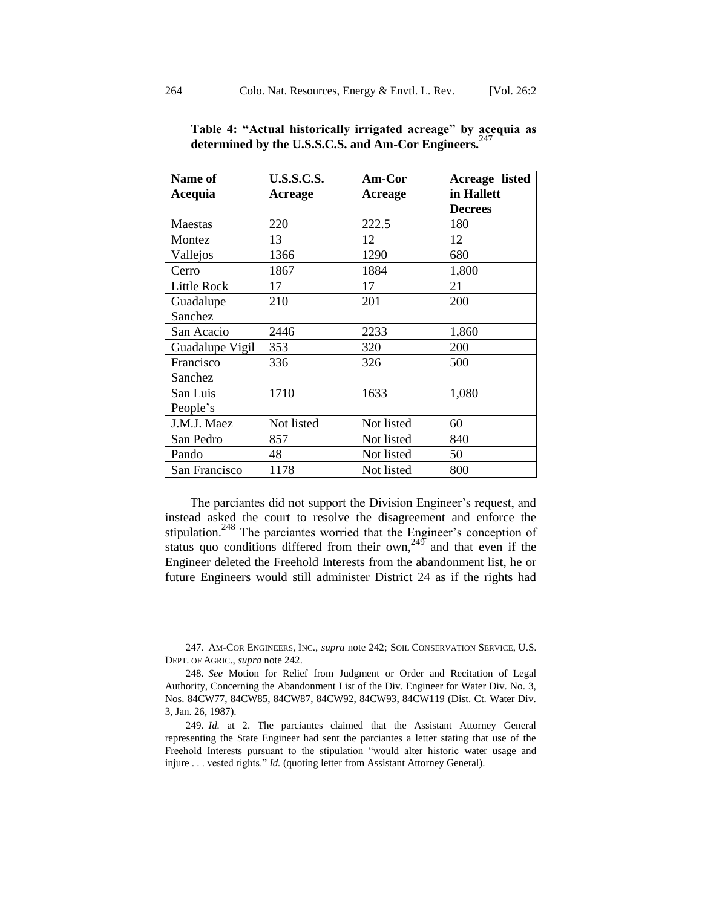**Table 4: "Actual historically irrigated acreage" by acequia as determined by the U.S.S.C.S. and Am-Cor Engineers.**[247]

| Name of Acequia | U.S.S.C.S. Acreage | Am-Cor Acreage | Acreage listed in Hallett Decrees |
|---|---|---|---|
| Maestas | 220 | 222.5 | 180 |
| Montez | 13 | 12 | 12 |
| Vallejos | 1366 | 1290 | 680 |
| Cerro | 1867 | 1884 | 1,800 |
| Little Rock | 17 | 17 | 21 |
| Guadalupe Sanchez | 210 | 201 | 200 |
| San Acacio | 2446 | 2233 | 1,860 |
| Guadalupe Vigil | 353 | 320 | 200 |
| Francisco Sanchez | 336 | 326 | 500 |
| San Luis People's | 1710 | 1633 | 1,080 |
| J.M.J. Maez | Not listed | Not listed | 60 |
| San Pedro | 857 | Not listed | 840 |
| Pando | 48 | Not listed | 50 |
| San Francisco | 1178 | Not listed | 800 |

The parciantes did not support the Division Engineer's request, and instead asked the court to resolve the disagreement and enforce the stipulation.[248] The parciantes worried that the Engineer's conception of status quo conditions differed from their own,[249] and that even if the Engineer deleted the Freehold Interests from the abandonment list, he or future Engineers would still administer District 24 as if the rights had

---

247. AM-COR ENGINEERS, INC., *supra* note 242; SOIL CONSERVATION SERVICE, U.S. DEPT. OF AGRIC., *supra* note 242.

248. *See* Motion for Relief from Judgment or Order and Recitation of Legal Authority, Concerning the Abandonment List of the Div. Engineer for Water Div. No. 3, Nos. 84CW77, 84CW85, 84CW87, 84CW92, 84CW93, 84CW119 (Dist. Ct. Water Div. 3, Jan. 26, 1987).

249. *Id.* at 2. The parciantes claimed that the Assistant Attorney General representing the State Engineer had sent the parciantes a letter stating that use of the Freehold Interests pursuant to the stipulation "would alter historic water usage and injure . . . vested rights." *Id.* (quoting letter from Assistant Attorney General).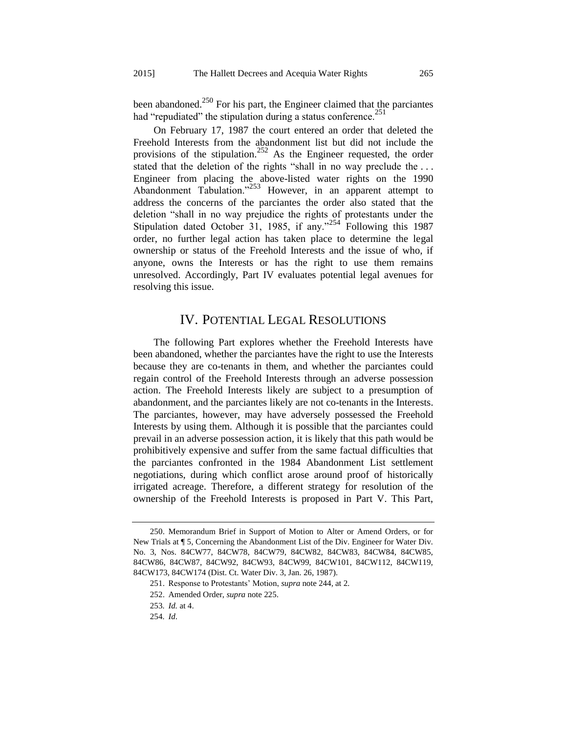been abandoned.[250] For his part, the Engineer claimed that the parciantes had "repudiated" the stipulation during a status conference.[251]

On February 17, 1987 the court entered an order that deleted the Freehold Interests from the abandonment list but did not include the provisions of the stipulation.[252] As the Engineer requested, the order stated that the deletion of the rights "shall in no way preclude the . . . Engineer from placing the above-listed water rights on the 1990 Abandonment Tabulation."[253] However, in an apparent attempt to address the concerns of the parciantes the order also stated that the deletion "shall in no way prejudice the rights of protestants under the Stipulation dated October 31, 1985, if any."[254] Following this 1987 order, no further legal action has taken place to determine the legal ownership or status of the Freehold Interests and the issue of who, if anyone, owns the Interests or has the right to use them remains unresolved. Accordingly, Part IV evaluates potential legal avenues for resolving this issue.

## IV. POTENTIAL LEGAL RESOLUTIONS

The following Part explores whether the Freehold Interests have been abandoned, whether the parciantes have the right to use the Interests because they are co-tenants in them, and whether the parciantes could regain control of the Freehold Interests through an adverse possession action. The Freehold Interests likely are subject to a presumption of abandonment, and the parciantes likely are not co-tenants in the Interests. The parciantes, however, may have adversely possessed the Freehold Interests by using them. Although it is possible that the parciantes could prevail in an adverse possession action, it is likely that this path would be prohibitively expensive and suffer from the same factual difficulties that the parciantes confronted in the 1984 Abandonment List settlement negotiations, during which conflict arose around proof of historically irrigated acreage. Therefore, a different strategy for resolution of the ownership of the Freehold Interests is proposed in Part V. This Part,

---

250. Memorandum Brief in Support of Motion to Alter or Amend Orders, or for New Trials at ¶ 5, Concerning the Abandonment List of the Div. Engineer for Water Div. No. 3, Nos. 84CW77, 84CW78, 84CW79, 84CW82, 84CW83, 84CW84, 84CW85, 84CW86, 84CW87, 84CW92, 84CW93, 84CW99, 84CW101, 84CW112, 84CW119, 84CW173, 84CW174 (Dist. Ct. Water Div. 3, Jan. 26, 1987).

251. Response to Protestants' Motion, *supra* note 244, at 2.

252. Amended Order, *supra* note 225.

253. *Id.* at 4.

254. *Id*.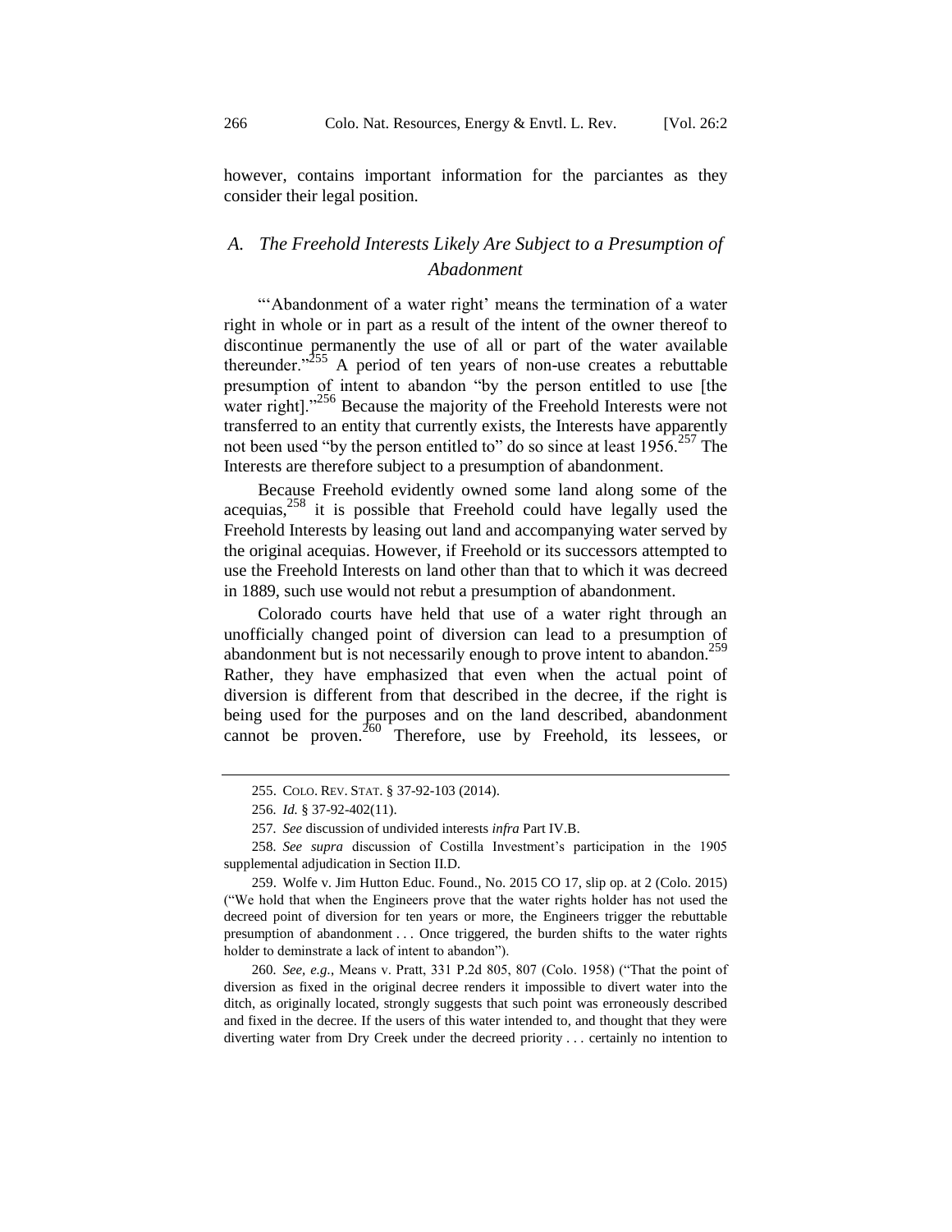however, contains important information for the parciantes as they consider their legal position.

## *A. The Freehold Interests Likely Are Subject to a Presumption of Abadonment*

"'Abandonment of a water right' means the termination of a water right in whole or in part as a result of the intent of the owner thereof to discontinue permanently the use of all or part of the water available thereunder."[255] A period of ten years of non-use creates a rebuttable presumption of intent to abandon "by the person entitled to use [the water right]."[256] Because the majority of the Freehold Interests were not transferred to an entity that currently exists, the Interests have apparently not been used "by the person entitled to" do so since at least 1956.[257] The Interests are therefore subject to a presumption of abandonment.

Because Freehold evidently owned some land along some of the acequias,[258] it is possible that Freehold could have legally used the Freehold Interests by leasing out land and accompanying water served by the original acequias. However, if Freehold or its successors attempted to use the Freehold Interests on land other than that to which it was decreed in 1889, such use would not rebut a presumption of abandonment.

Colorado courts have held that use of a water right through an unofficially changed point of diversion can lead to a presumption of abandonment but is not necessarily enough to prove intent to abandon.[259] Rather, they have emphasized that even when the actual point of diversion is different from that described in the decree, if the right is being used for the purposes and on the land described, abandonment cannot be proven.[260] Therefore, use by Freehold, its lessees, or

---

255. COLO. REV. STAT. § 37-92-103 (2014).

256. *Id.* § 37-92-402(11).

257. *See* discussion of undivided interests *infra* Part IV.B.

258. *See supra* discussion of Costilla Investment's participation in the 1905 supplemental adjudication in Section II.D.

259. Wolfe v. Jim Hutton Educ. Found., No. 2015 CO 17, slip op. at 2 (Colo. 2015) ("We hold that when the Engineers prove that the water rights holder has not used the decreed point of diversion for ten years or more, the Engineers trigger the rebuttable presumption of abandonment . . . Once triggered, the burden shifts to the water rights holder to deminstrate a lack of intent to abandon").

260. *See, e.g.*, Means v. Pratt, 331 P.2d 805, 807 (Colo. 1958) ("That the point of diversion as fixed in the original decree renders it impossible to divert water into the ditch, as originally located, strongly suggests that such point was erroneously described and fixed in the decree. If the users of this water intended to, and thought that they were diverting water from Dry Creek under the decreed priority . . . certainly no intention to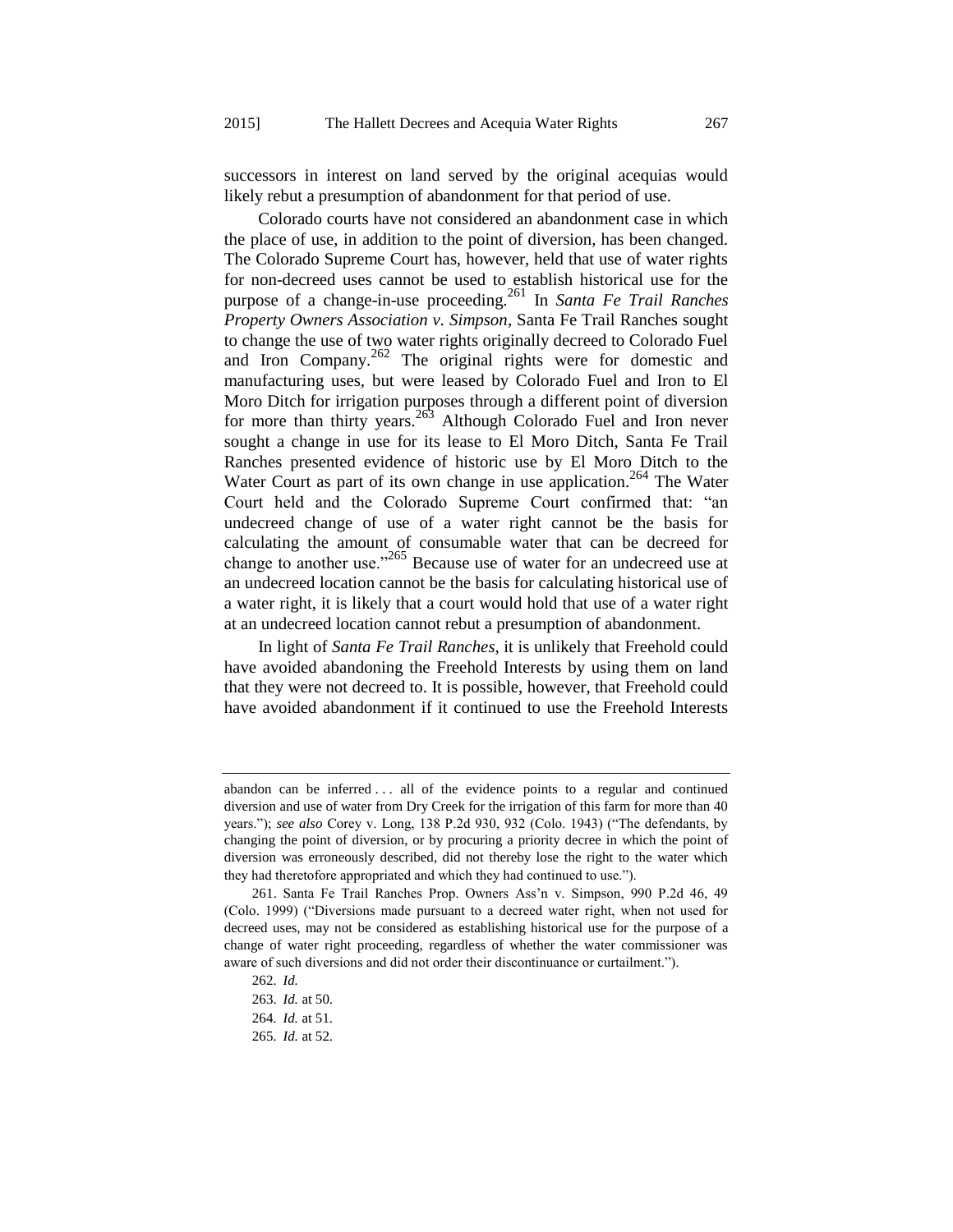successors in interest on land served by the original acequias would likely rebut a presumption of abandonment for that period of use.

Colorado courts have not considered an abandonment case in which the place of use, in addition to the point of diversion, has been changed. The Colorado Supreme Court has, however, held that use of water rights for non-decreed uses cannot be used to establish historical use for the purpose of a change-in-use proceeding.[261] In *Santa Fe Trail Ranches Property Owners Association v. Simpson*, Santa Fe Trail Ranches sought to change the use of two water rights originally decreed to Colorado Fuel and Iron Company.[262] The original rights were for domestic and manufacturing uses, but were leased by Colorado Fuel and Iron to El Moro Ditch for irrigation purposes through a different point of diversion for more than thirty years.[263] Although Colorado Fuel and Iron never sought a change in use for its lease to El Moro Ditch, Santa Fe Trail Ranches presented evidence of historic use by El Moro Ditch to the Water Court as part of its own change in use application.[264] The Water Court held and the Colorado Supreme Court confirmed that: "an undecreed change of use of a water right cannot be the basis for calculating the amount of consumable water that can be decreed for change to another use."[265] Because use of water for an undecreed use at an undecreed location cannot be the basis for calculating historical use of a water right, it is likely that a court would hold that use of a water right at an undecreed location cannot rebut a presumption of abandonment.

In light of *Santa Fe Trail Ranches*, it is unlikely that Freehold could have avoided abandoning the Freehold Interests by using them on land that they were not decreed to. It is possible, however, that Freehold could have avoided abandonment if it continued to use the Freehold Interests

---

abandon can be inferred . . . all of the evidence points to a regular and continued diversion and use of water from Dry Creek for the irrigation of this farm for more than 40 years."); *see also* Corey v. Long, 138 P.2d 930, 932 (Colo. 1943) ("The defendants, by changing the point of diversion, or by procuring a priority decree in which the point of diversion was erroneously described, did not thereby lose the right to the water which they had theretofore appropriated and which they had continued to use.").

261. Santa Fe Trail Ranches Prop. Owners Ass'n v. Simpson, 990 P.2d 46, 49 (Colo. 1999) ("Diversions made pursuant to a decreed water right, when not used for decreed uses, may not be considered as establishing historical use for the purpose of a change of water right proceeding, regardless of whether the water commissioner was aware of such diversions and did not order their discontinuance or curtailment.").

262. *Id.*

263. *Id.* at 50.

264. *Id.* at 51.

265. *Id.* at 52.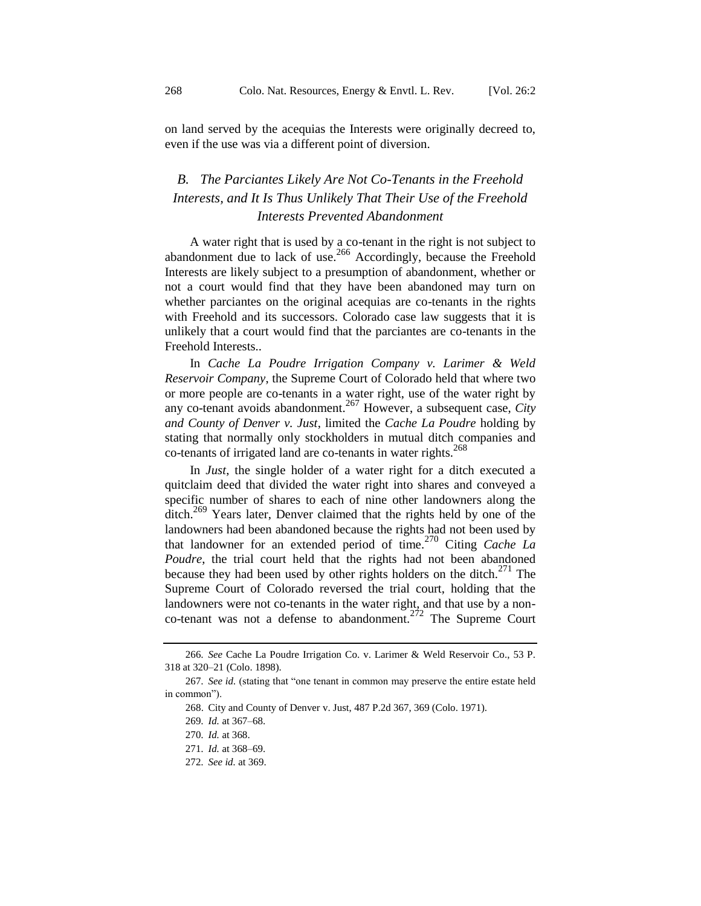on land served by the acequias the Interests were originally decreed to, even if the use was via a different point of diversion.

### *B. The Parciantes Likely Are Not Co-Tenants in the Freehold Interests, and It Is Thus Unlikely That Their Use of the Freehold Interests Prevented Abandonment*

A water right that is used by a co-tenant in the right is not subject to abandonment due to lack of use.[266] Accordingly, because the Freehold Interests are likely subject to a presumption of abandonment, whether or not a court would find that they have been abandoned may turn on whether parciantes on the original acequias are co-tenants in the rights with Freehold and its successors. Colorado case law suggests that it is unlikely that a court would find that the parciantes are co-tenants in the Freehold Interests..

In *Cache La Poudre Irrigation Company v. Larimer & Weld Reservoir Company*, the Supreme Court of Colorado held that where two or more people are co-tenants in a water right, use of the water right by any co-tenant avoids abandonment.[267] However, a subsequent case, *City and County of Denver v. Just*, limited the *Cache La Poudre* holding by stating that normally only stockholders in mutual ditch companies and co-tenants of irrigated land are co-tenants in water rights.[268]

In *Just*, the single holder of a water right for a ditch executed a quitclaim deed that divided the water right into shares and conveyed a specific number of shares to each of nine other landowners along the ditch.[269] Years later, Denver claimed that the rights held by one of the landowners had been abandoned because the rights had not been used by that landowner for an extended period of time.[270] Citing *Cache La Poudre*, the trial court held that the rights had not been abandoned because they had been used by other rights holders on the ditch.[271] The Supreme Court of Colorado reversed the trial court, holding that the landowners were not co-tenants in the water right, and that use by a non-co-tenant was not a defense to abandonment.[272] The Supreme Court

---

266. *See* Cache La Poudre Irrigation Co. v. Larimer & Weld Reservoir Co., 53 P. 318 at 320–21 (Colo. 1898).

267. *See id.* (stating that "one tenant in common may preserve the entire estate held in common").

268. City and County of Denver v. Just, 487 P.2d 367, 369 (Colo. 1971).

269. *Id.* at 367–68.

270. *Id.* at 368.

271. *Id.* at 368–69.

272. *See id.* at 369.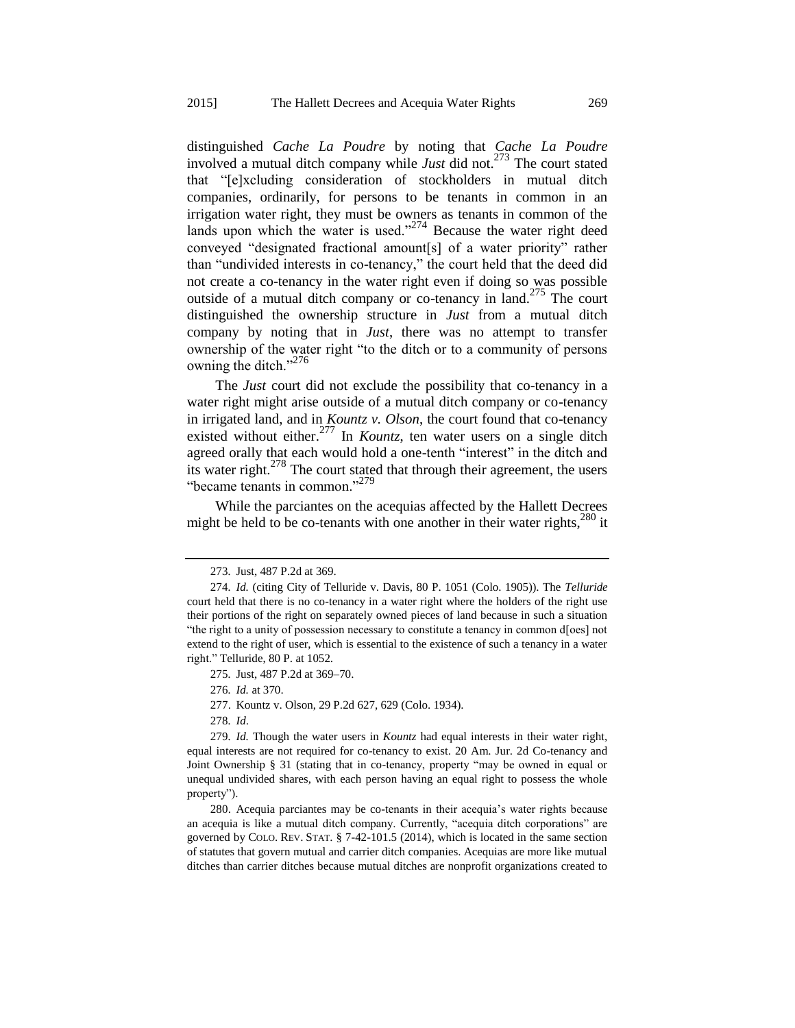distinguished *Cache La Poudre* by noting that *Cache La Poudre* involved a mutual ditch company while *Just* did not.[273] The court stated that "[e]xcluding consideration of stockholders in mutual ditch companies, ordinarily, for persons to be tenants in common in an irrigation water right, they must be owners as tenants in common of the lands upon which the water is used."[274] Because the water right deed conveyed "designated fractional amount[s] of a water priority" rather than "undivided interests in co-tenancy," the court held that the deed did not create a co-tenancy in the water right even if doing so was possible outside of a mutual ditch company or co-tenancy in land.[275] The court distinguished the ownership structure in *Just* from a mutual ditch company by noting that in *Just*, there was no attempt to transfer ownership of the water right "to the ditch or to a community of persons owning the ditch."[276]

The *Just* court did not exclude the possibility that co-tenancy in a water right might arise outside of a mutual ditch company or co-tenancy in irrigated land, and in *Kountz v. Olson*, the court found that co-tenancy existed without either.[277] In *Kountz*, ten water users on a single ditch agreed orally that each would hold a one-tenth "interest" in the ditch and its water right.[278] The court stated that through their agreement, the users "became tenants in common."[279]

While the parciantes on the acequias affected by the Hallett Decrees might be held to be co-tenants with one another in their water rights,[280] it

---

273. Just, 487 P.2d at 369.

274. *Id.* (citing City of Telluride v. Davis, 80 P. 1051 (Colo. 1905)). The *Telluride* court held that there is no co-tenancy in a water right where the holders of the right use their portions of the right on separately owned pieces of land because in such a situation "the right to a unity of possession necessary to constitute a tenancy in common d[oes] not extend to the right of user, which is essential to the existence of such a tenancy in a water right." Telluride, 80 P. at 1052.

275. Just, 487 P.2d at 369–70.

276. *Id.* at 370.

277. Kountz v. Olson, 29 P.2d 627, 629 (Colo. 1934).

278. *Id*.

279. *Id.* Though the water users in *Kountz* had equal interests in their water right, equal interests are not required for co-tenancy to exist. 20 Am. Jur. 2d Co-tenancy and Joint Ownership § 31 (stating that in co-tenancy, property "may be owned in equal or unequal undivided shares, with each person having an equal right to possess the whole property").

280. Acequia parciantes may be co-tenants in their acequia's water rights because an acequia is like a mutual ditch company. Currently, "acequia ditch corporations" are governed by COLO. REV. STAT. § 7-42-101.5 (2014), which is located in the same section of statutes that govern mutual and carrier ditch companies. Acequias are more like mutual ditches than carrier ditches because mutual ditches are nonprofit organizations created to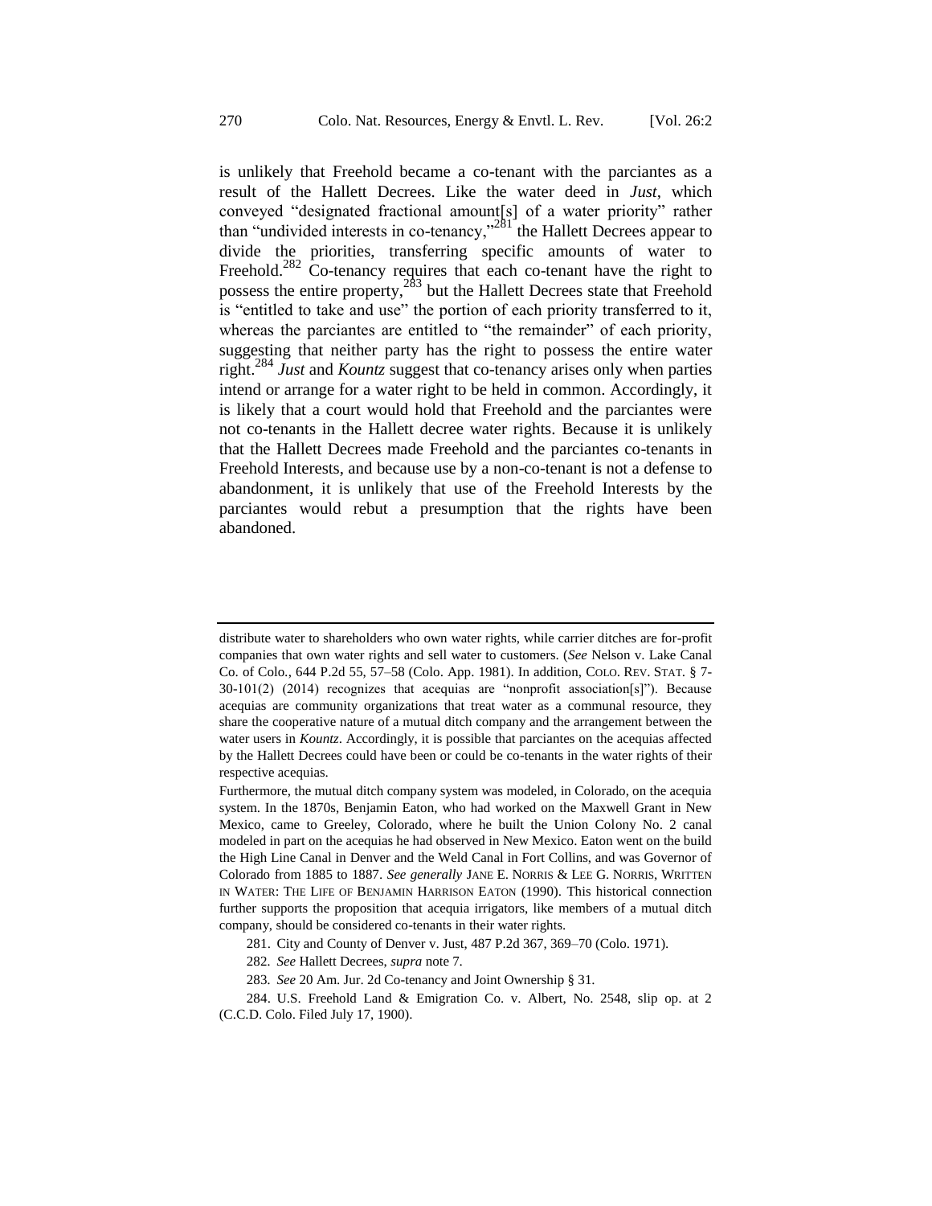is unlikely that Freehold became a co-tenant with the parciantes as a result of the Hallett Decrees. Like the water deed in *Just*, which conveyed "designated fractional amount[s] of a water priority" rather than "undivided interests in co-tenancy,"[281] the Hallett Decrees appear to divide the priorities, transferring specific amounts of water to Freehold.[282] Co-tenancy requires that each co-tenant have the right to possess the entire property,[283] but the Hallett Decrees state that Freehold is "entitled to take and use" the portion of each priority transferred to it, whereas the parciantes are entitled to "the remainder" of each priority, suggesting that neither party has the right to possess the entire water right.[284] *Just* and *Kountz* suggest that co-tenancy arises only when parties intend or arrange for a water right to be held in common. Accordingly, it is likely that a court would hold that Freehold and the parciantes were not co-tenants in the Hallett decree water rights. Because it is unlikely that the Hallett Decrees made Freehold and the parciantes co-tenants in Freehold Interests, and because use by a non-co-tenant is not a defense to abandonment, it is unlikely that use of the Freehold Interests by the parciantes would rebut a presumption that the rights have been abandoned.

---

distribute water to shareholders who own water rights, while carrier ditches are for-profit companies that own water rights and sell water to customers. (*See* Nelson v. Lake Canal Co. of Colo., 644 P.2d 55, 57–58 (Colo. App. 1981). In addition, COLO. REV. STAT. § 7-30-101(2) (2014) recognizes that acequias are "nonprofit association[s]"). Because acequias are community organizations that treat water as a communal resource, they share the cooperative nature of a mutual ditch company and the arrangement between the water users in *Kountz*. Accordingly, it is possible that parciantes on the acequias affected by the Hallett Decrees could have been or could be co-tenants in the water rights of their respective acequias.

Furthermore, the mutual ditch company system was modeled, in Colorado, on the acequia system. In the 1870s, Benjamin Eaton, who had worked on the Maxwell Grant in New Mexico, came to Greeley, Colorado, where he built the Union Colony No. 2 canal modeled in part on the acequias he had observed in New Mexico. Eaton went on the build the High Line Canal in Denver and the Weld Canal in Fort Collins, and was Governor of Colorado from 1885 to 1887. *See generally* JANE E. NORRIS & LEE G. NORRIS, WRITTEN IN WATER: THE LIFE OF BENJAMIN HARRISON EATON (1990). This historical connection further supports the proposition that acequia irrigators, like members of a mutual ditch company, should be considered co-tenants in their water rights.

281. City and County of Denver v. Just, 487 P.2d 367, 369–70 (Colo. 1971).

282. *See* Hallett Decrees, *supra* note 7.

283. *See* 20 Am. Jur. 2d Co-tenancy and Joint Ownership § 31.

284. U.S. Freehold Land & Emigration Co. v. Albert, No. 2548, slip op. at 2 (C.C.D. Colo. Filed July 17, 1900).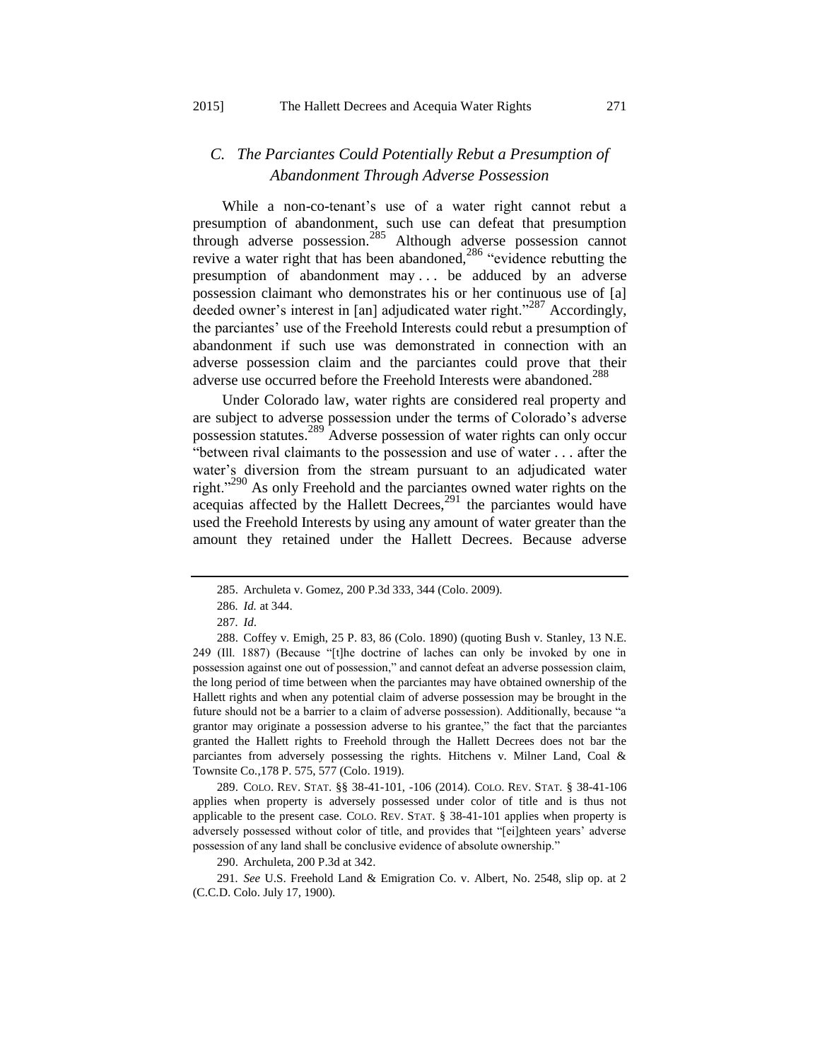### *C. The Parciantes Could Potentially Rebut a Presumption of Abandonment Through Adverse Possession*

While a non-co-tenant's use of a water right cannot rebut a presumption of abandonment, such use can defeat that presumption through adverse possession.[285] Although adverse possession cannot revive a water right that has been abandoned,[286] "evidence rebutting the presumption of abandonment may . . . be adduced by an adverse possession claimant who demonstrates his or her continuous use of [a] deeded owner's interest in [an] adjudicated water right."[287] Accordingly, the parciantes' use of the Freehold Interests could rebut a presumption of abandonment if such use was demonstrated in connection with an adverse possession claim and the parciantes could prove that their adverse use occurred before the Freehold Interests were abandoned.[288]

Under Colorado law, water rights are considered real property and are subject to adverse possession under the terms of Colorado's adverse possession statutes.[289] Adverse possession of water rights can only occur "between rival claimants to the possession and use of water . . . after the water's diversion from the stream pursuant to an adjudicated water right."[290] As only Freehold and the parciantes owned water rights on the acequias affected by the Hallett Decrees,[291] the parciantes would have used the Freehold Interests by using any amount of water greater than the amount they retained under the Hallett Decrees. Because adverse

---

285. Archuleta v. Gomez, 200 P.3d 333, 344 (Colo. 2009).

286. *Id.* at 344.

287. *Id*.

288. Coffey v. Emigh, 25 P. 83, 86 (Colo. 1890) (quoting Bush v. Stanley, 13 N.E. 249 (Ill. 1887) (Because "[t]he doctrine of laches can only be invoked by one in possession against one out of possession," and cannot defeat an adverse possession claim, the long period of time between when the parciantes may have obtained ownership of the Hallett rights and when any potential claim of adverse possession may be brought in the future should not be a barrier to a claim of adverse possession). Additionally, because "a grantor may originate a possession adverse to his grantee," the fact that the parciantes granted the Hallett rights to Freehold through the Hallett Decrees does not bar the parciantes from adversely possessing the rights. Hitchens v. Milner Land, Coal & Townsite Co.,178 P. 575, 577 (Colo. 1919).

289. COLO. REV. STAT. §§ 38-41-101, -106 (2014). COLO. REV. STAT. § 38-41-106 applies when property is adversely possessed under color of title and is thus not applicable to the present case. COLO. REV. STAT. § 38-41-101 applies when property is adversely possessed without color of title, and provides that "[ei]ghteen years' adverse possession of any land shall be conclusive evidence of absolute ownership."

290. Archuleta, 200 P.3d at 342.

291. *See* U.S. Freehold Land & Emigration Co. v. Albert, No. 2548, slip op. at 2 (C.C.D. Colo. July 17, 1900).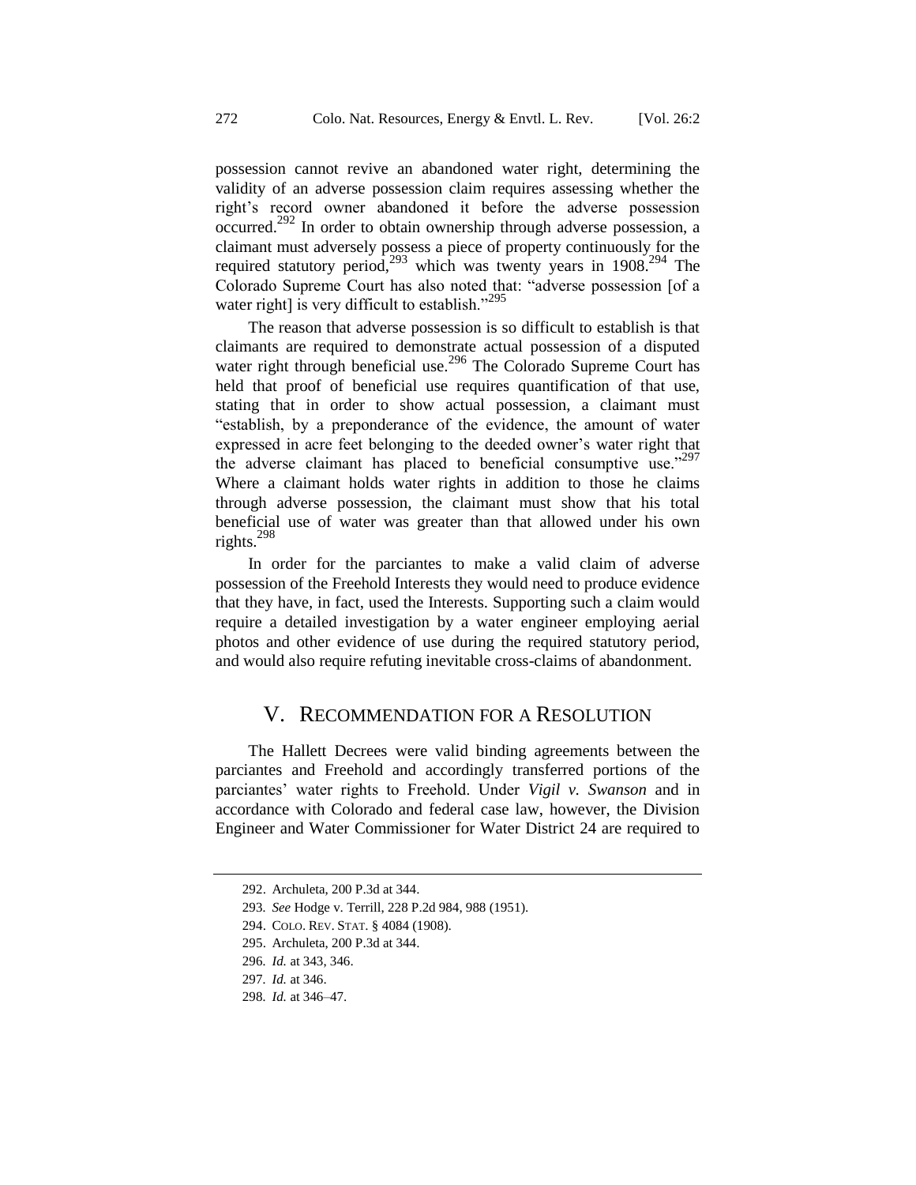possession cannot revive an abandoned water right, determining the validity of an adverse possession claim requires assessing whether the right's record owner abandoned it before the adverse possession occurred.[292] In order to obtain ownership through adverse possession, a claimant must adversely possess a piece of property continuously for the required statutory period,[293] which was twenty years in 1908.[294] The Colorado Supreme Court has also noted that: "adverse possession [of a water right] is very difficult to establish."[295]

The reason that adverse possession is so difficult to establish is that claimants are required to demonstrate actual possession of a disputed water right through beneficial use.[296] The Colorado Supreme Court has held that proof of beneficial use requires quantification of that use, stating that in order to show actual possession, a claimant must "establish, by a preponderance of the evidence, the amount of water expressed in acre feet belonging to the deeded owner's water right that the adverse claimant has placed to beneficial consumptive use."[297] Where a claimant holds water rights in addition to those he claims through adverse possession, the claimant must show that his total beneficial use of water was greater than that allowed under his own rights.[298]

In order for the parciantes to make a valid claim of adverse possession of the Freehold Interests they would need to produce evidence that they have, in fact, used the Interests. Supporting such a claim would require a detailed investigation by a water engineer employing aerial photos and other evidence of use during the required statutory period, and would also require refuting inevitable cross-claims of abandonment.

## V. Recommendation for a Resolution

The Hallett Decrees were valid binding agreements between the parciantes and Freehold and accordingly transferred portions of the parciantes' water rights to Freehold. Under *Vigil v. Swanson* and in accordance with Colorado and federal case law, however, the Division Engineer and Water Commissioner for Water District 24 are required to

---

292. Archuleta, 200 P.3d at 344.

293. *See* Hodge v. Terrill, 228 P.2d 984, 988 (1951).

294. Colo. Rev. Stat. § 4084 (1908).

295. Archuleta, 200 P.3d at 344.

296. *Id.* at 343, 346.

297. *Id.* at 346.

298. *Id.* at 346–47.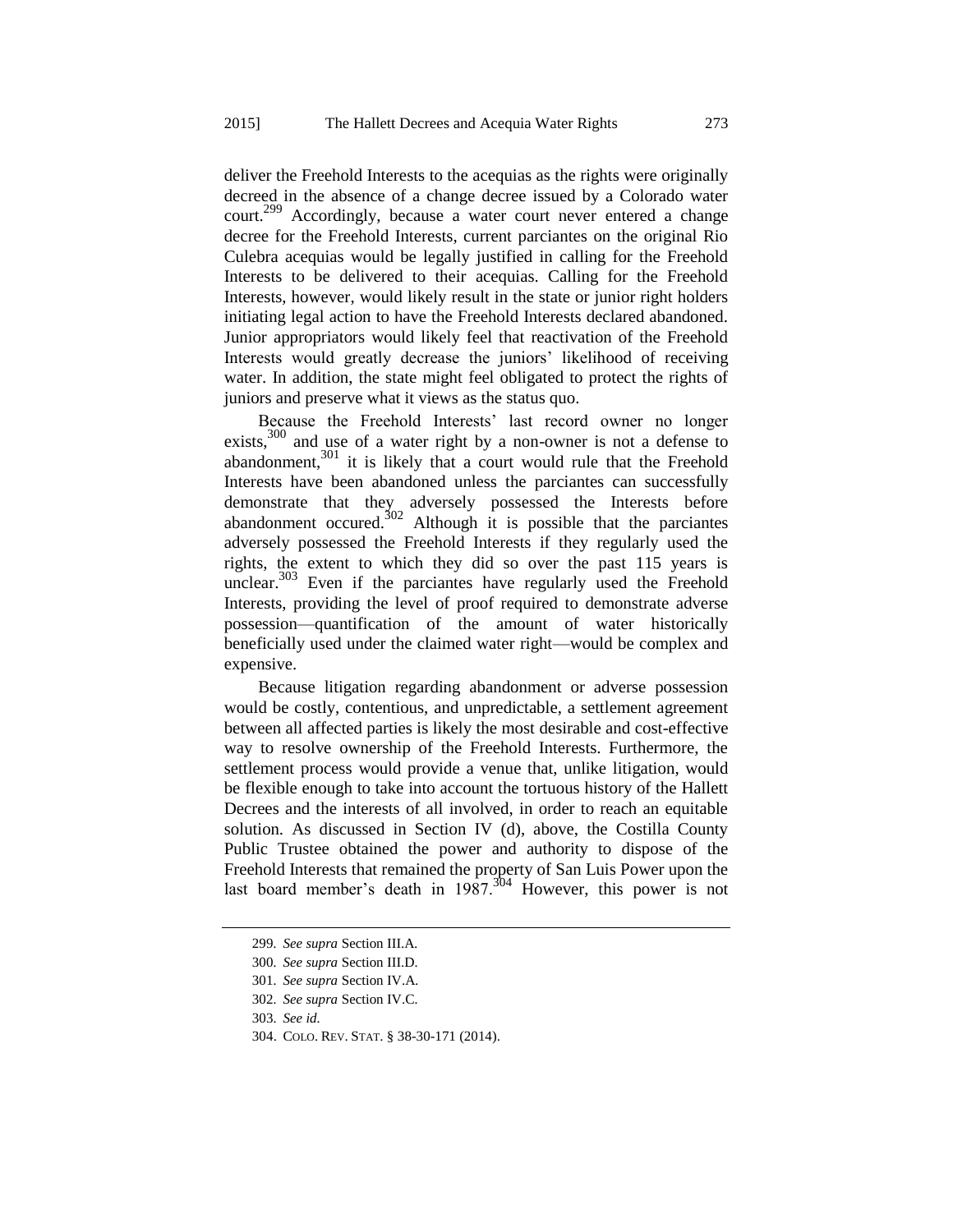deliver the Freehold Interests to the acequias as the rights were originally decreed in the absence of a change decree issued by a Colorado water court.[299] Accordingly, because a water court never entered a change decree for the Freehold Interests, current parciantes on the original Rio Culebra acequias would be legally justified in calling for the Freehold Interests to be delivered to their acequias. Calling for the Freehold Interests, however, would likely result in the state or junior right holders initiating legal action to have the Freehold Interests declared abandoned. Junior appropriators would likely feel that reactivation of the Freehold Interests would greatly decrease the juniors' likelihood of receiving water. In addition, the state might feel obligated to protect the rights of juniors and preserve what it views as the status quo.

Because the Freehold Interests' last record owner no longer exists,[300] and use of a water right by a non-owner is not a defense to abandonment,[301] it is likely that a court would rule that the Freehold Interests have been abandoned unless the parciantes can successfully demonstrate that they adversely possessed the Interests before abandonment occured.[302] Although it is possible that the parciantes adversely possessed the Freehold Interests if they regularly used the rights, the extent to which they did so over the past 115 years is unclear.[303] Even if the parciantes have regularly used the Freehold Interests, providing the level of proof required to demonstrate adverse possession—quantification of the amount of water historically beneficially used under the claimed water right—would be complex and expensive.

Because litigation regarding abandonment or adverse possession would be costly, contentious, and unpredictable, a settlement agreement between all affected parties is likely the most desirable and cost-effective way to resolve ownership of the Freehold Interests. Furthermore, the settlement process would provide a venue that, unlike litigation, would be flexible enough to take into account the tortuous history of the Hallett Decrees and the interests of all involved, in order to reach an equitable solution. As discussed in Section IV (d), above, the Costilla County Public Trustee obtained the power and authority to dispose of the Freehold Interests that remained the property of San Luis Power upon the last board member's death in 1987.[304] However, this power is not

---

299. *See supra* Section III.A.

300. *See supra* Section III.D.

301. *See supra* Section IV.A.

302. *See supra* Section IV.C.

303. *See id.*

304. COLO. REV. STAT. § 38-30-171 (2014).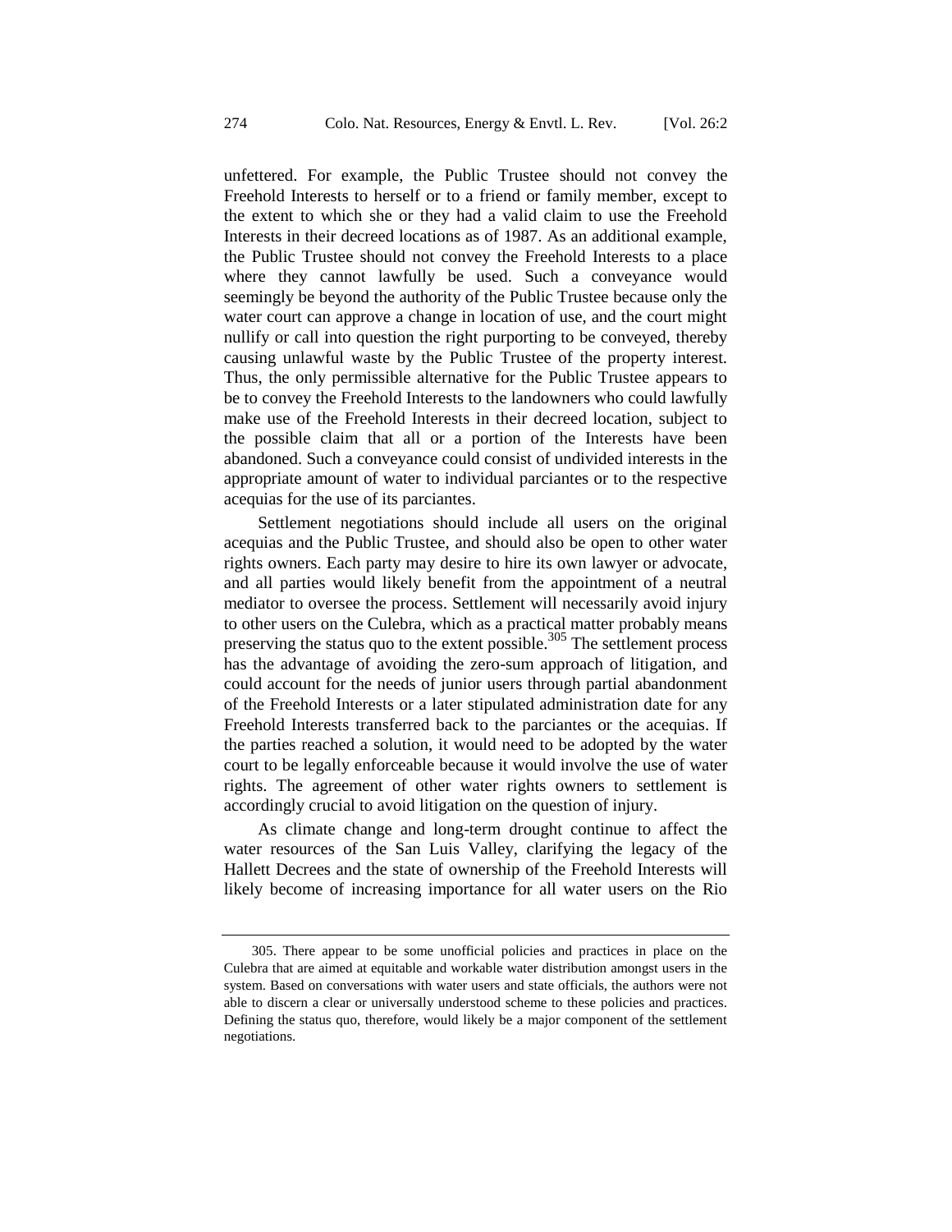unfettered. For example, the Public Trustee should not convey the Freehold Interests to herself or to a friend or family member, except to the extent to which she or they had a valid claim to use the Freehold Interests in their decreed locations as of 1987. As an additional example, the Public Trustee should not convey the Freehold Interests to a place where they cannot lawfully be used. Such a conveyance would seemingly be beyond the authority of the Public Trustee because only the water court can approve a change in location of use, and the court might nullify or call into question the right purporting to be conveyed, thereby causing unlawful waste by the Public Trustee of the property interest. Thus, the only permissible alternative for the Public Trustee appears to be to convey the Freehold Interests to the landowners who could lawfully make use of the Freehold Interests in their decreed location, subject to the possible claim that all or a portion of the Interests have been abandoned. Such a conveyance could consist of undivided interests in the appropriate amount of water to individual parciantes or to the respective acequias for the use of its parciantes.

Settlement negotiations should include all users on the original acequias and the Public Trustee, and should also be open to other water rights owners. Each party may desire to hire its own lawyer or advocate, and all parties would likely benefit from the appointment of a neutral mediator to oversee the process. Settlement will necessarily avoid injury to other users on the Culebra, which as a practical matter probably means preserving the status quo to the extent possible.[305] The settlement process has the advantage of avoiding the zero-sum approach of litigation, and could account for the needs of junior users through partial abandonment of the Freehold Interests or a later stipulated administration date for any Freehold Interests transferred back to the parciantes or the acequias. If the parties reached a solution, it would need to be adopted by the water court to be legally enforceable because it would involve the use of water rights. The agreement of other water rights owners to settlement is accordingly crucial to avoid litigation on the question of injury.

As climate change and long-term drought continue to affect the water resources of the San Luis Valley, clarifying the legacy of the Hallett Decrees and the state of ownership of the Freehold Interests will likely become of increasing importance for all water users on the Rio

---

305. There appear to be some unofficial policies and practices in place on the Culebra that are aimed at equitable and workable water distribution amongst users in the system. Based on conversations with water users and state officials, the authors were not able to discern a clear or universally understood scheme to these policies and practices. Defining the status quo, therefore, would likely be a major component of the settlement negotiations.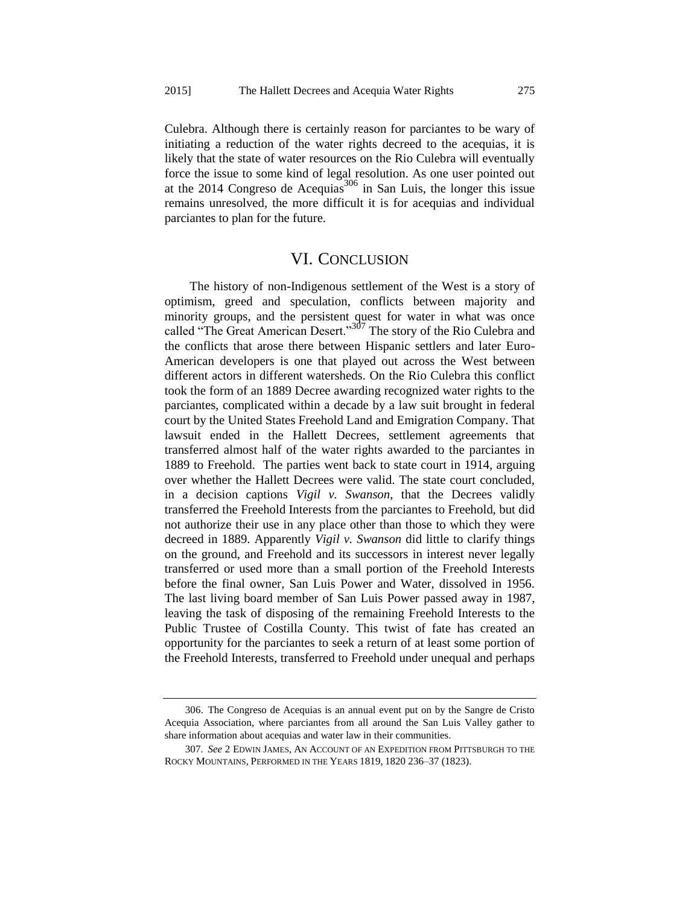Culebra. Although there is certainly reason for parciantes to be wary of initiating a reduction of the water rights decreed to the acequias, it is likely that the state of water resources on the Rio Culebra will eventually force the issue to some kind of legal resolution. As one user pointed out at the 2014 Congreso de Acequias[306] in San Luis, the longer this issue remains unresolved, the more difficult it is for acequias and individual parciantes to plan for the future.

## VI. CONCLUSION

The history of non-Indigenous settlement of the West is a story of optimism, greed and speculation, conflicts between majority and minority groups, and the persistent quest for water in what was once called "The Great American Desert."[307] The story of the Rio Culebra and the conflicts that arose there between Hispanic settlers and later Euro-American developers is one that played out across the West between different actors in different watersheds. On the Rio Culebra this conflict took the form of an 1889 Decree awarding recognized water rights to the parciantes, complicated within a decade by a law suit brought in federal court by the United States Freehold Land and Emigration Company. That lawsuit ended in the Hallett Decrees, settlement agreements that transferred almost half of the water rights awarded to the parciantes in 1889 to Freehold. The parties went back to state court in 1914, arguing over whether the Hallett Decrees were valid. The state court concluded, in a decision captions *Vigil v. Swanson*, that the Decrees validly transferred the Freehold Interests from the parciantes to Freehold, but did not authorize their use in any place other than those to which they were decreed in 1889. Apparently *Vigil v. Swanson* did little to clarify things on the ground, and Freehold and its successors in interest never legally transferred or used more than a small portion of the Freehold Interests before the final owner, San Luis Power and Water, dissolved in 1956. The last living board member of San Luis Power passed away in 1987, leaving the task of disposing of the remaining Freehold Interests to the Public Trustee of Costilla County. This twist of fate has created an opportunity for the parciantes to seek a return of at least some portion of the Freehold Interests, transferred to Freehold under unequal and perhaps

---

306. The Congreso de Acequias is an annual event put on by the Sangre de Cristo Acequia Association, where parciantes from all around the San Luis Valley gather to share information about acequias and water law in their communities.

307. *See* 2 EDWIN JAMES, AN ACCOUNT OF AN EXPEDITION FROM PITTSBURGH TO THE ROCKY MOUNTAINS, PERFORMED IN THE YEARS 1819, 1820 236–37 (1823).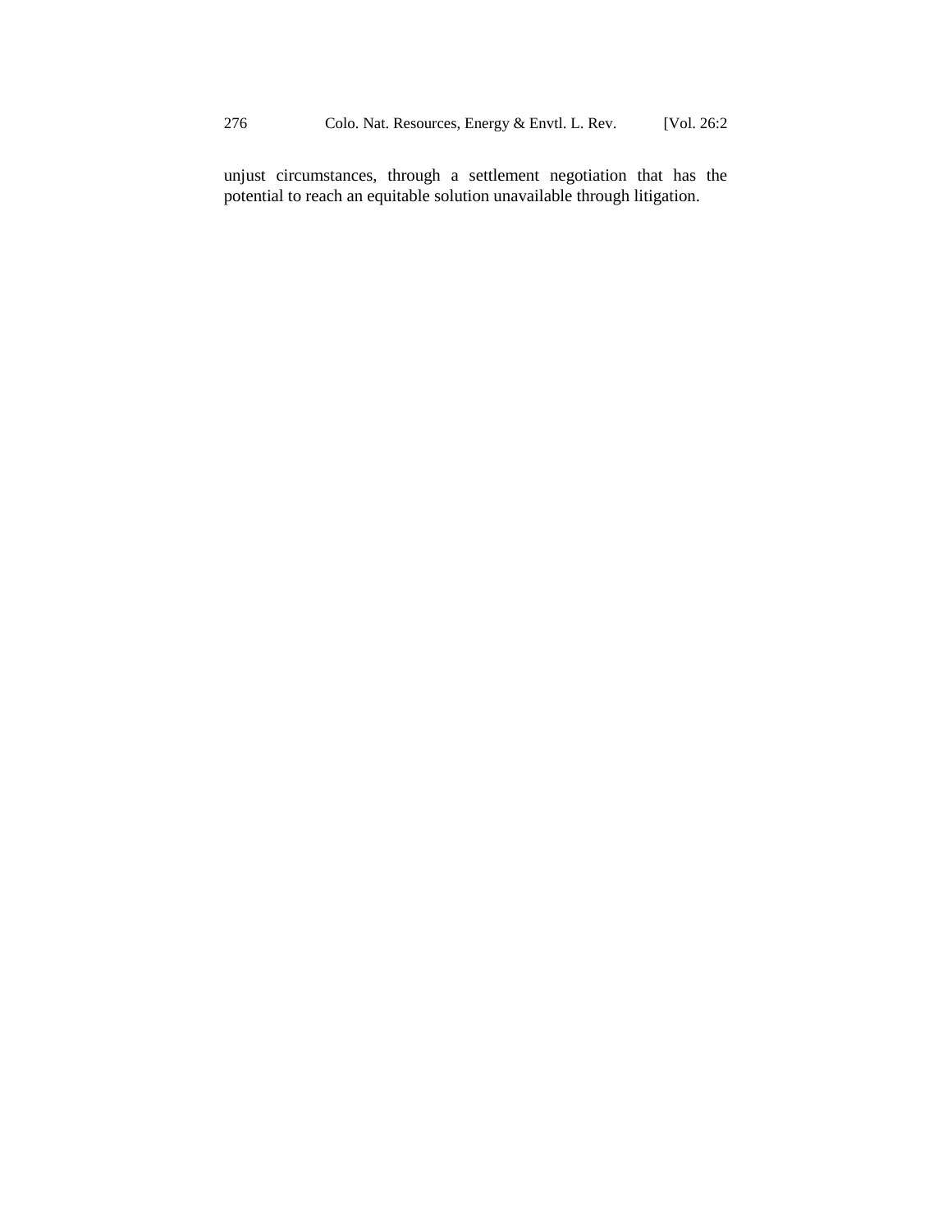unjust circumstances, through a settlement negotiation that has the potential to reach an equitable solution unavailable through litigation.